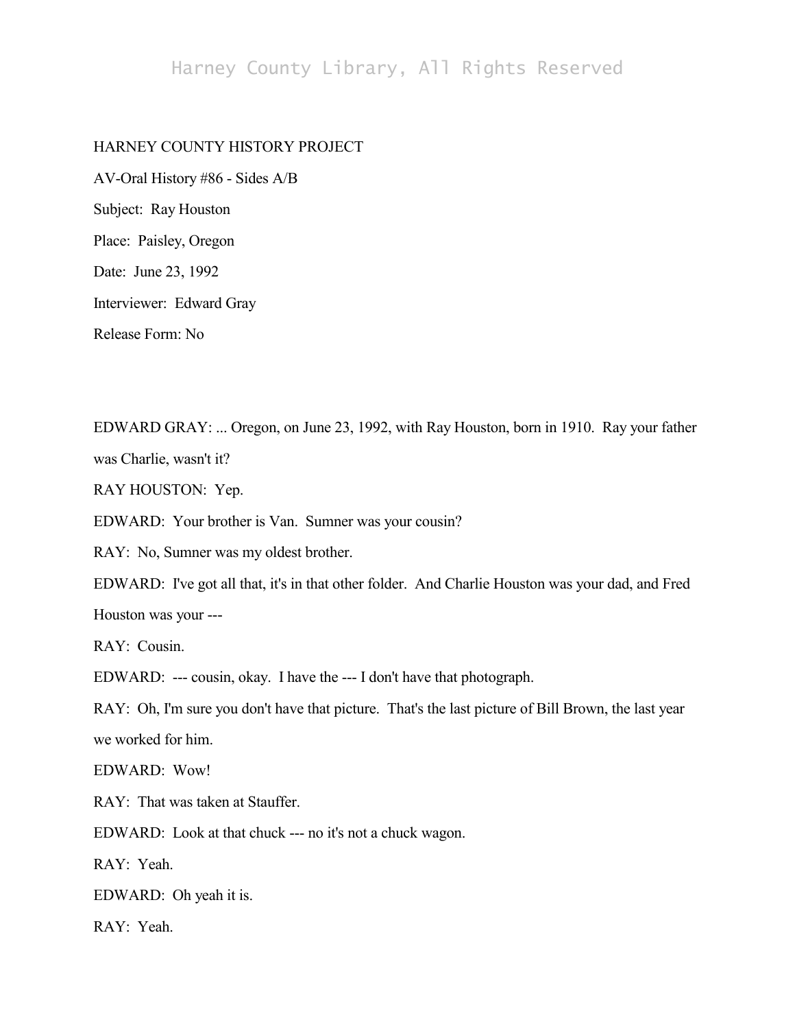HARNEY COUNTY HISTORY PROJECT

AV-Oral History #86 - Sides A/B

Subject: Ray Houston

Place: Paisley, Oregon

Date: June 23, 1992

Interviewer: Edward Gray

Release Form: No

EDWARD GRAY: ... Oregon, on June 23, 1992, with Ray Houston, born in 1910. Ray your father was Charlie, wasn't it?

RAY HOUSTON: Yep.

EDWARD: Your brother is Van. Sumner was your cousin?

RAY: No, Sumner was my oldest brother.

EDWARD: I've got all that, it's in that other folder. And Charlie Houston was your dad, and Fred Houston was your ---

RAY: Cousin.

EDWARD: --- cousin, okay. I have the --- I don't have that photograph.

RAY: Oh, I'm sure you don't have that picture. That's the last picture of Bill Brown, the last year we worked for him.

EDWARD: Wow!

RAY: That was taken at Stauffer.

EDWARD: Look at that chuck --- no it's not a chuck wagon.

RAY: Yeah.

EDWARD: Oh yeah it is.

RAY: Yeah.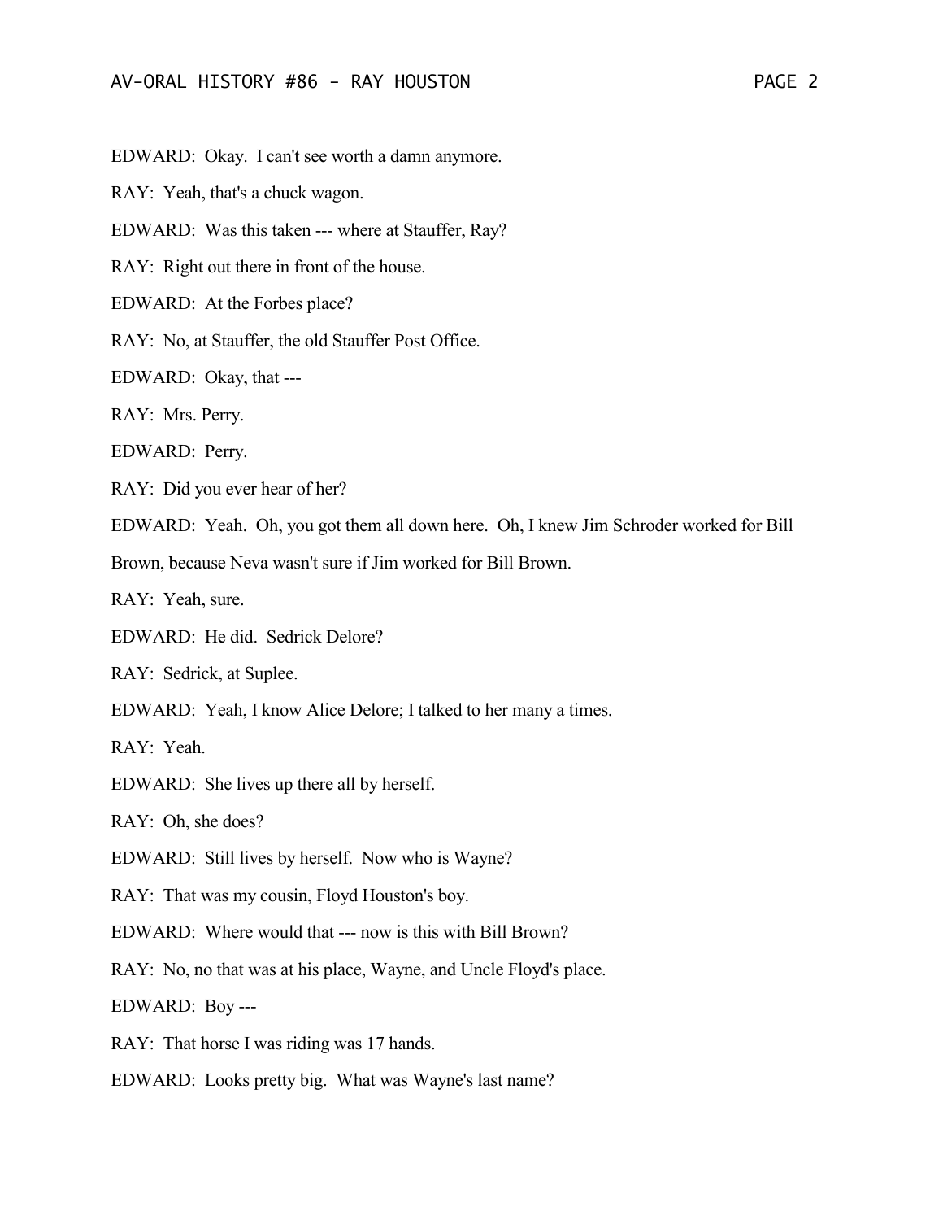EDWARD: Okay. I can't see worth a damn anymore.

RAY: Yeah, that's a chuck wagon.

EDWARD: Was this taken --- where at Stauffer, Ray?

RAY: Right out there in front of the house.

EDWARD: At the Forbes place?

RAY: No, at Stauffer, the old Stauffer Post Office.

EDWARD: Okay, that ---

RAY: Mrs. Perry.

EDWARD: Perry.

RAY: Did you ever hear of her?

EDWARD: Yeah. Oh, you got them all down here. Oh, I knew Jim Schroder worked for Bill Brown, because Neva wasn't sure if Jim worked for Bill Brown.

RAY: Yeah, sure.

EDWARD: He did. Sedrick Delore?

RAY: Sedrick, at Suplee.

EDWARD: Yeah, I know Alice Delore; I talked to her many a times.

RAY: Yeah.

EDWARD: She lives up there all by herself.

RAY: Oh, she does?

EDWARD: Still lives by herself. Now who is Wayne?

RAY: That was my cousin, Floyd Houston's boy.

EDWARD: Where would that --- now is this with Bill Brown?

RAY: No, no that was at his place, Wayne, and Uncle Floyd's place.

EDWARD: Boy ---

RAY: That horse I was riding was 17 hands.

EDWARD: Looks pretty big. What was Wayne's last name?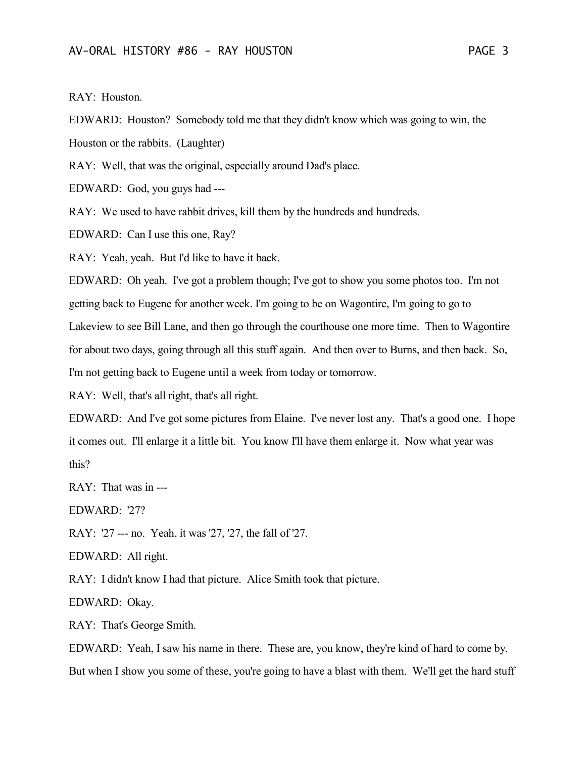RAY: Houston.

EDWARD: Houston? Somebody told me that they didn't know which was going to win, the Houston or the rabbits. (Laughter)

RAY: Well, that was the original, especially around Dad's place.

EDWARD: God, you guys had ---

RAY: We used to have rabbit drives, kill them by the hundreds and hundreds.

EDWARD: Can I use this one, Ray?

RAY: Yeah, yeah. But I'd like to have it back.

EDWARD: Oh yeah. I've got a problem though; I've got to show you some photos too. I'm not getting back to Eugene for another week. I'm going to be on Wagontire, I'm going to go to Lakeview to see Bill Lane, and then go through the courthouse one more time. Then to Wagontire for about two days, going through all this stuff again. And then over to Burns, and then back. So, I'm not getting back to Eugene until a week from today or tomorrow.

RAY: Well, that's all right, that's all right.

EDWARD: And I've got some pictures from Elaine. I've never lost any. That's a good one. I hope it comes out. I'll enlarge it a little bit. You know I'll have them enlarge it. Now what year was this?

RAY: That was in ---

EDWARD: '27?

RAY: '27 --- no. Yeah, it was '27, '27, the fall of '27.

EDWARD: All right.

RAY: I didn't know I had that picture. Alice Smith took that picture.

EDWARD: Okay.

RAY: That's George Smith.

EDWARD: Yeah, I saw his name in there. These are, you know, they're kind of hard to come by. But when I show you some of these, you're going to have a blast with them. We'll get the hard stuff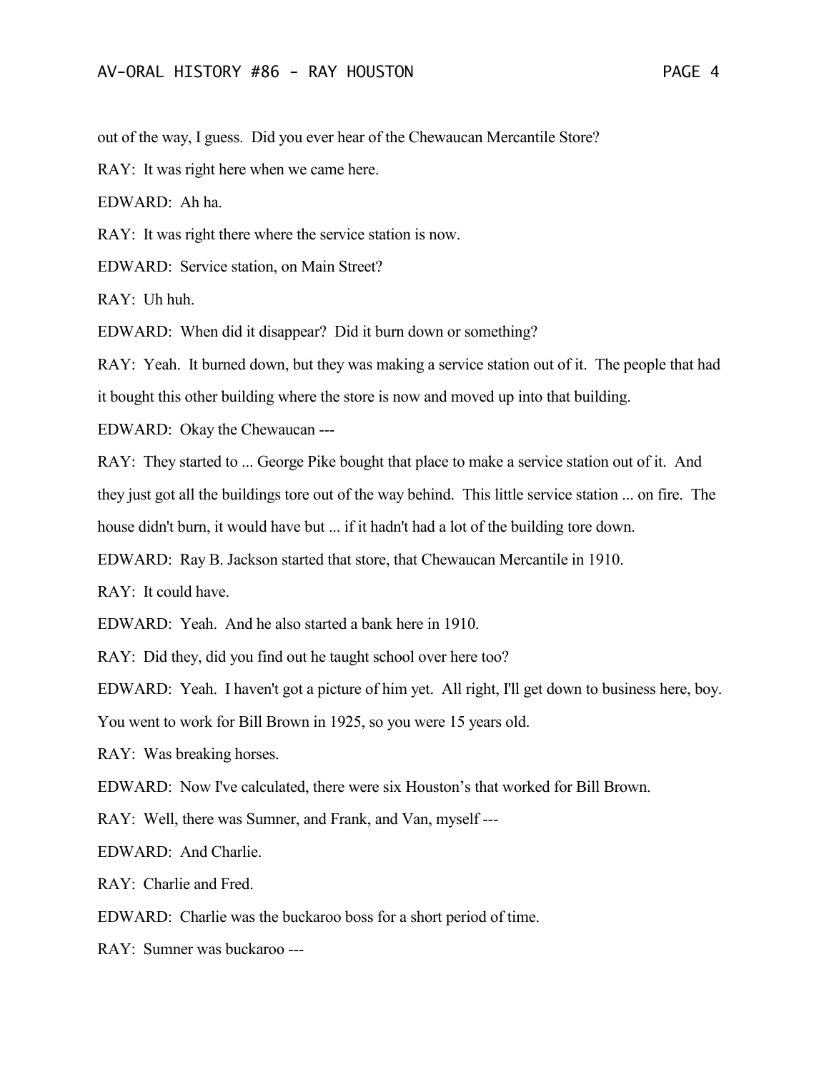out of the way, I guess. Did you ever hear of the Chewaucan Mercantile Store?

RAY: It was right here when we came here.

EDWARD: Ah ha.

RAY: It was right there where the service station is now.

EDWARD: Service station, on Main Street?

RAY: Uh huh.

EDWARD: When did it disappear? Did it burn down or something?

RAY: Yeah. It burned down, but they was making a service station out of it. The people that had it bought this other building where the store is now and moved up into that building.

EDWARD: Okay the Chewaucan ---

RAY: They started to ... George Pike bought that place to make a service station out of it. And they just got all the buildings tore out of the way behind. This little service station ... on fire. The house didn't burn, it would have but ... if it hadn't had a lot of the building tore down.

EDWARD: Ray B. Jackson started that store, that Chewaucan Mercantile in 1910.

RAY: It could have.

EDWARD: Yeah. And he also started a bank here in 1910.

RAY: Did they, did you find out he taught school over here too?

EDWARD: Yeah. I haven't got a picture of him yet. All right, I'll get down to business here, boy. You went to work for Bill Brown in 1925, so you were 15 years old.

RAY: Was breaking horses.

EDWARD: Now I've calculated, there were six Houston's that worked for Bill Brown.

RAY: Well, there was Sumner, and Frank, and Van, myself ---

EDWARD: And Charlie.

RAY: Charlie and Fred.

EDWARD: Charlie was the buckaroo boss for a short period of time.

RAY: Sumner was buckaroo ---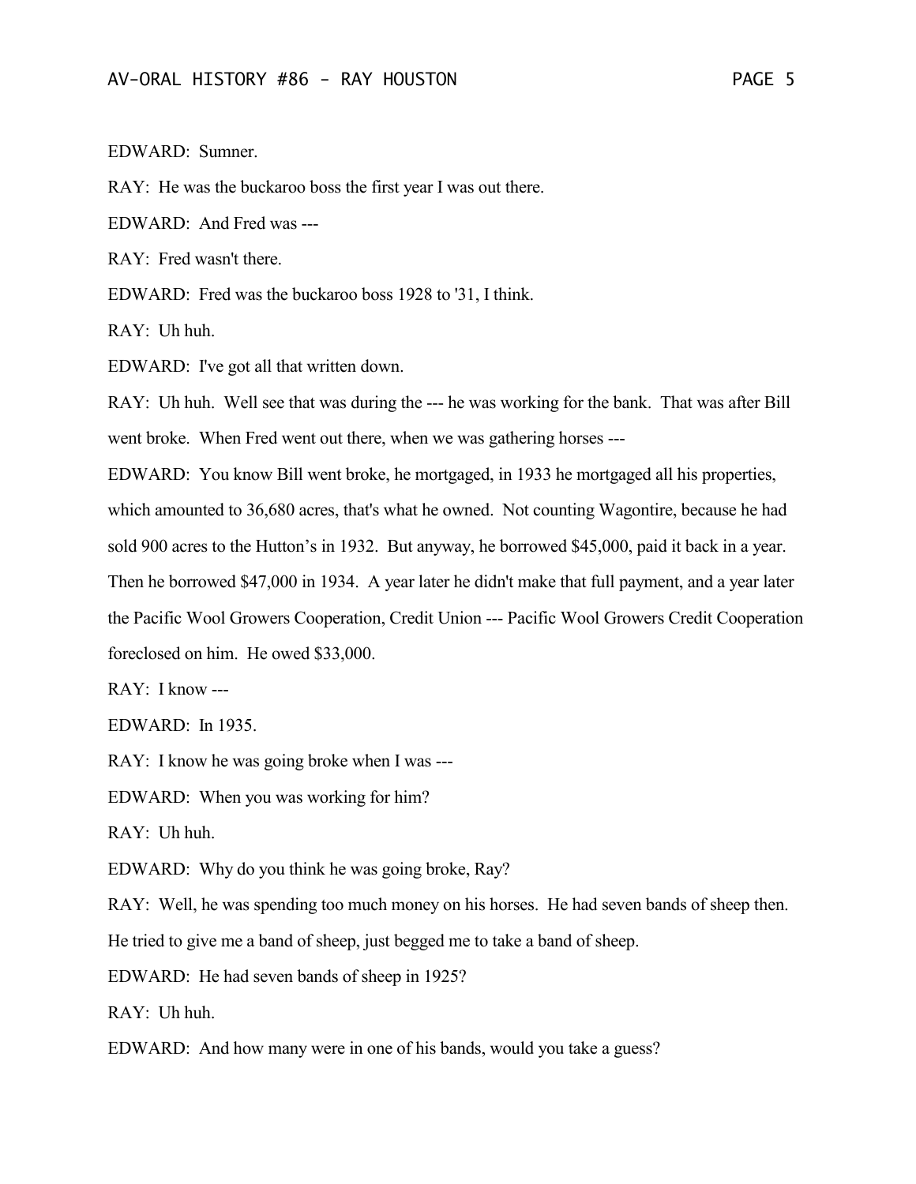EDWARD: Sumner.

RAY: He was the buckaroo boss the first year I was out there.

EDWARD: And Fred was ---

RAY: Fred wasn't there.

EDWARD: Fred was the buckaroo boss 1928 to '31, I think.

RAY: Uh huh.

EDWARD: I've got all that written down.

RAY: Uh huh. Well see that was during the --- he was working for the bank. That was after Bill went broke. When Fred went out there, when we was gathering horses ---

EDWARD: You know Bill went broke, he mortgaged, in 1933 he mortgaged all his properties, which amounted to 36,680 acres, that's what he owned. Not counting Wagontire, because he had sold 900 acres to the Hutton's in 1932. But anyway, he borrowed $45,000, paid it back in a year. Then he borrowed $47,000 in 1934. A year later he didn't make that full payment, and a year later the Pacific Wool Growers Cooperation, Credit Union --- Pacific Wool Growers Credit Cooperation foreclosed on him. He owed $33,000.

RAY: I know ---

EDWARD: In 1935.

RAY: I know he was going broke when I was ---

EDWARD: When you was working for him?

RAY: Uh huh.

EDWARD: Why do you think he was going broke, Ray?

RAY: Well, he was spending too much money on his horses. He had seven bands of sheep then. He tried to give me a band of sheep, just begged me to take a band of sheep.

EDWARD: He had seven bands of sheep in 1925?

RAY: Uh huh.

EDWARD: And how many were in one of his bands, would you take a guess?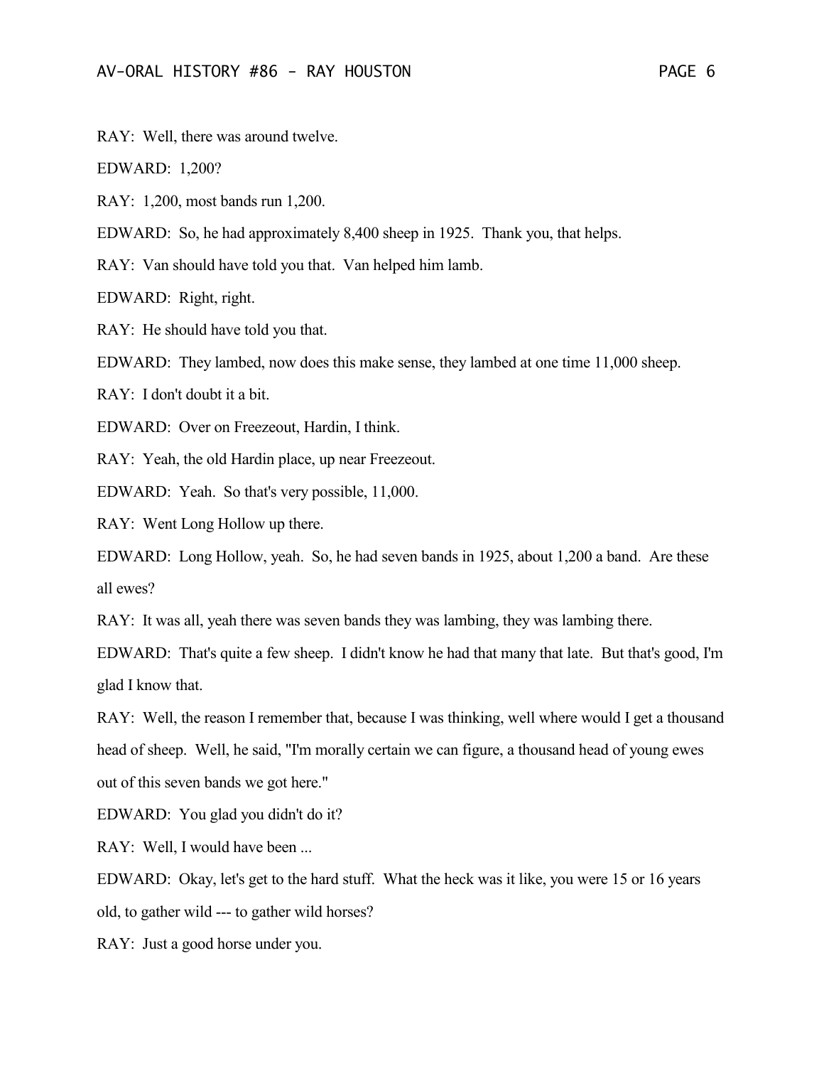RAY: Well, there was around twelve.

EDWARD: 1,200?

RAY: 1,200, most bands run 1,200.

EDWARD: So, he had approximately 8,400 sheep in 1925. Thank you, that helps.

RAY: Van should have told you that. Van helped him lamb.

EDWARD: Right, right.

RAY: He should have told you that.

EDWARD: They lambed, now does this make sense, they lambed at one time 11,000 sheep.

RAY: I don't doubt it a bit.

EDWARD: Over on Freezeout, Hardin, I think.

RAY: Yeah, the old Hardin place, up near Freezeout.

EDWARD: Yeah. So that's very possible, 11,000.

RAY: Went Long Hollow up there.

EDWARD: Long Hollow, yeah. So, he had seven bands in 1925, about 1,200 a band. Are these all ewes?

RAY: It was all, yeah there was seven bands they was lambing, they was lambing there.

EDWARD: That's quite a few sheep. I didn't know he had that many that late. But that's good, I'm glad I know that.

RAY: Well, the reason I remember that, because I was thinking, well where would I get a thousand head of sheep. Well, he said, "I'm morally certain we can figure, a thousand head of young ewes out of this seven bands we got here."

EDWARD: You glad you didn't do it?

RAY: Well, I would have been ...

EDWARD: Okay, let's get to the hard stuff. What the heck was it like, you were 15 or 16 years old, to gather wild --- to gather wild horses?

RAY: Just a good horse under you.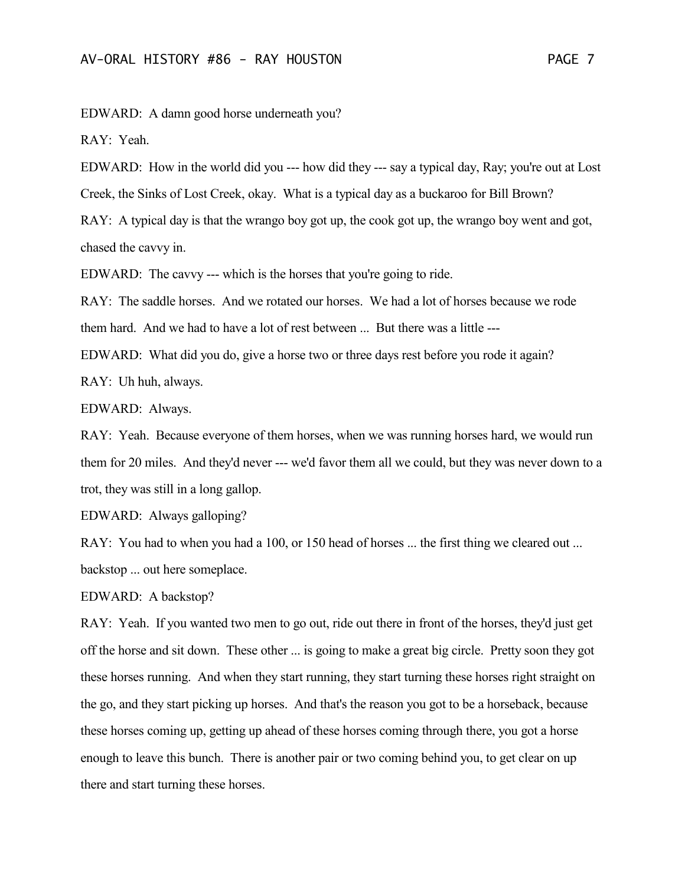EDWARD: A damn good horse underneath you?

RAY: Yeah.

EDWARD: How in the world did you --- how did they --- say a typical day, Ray; you're out at Lost Creek, the Sinks of Lost Creek, okay. What is a typical day as a buckaroo for Bill Brown?

RAY: A typical day is that the wrango boy got up, the cook got up, the wrango boy went and got, chased the cavvy in.

EDWARD: The cavvy --- which is the horses that you're going to ride.

RAY: The saddle horses. And we rotated our horses. We had a lot of horses because we rode them hard. And we had to have a lot of rest between ... But there was a little ---

EDWARD: What did you do, give a horse two or three days rest before you rode it again?

RAY: Uh huh, always.

EDWARD: Always.

RAY: Yeah. Because everyone of them horses, when we was running horses hard, we would run them for 20 miles. And they'd never --- we'd favor them all we could, but they was never down to a trot, they was still in a long gallop.

EDWARD: Always galloping?

RAY: You had to when you had a 100, or 150 head of horses ... the first thing we cleared out ... backstop ... out here someplace.

EDWARD: A backstop?

RAY: Yeah. If you wanted two men to go out, ride out there in front of the horses, they'd just get off the horse and sit down. These other ... is going to make a great big circle. Pretty soon they got these horses running. And when they start running, they start turning these horses right straight on the go, and they start picking up horses. And that's the reason you got to be a horseback, because these horses coming up, getting up ahead of these horses coming through there, you got a horse enough to leave this bunch. There is another pair or two coming behind you, to get clear on up there and start turning these horses.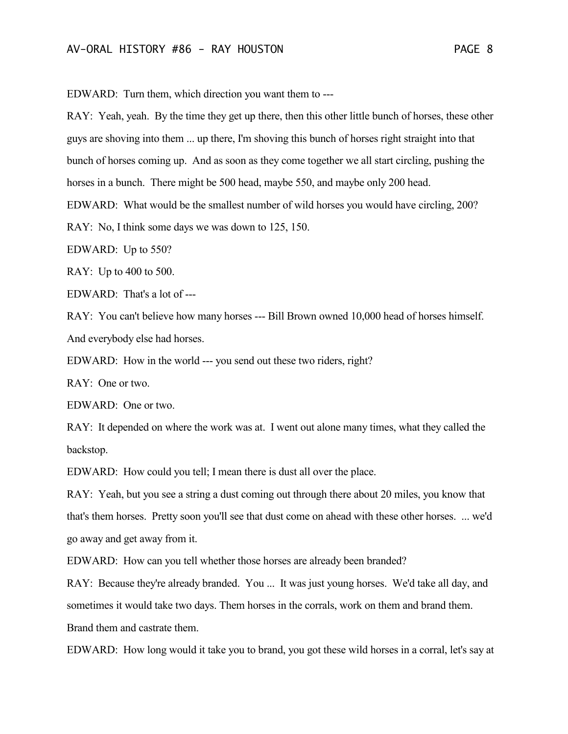EDWARD: Turn them, which direction you want them to ---

RAY: Yeah, yeah. By the time they get up there, then this other little bunch of horses, these other guys are shoving into them ... up there, I'm shoving this bunch of horses right straight into that bunch of horses coming up. And as soon as they come together we all start circling, pushing the horses in a bunch. There might be 500 head, maybe 550, and maybe only 200 head.

EDWARD: What would be the smallest number of wild horses you would have circling, 200?

RAY: No, I think some days we was down to 125, 150.

EDWARD: Up to 550?

RAY: Up to 400 to 500.

EDWARD: That's a lot of ---

RAY: You can't believe how many horses --- Bill Brown owned 10,000 head of horses himself. And everybody else had horses.

EDWARD: How in the world --- you send out these two riders, right?

RAY: One or two.

EDWARD: One or two.

RAY: It depended on where the work was at. I went out alone many times, what they called the backstop.

EDWARD: How could you tell; I mean there is dust all over the place.

RAY: Yeah, but you see a string a dust coming out through there about 20 miles, you know that that's them horses. Pretty soon you'll see that dust come on ahead with these other horses. ... we'd go away and get away from it.

EDWARD: How can you tell whether those horses are already been branded?

RAY: Because they're already branded. You ... It was just young horses. We'd take all day, and sometimes it would take two days. Them horses in the corrals, work on them and brand them. Brand them and castrate them.

EDWARD: How long would it take you to brand, you got these wild horses in a corral, let's say at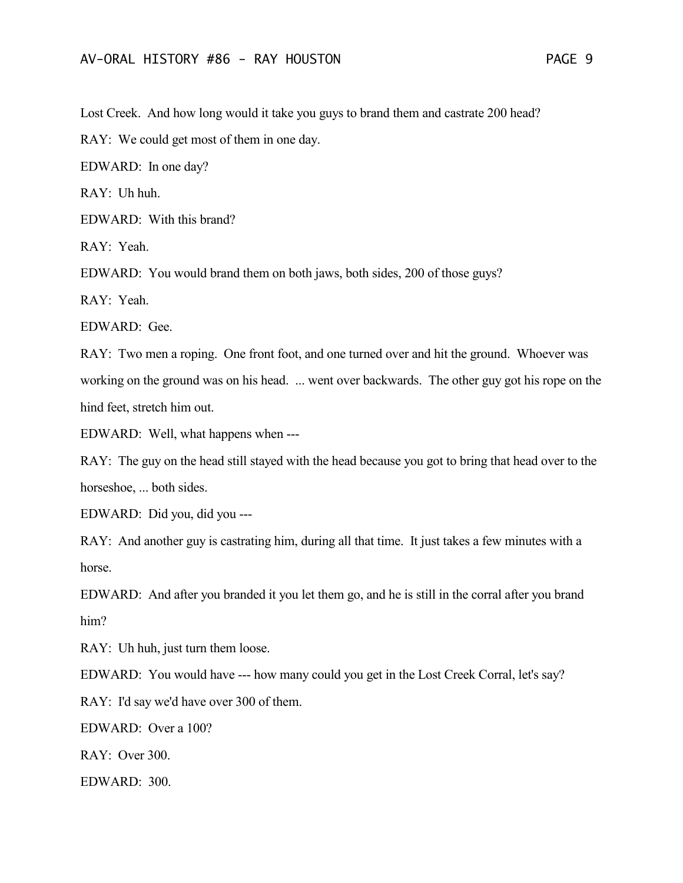Lost Creek. And how long would it take you guys to brand them and castrate 200 head?

RAY: We could get most of them in one day.

EDWARD: In one day?

RAY: Uh huh.

EDWARD: With this brand?

RAY: Yeah.

EDWARD: You would brand them on both jaws, both sides, 200 of those guys?

RAY: Yeah.

EDWARD: Gee.

RAY: Two men a roping. One front foot, and one turned over and hit the ground. Whoever was working on the ground was on his head. ... went over backwards. The other guy got his rope on the hind feet, stretch him out.

EDWARD: Well, what happens when ---

RAY: The guy on the head still stayed with the head because you got to bring that head over to the horseshoe, ... both sides.

EDWARD: Did you, did you ---

RAY: And another guy is castrating him, during all that time. It just takes a few minutes with a horse.

EDWARD: And after you branded it you let them go, and he is still in the corral after you brand him?

RAY: Uh huh, just turn them loose.

EDWARD: You would have --- how many could you get in the Lost Creek Corral, let's say?

RAY: I'd say we'd have over 300 of them.

EDWARD: Over a 100?

RAY: Over 300.

EDWARD: 300.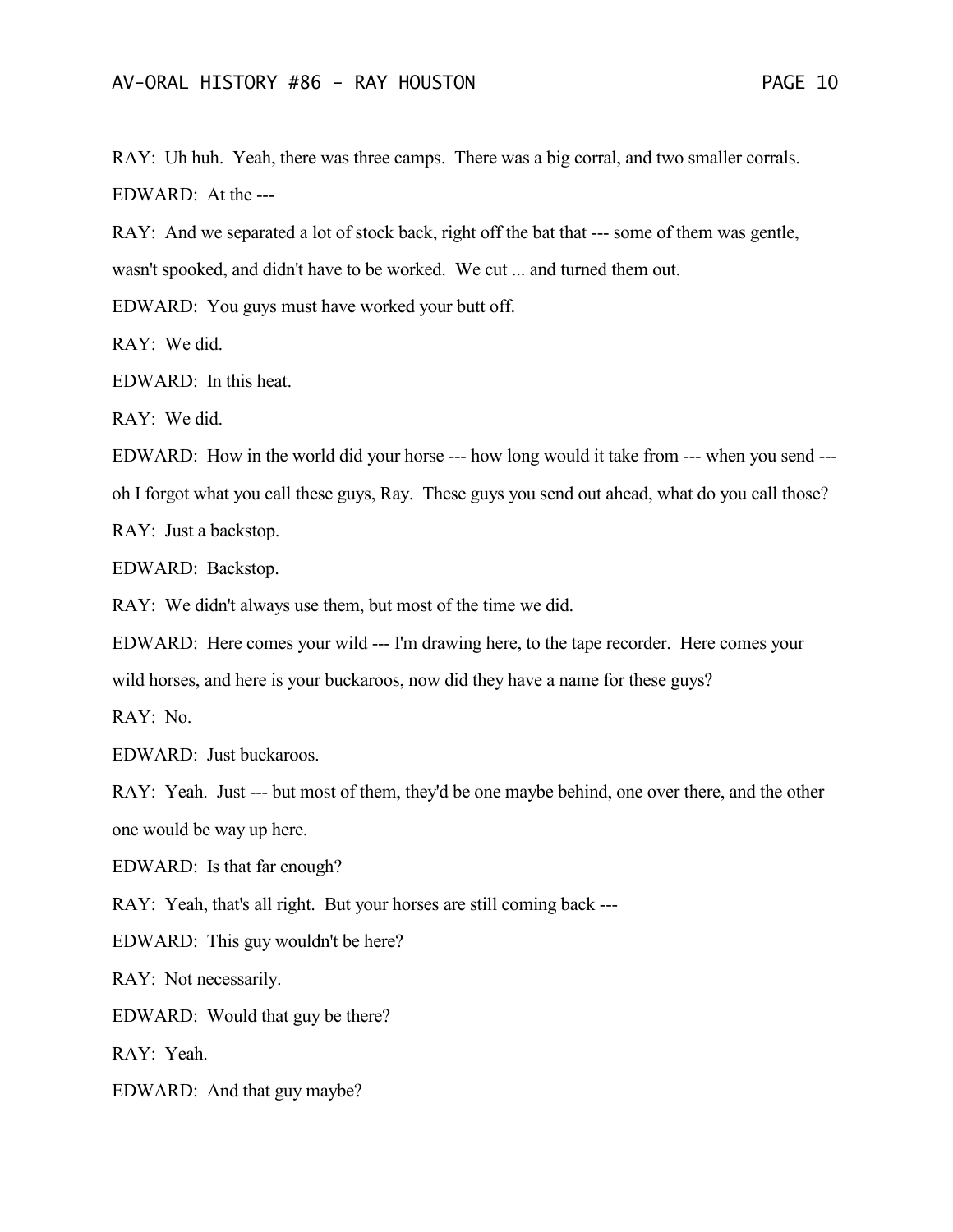RAY: Uh huh. Yeah, there was three camps. There was a big corral, and two smaller corrals.

EDWARD: At the ---

RAY: And we separated a lot of stock back, right off the bat that --- some of them was gentle, wasn't spooked, and didn't have to be worked. We cut ... and turned them out.

EDWARD: You guys must have worked your butt off.

RAY: We did.

EDWARD: In this heat.

RAY: We did.

EDWARD: How in the world did your horse --- how long would it take from --- when you send --- oh I forgot what you call these guys, Ray. These guys you send out ahead, what do you call those?

RAY: Just a backstop.

EDWARD: Backstop.

RAY: We didn't always use them, but most of the time we did.

EDWARD: Here comes your wild --- I'm drawing here, to the tape recorder. Here comes your wild horses, and here is your buckaroos, now did they have a name for these guys?

RAY: No.

EDWARD: Just buckaroos.

RAY: Yeah. Just --- but most of them, they'd be one maybe behind, one over there, and the other one would be way up here.

EDWARD: Is that far enough?

RAY: Yeah, that's all right. But your horses are still coming back ---

EDWARD: This guy wouldn't be here?

RAY: Not necessarily.

EDWARD: Would that guy be there?

RAY: Yeah.

EDWARD: And that guy maybe?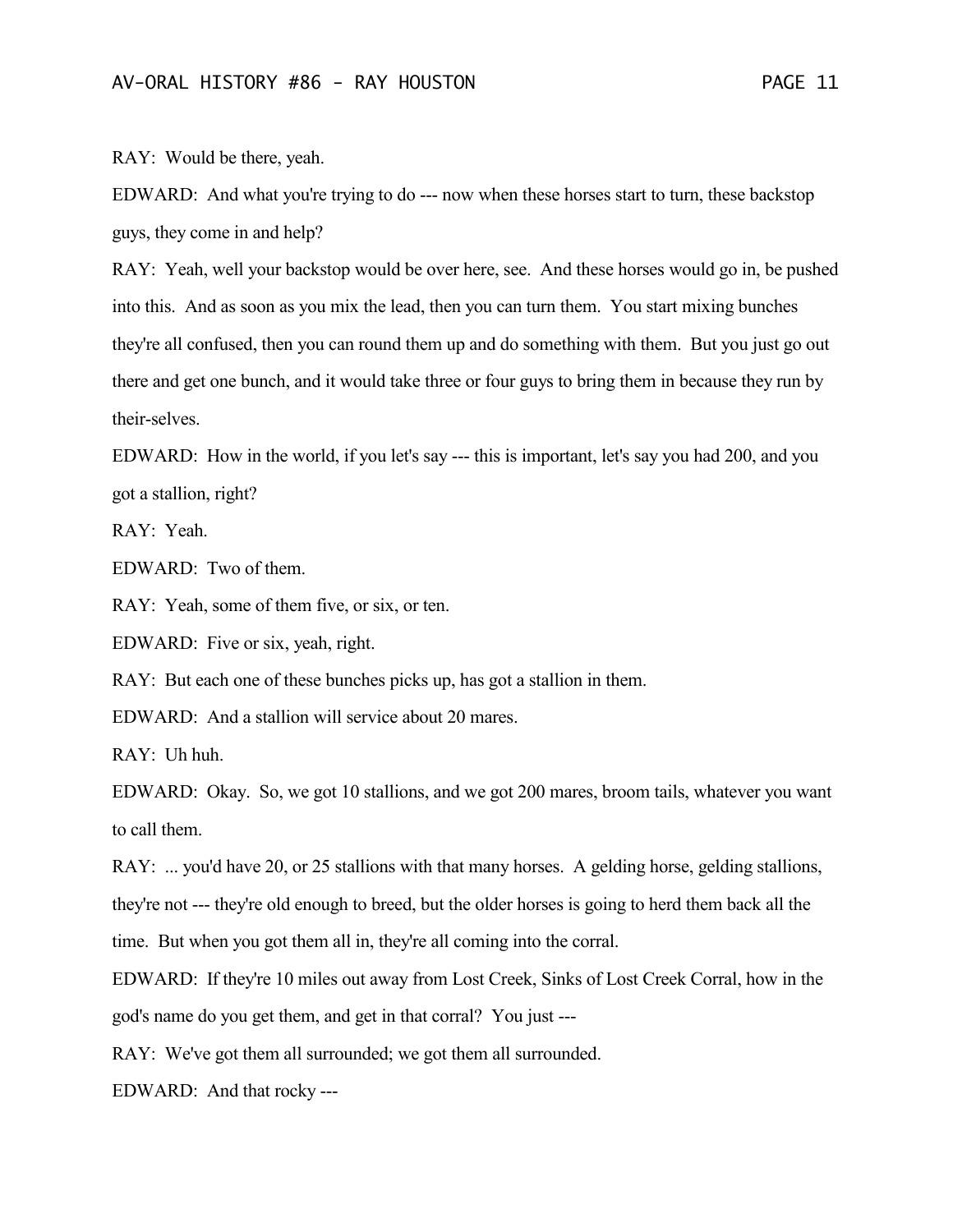RAY: Would be there, yeah.

EDWARD: And what you're trying to do --- now when these horses start to turn, these backstop guys, they come in and help?

RAY: Yeah, well your backstop would be over here, see. And these horses would go in, be pushed into this. And as soon as you mix the lead, then you can turn them. You start mixing bunches they're all confused, then you can round them up and do something with them. But you just go out there and get one bunch, and it would take three or four guys to bring them in because they run by their-selves.

EDWARD: How in the world, if you let's say --- this is important, let's say you had 200, and you got a stallion, right?

RAY: Yeah.

EDWARD: Two of them.

RAY: Yeah, some of them five, or six, or ten.

EDWARD: Five or six, yeah, right.

RAY: But each one of these bunches picks up, has got a stallion in them.

EDWARD: And a stallion will service about 20 mares.

RAY: Uh huh.

EDWARD: Okay. So, we got 10 stallions, and we got 200 mares, broom tails, whatever you want to call them.

RAY: ... you'd have 20, or 25 stallions with that many horses. A gelding horse, gelding stallions, they're not --- they're old enough to breed, but the older horses is going to herd them back all the time. But when you got them all in, they're all coming into the corral.

EDWARD: If they're 10 miles out away from Lost Creek, Sinks of Lost Creek Corral, how in the god's name do you get them, and get in that corral? You just ---

RAY: We've got them all surrounded; we got them all surrounded.

EDWARD: And that rocky ---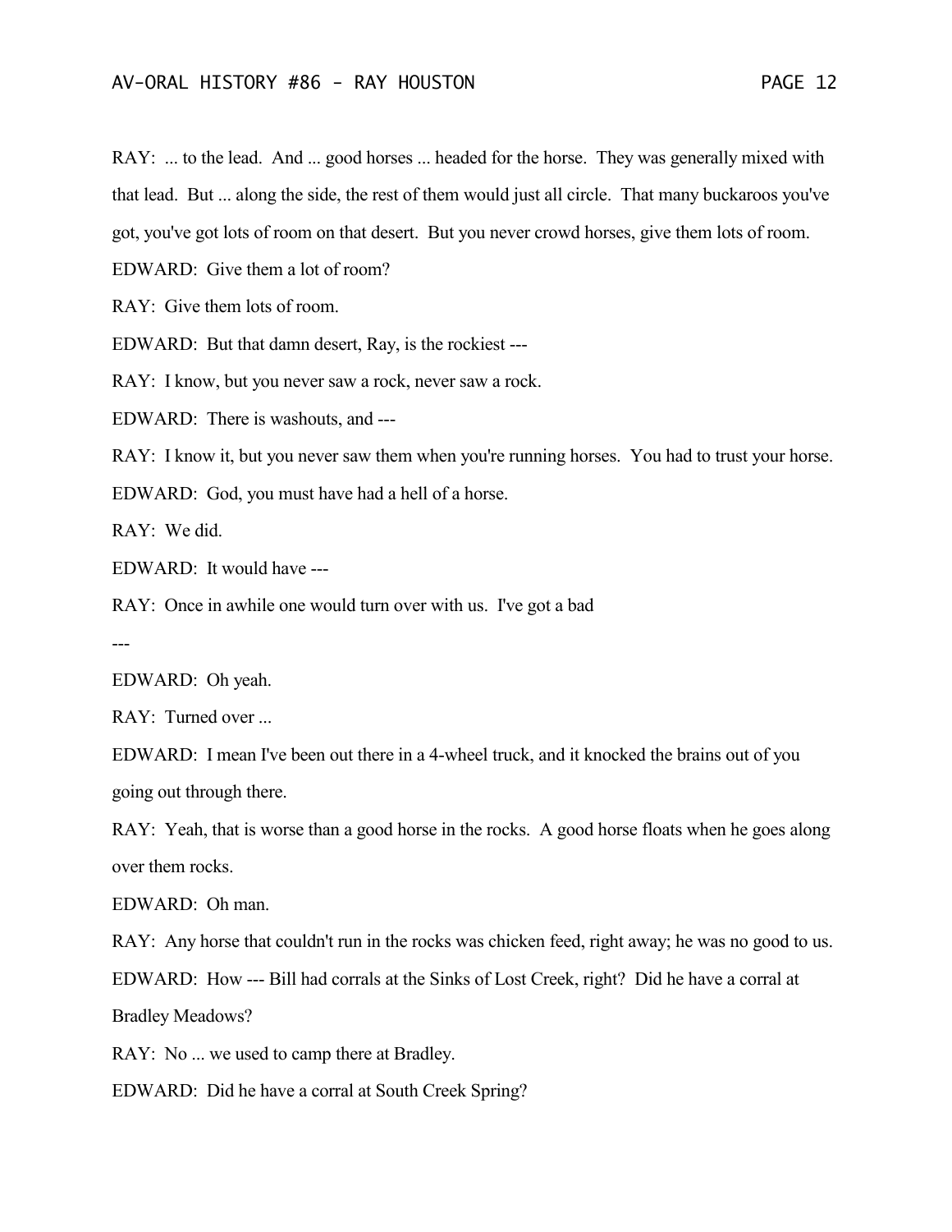RAY: ... to the lead. And ... good horses ... headed for the horse. They was generally mixed with that lead. But ... along the side, the rest of them would just all circle. That many buckaroos you've got, you've got lots of room on that desert. But you never crowd horses, give them lots of room.

EDWARD: Give them a lot of room?

RAY: Give them lots of room.

EDWARD: But that damn desert, Ray, is the rockiest ---

RAY: I know, but you never saw a rock, never saw a rock.

EDWARD: There is washouts, and ---

RAY: I know it, but you never saw them when you're running horses. You had to trust your horse.

EDWARD: God, you must have had a hell of a horse.

RAY: We did.

EDWARD: It would have ---

RAY: Once in awhile one would turn over with us. I've got a bad

---

EDWARD: Oh yeah.

RAY: Turned over ...

EDWARD: I mean I've been out there in a 4-wheel truck, and it knocked the brains out of you going out through there.

RAY: Yeah, that is worse than a good horse in the rocks. A good horse floats when he goes along over them rocks.

EDWARD: Oh man.

RAY: Any horse that couldn't run in the rocks was chicken feed, right away; he was no good to us.

EDWARD: How --- Bill had corrals at the Sinks of Lost Creek, right? Did he have a corral at Bradley Meadows?

RAY: No ... we used to camp there at Bradley.

EDWARD: Did he have a corral at South Creek Spring?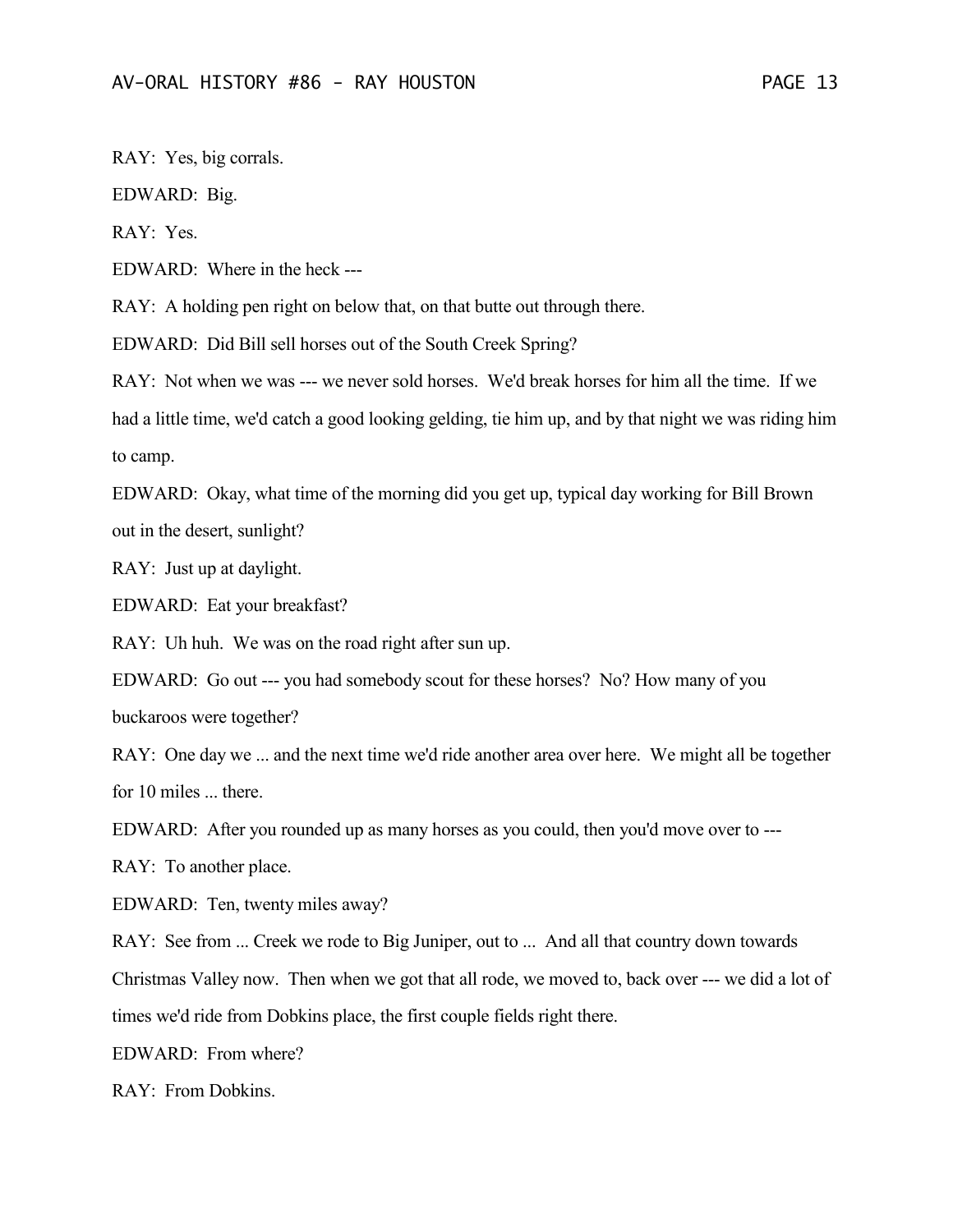RAY: Yes, big corrals.

EDWARD: Big.

RAY: Yes.

EDWARD: Where in the heck ---

RAY: A holding pen right on below that, on that butte out through there.

EDWARD: Did Bill sell horses out of the South Creek Spring?

RAY: Not when we was --- we never sold horses. We'd break horses for him all the time. If we had a little time, we'd catch a good looking gelding, tie him up, and by that night we was riding him to camp.

EDWARD: Okay, what time of the morning did you get up, typical day working for Bill Brown out in the desert, sunlight?

RAY: Just up at daylight.

EDWARD: Eat your breakfast?

RAY: Uh huh. We was on the road right after sun up.

EDWARD: Go out --- you had somebody scout for these horses? No? How many of you buckaroos were together?

RAY: One day we ... and the next time we'd ride another area over here. We might all be together for 10 miles ... there.

EDWARD: After you rounded up as many horses as you could, then you'd move over to ---

RAY: To another place.

EDWARD: Ten, twenty miles away?

RAY: See from ... Creek we rode to Big Juniper, out to ... And all that country down towards Christmas Valley now. Then when we got that all rode, we moved to, back over --- we did a lot of times we'd ride from Dobkins place, the first couple fields right there.

EDWARD: From where?

RAY: From Dobkins.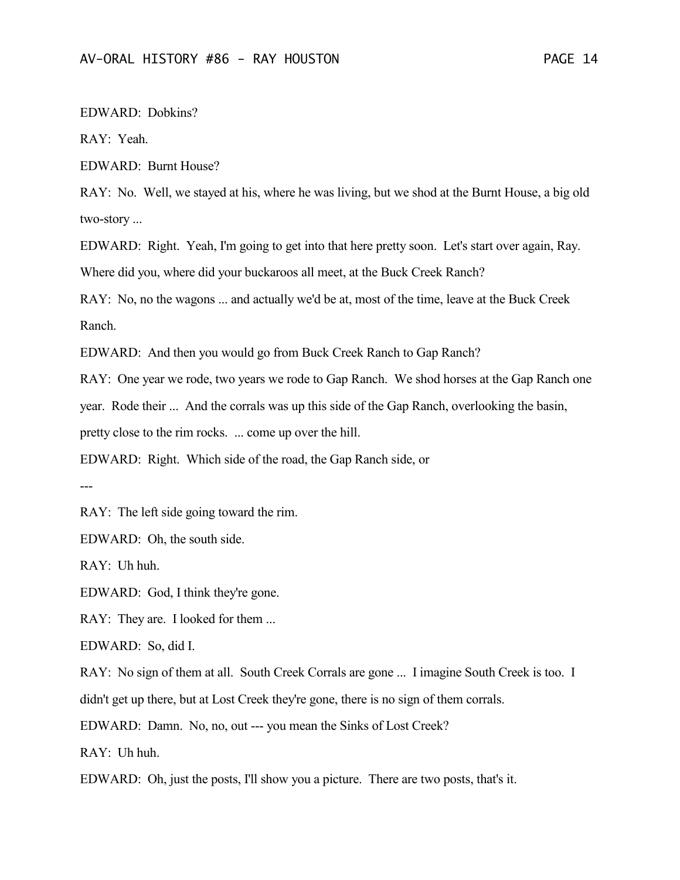EDWARD: Dobkins?

RAY: Yeah.

EDWARD: Burnt House?

RAY: No. Well, we stayed at his, where he was living, but we shod at the Burnt House, a big old two-story ...

EDWARD: Right. Yeah, I'm going to get into that here pretty soon. Let's start over again, Ray. Where did you, where did your buckaroos all meet, at the Buck Creek Ranch?

RAY: No, no the wagons ... and actually we'd be at, most of the time, leave at the Buck Creek Ranch.

EDWARD: And then you would go from Buck Creek Ranch to Gap Ranch?

RAY: One year we rode, two years we rode to Gap Ranch. We shod horses at the Gap Ranch one year. Rode their ... And the corrals was up this side of the Gap Ranch, overlooking the basin, pretty close to the rim rocks. ... come up over the hill.

EDWARD: Right. Which side of the road, the Gap Ranch side, or

---

RAY: The left side going toward the rim.

EDWARD: Oh, the south side.

RAY: Uh huh.

EDWARD: God, I think they're gone.

RAY: They are. I looked for them ...

EDWARD: So, did I.

RAY: No sign of them at all. South Creek Corrals are gone ... I imagine South Creek is too. I didn't get up there, but at Lost Creek they're gone, there is no sign of them corrals.

EDWARD: Damn. No, no, out --- you mean the Sinks of Lost Creek?

RAY: Uh huh.

EDWARD: Oh, just the posts, I'll show you a picture. There are two posts, that's it.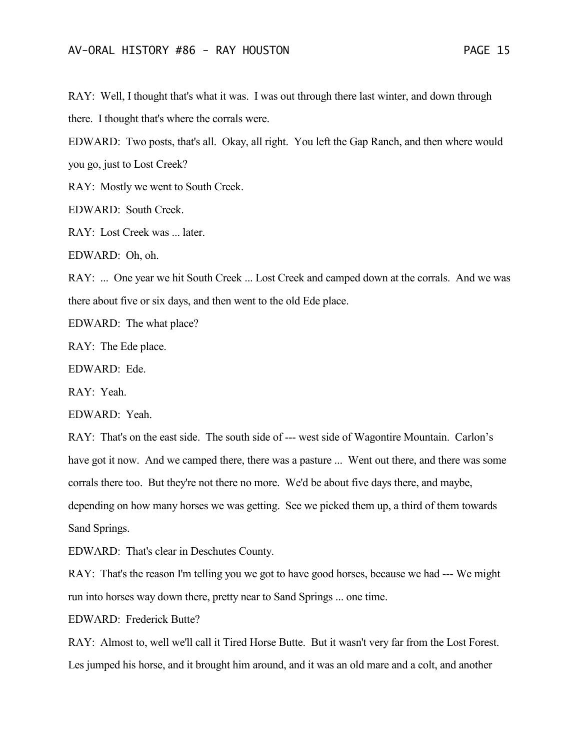RAY: Well, I thought that's what it was. I was out through there last winter, and down through there. I thought that's where the corrals were.

EDWARD: Two posts, that's all. Okay, all right. You left the Gap Ranch, and then where would you go, just to Lost Creek?

RAY: Mostly we went to South Creek.

EDWARD: South Creek.

RAY: Lost Creek was ... later.

EDWARD: Oh, oh.

RAY: ... One year we hit South Creek ... Lost Creek and camped down at the corrals. And we was there about five or six days, and then went to the old Ede place.

EDWARD: The what place?

RAY: The Ede place.

EDWARD: Ede.

RAY: Yeah.

EDWARD: Yeah.

RAY: That's on the east side. The south side of --- west side of Wagontire Mountain. Carlon's have got it now. And we camped there, there was a pasture ... Went out there, and there was some corrals there too. But they're not there no more. We'd be about five days there, and maybe, depending on how many horses we was getting. See we picked them up, a third of them towards Sand Springs.

EDWARD: That's clear in Deschutes County.

RAY: That's the reason I'm telling you we got to have good horses, because we had --- We might run into horses way down there, pretty near to Sand Springs ... one time.

EDWARD: Frederick Butte?

RAY: Almost to, well we'll call it Tired Horse Butte. But it wasn't very far from the Lost Forest. Les jumped his horse, and it brought him around, and it was an old mare and a colt, and another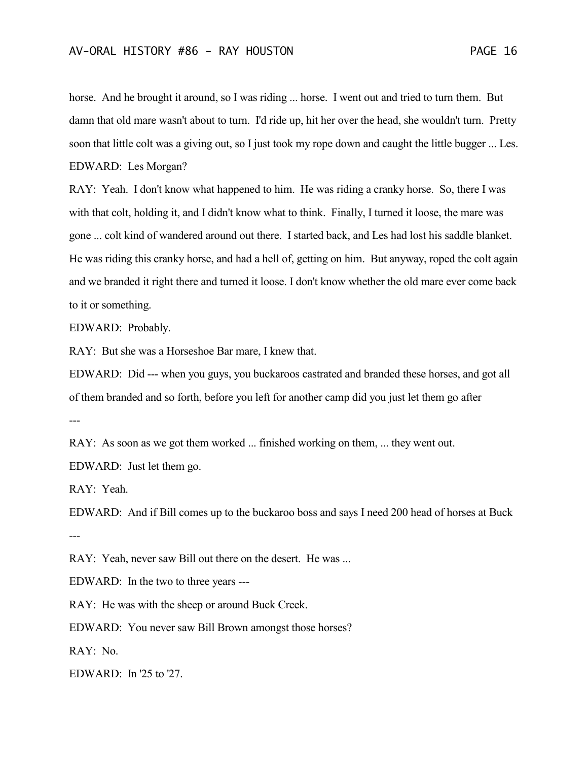horse. And he brought it around, so I was riding ... horse. I went out and tried to turn them. But damn that old mare wasn't about to turn. I'd ride up, hit her over the head, she wouldn't turn. Pretty soon that little colt was a giving out, so I just took my rope down and caught the little bugger ... Les.

EDWARD: Les Morgan?

RAY: Yeah. I don't know what happened to him. He was riding a cranky horse. So, there I was with that colt, holding it, and I didn't know what to think. Finally, I turned it loose, the mare was gone ... colt kind of wandered around out there. I started back, and Les had lost his saddle blanket. He was riding this cranky horse, and had a hell of, getting on him. But anyway, roped the colt again and we branded it right there and turned it loose. I don't know whether the old mare ever come back to it or something.

EDWARD: Probably.

RAY: But she was a Horseshoe Bar mare, I knew that.

EDWARD: Did --- when you guys, you buckaroos castrated and branded these horses, and got all of them branded and so forth, before you left for another camp did you just let them go after ---

RAY: As soon as we got them worked ... finished working on them, ... they went out.

EDWARD: Just let them go.

RAY: Yeah.

EDWARD: And if Bill comes up to the buckaroo boss and says I need 200 head of horses at Buck ---

RAY: Yeah, never saw Bill out there on the desert. He was ...

EDWARD: In the two to three years ---

RAY: He was with the sheep or around Buck Creek.

EDWARD: You never saw Bill Brown amongst those horses?

RAY: No.

EDWARD: In '25 to '27.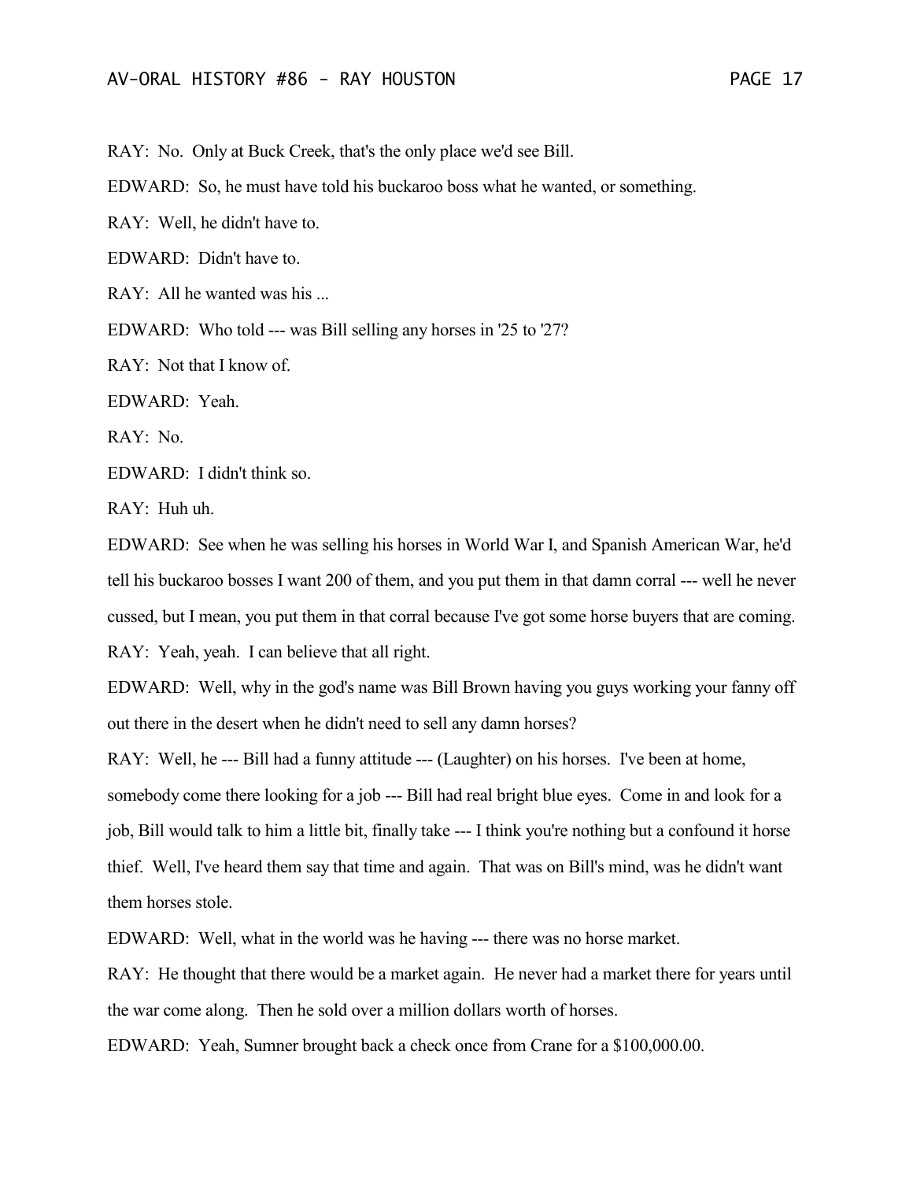RAY: No. Only at Buck Creek, that's the only place we'd see Bill.

EDWARD: So, he must have told his buckaroo boss what he wanted, or something.

RAY: Well, he didn't have to.

EDWARD: Didn't have to.

RAY: All he wanted was his ...

EDWARD: Who told --- was Bill selling any horses in '25 to '27?

RAY: Not that I know of.

EDWARD: Yeah.

RAY: No.

EDWARD: I didn't think so.

RAY: Huh uh.

EDWARD: See when he was selling his horses in World War I, and Spanish American War, he'd tell his buckaroo bosses I want 200 of them, and you put them in that damn corral --- well he never cussed, but I mean, you put them in that corral because I've got some horse buyers that are coming.

RAY: Yeah, yeah. I can believe that all right.

EDWARD: Well, why in the god's name was Bill Brown having you guys working your fanny off out there in the desert when he didn't need to sell any damn horses?

RAY: Well, he --- Bill had a funny attitude --- (Laughter) on his horses. I've been at home, somebody come there looking for a job --- Bill had real bright blue eyes. Come in and look for a job, Bill would talk to him a little bit, finally take --- I think you're nothing but a confound it horse thief. Well, I've heard them say that time and again. That was on Bill's mind, was he didn't want them horses stole.

EDWARD: Well, what in the world was he having --- there was no horse market.

RAY: He thought that there would be a market again. He never had a market there for years until the war come along. Then he sold over a million dollars worth of horses.

EDWARD: Yeah, Sumner brought back a check once from Crane for a $100,000.00.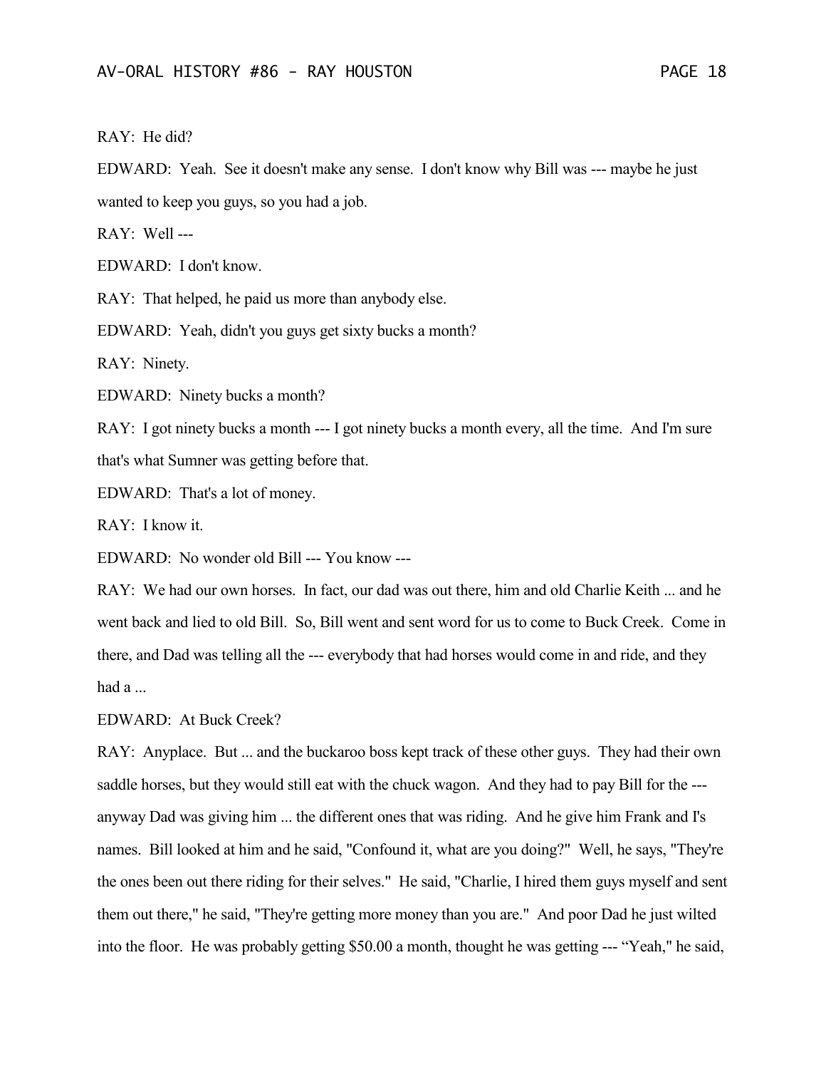RAY: He did?

EDWARD: Yeah. See it doesn't make any sense. I don't know why Bill was --- maybe he just wanted to keep you guys, so you had a job.

RAY: Well ---

EDWARD: I don't know.

RAY: That helped, he paid us more than anybody else.

EDWARD: Yeah, didn't you guys get sixty bucks a month?

RAY: Ninety.

EDWARD: Ninety bucks a month?

RAY: I got ninety bucks a month --- I got ninety bucks a month every, all the time. And I'm sure that's what Sumner was getting before that.

EDWARD: That's a lot of money.

RAY: I know it.

EDWARD: No wonder old Bill --- You know ---

RAY: We had our own horses. In fact, our dad was out there, him and old Charlie Keith ... and he went back and lied to old Bill. So, Bill went and sent word for us to come to Buck Creek. Come in there, and Dad was telling all the --- everybody that had horses would come in and ride, and they had a ...

EDWARD: At Buck Creek?

RAY: Anyplace. But ... and the buckaroo boss kept track of these other guys. They had their own saddle horses, but they would still eat with the chuck wagon. And they had to pay Bill for the --- anyway Dad was giving him ... the different ones that was riding. And he give him Frank and I's names. Bill looked at him and he said, "Confound it, what are you doing?" Well, he says, "They're the ones been out there riding for their selves." He said, "Charlie, I hired them guys myself and sent them out there," he said, "They're getting more money than you are." And poor Dad he just wilted into the floor. He was probably getting $50.00 a month, thought he was getting --- "Yeah," he said,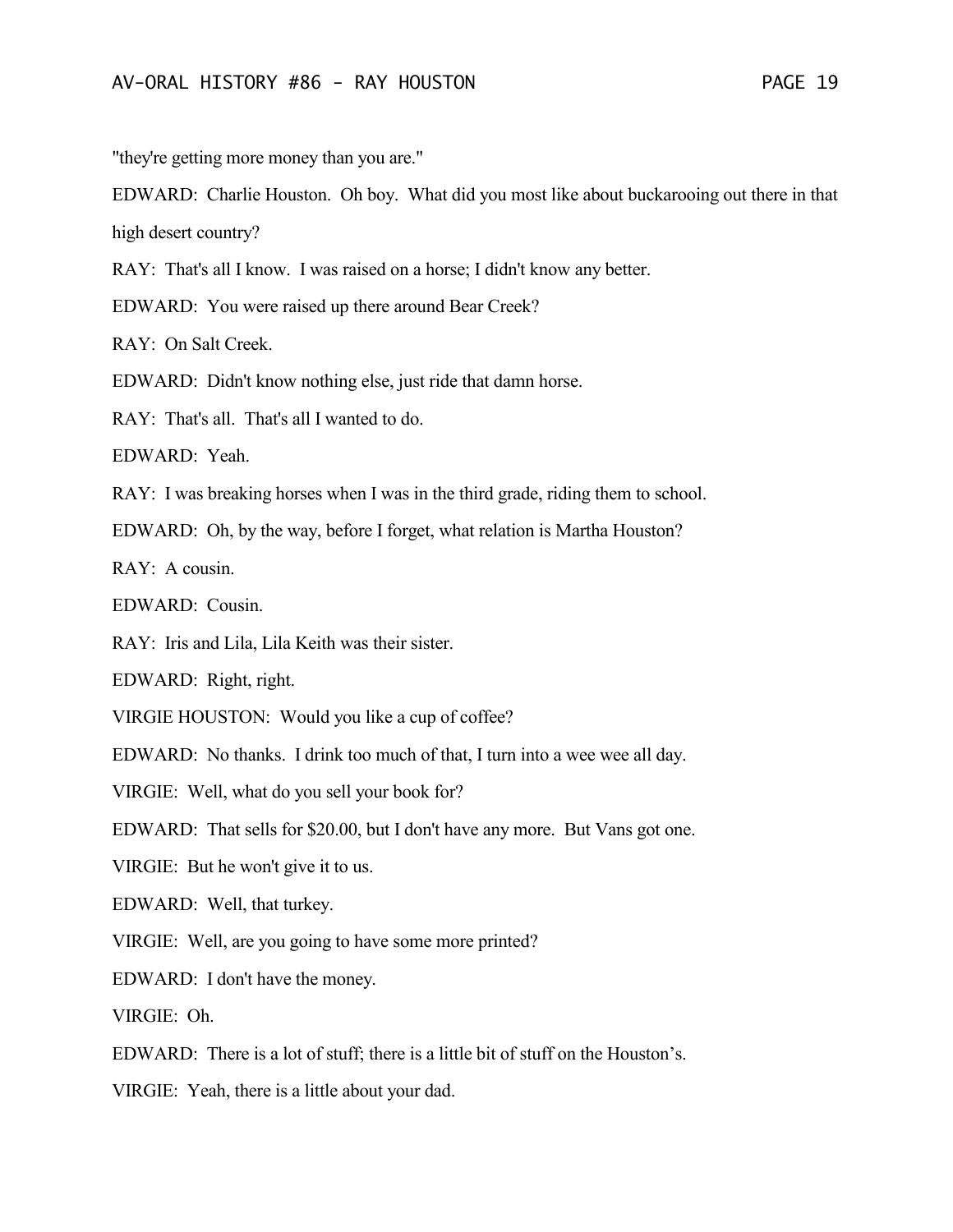"they're getting more money than you are."

EDWARD: Charlie Houston. Oh boy. What did you most like about buckarooing out there in that high desert country?

RAY: That's all I know. I was raised on a horse; I didn't know any better.

EDWARD: You were raised up there around Bear Creek?

RAY: On Salt Creek.

EDWARD: Didn't know nothing else, just ride that damn horse.

RAY: That's all. That's all I wanted to do.

EDWARD: Yeah.

RAY: I was breaking horses when I was in the third grade, riding them to school.

EDWARD: Oh, by the way, before I forget, what relation is Martha Houston?

RAY: A cousin.

EDWARD: Cousin.

RAY: Iris and Lila, Lila Keith was their sister.

EDWARD: Right, right.

VIRGIE HOUSTON: Would you like a cup of coffee?

EDWARD: No thanks. I drink too much of that, I turn into a wee wee all day.

VIRGIE: Well, what do you sell your book for?

EDWARD: That sells for $20.00, but I don't have any more. But Vans got one.

VIRGIE: But he won't give it to us.

EDWARD: Well, that turkey.

VIRGIE: Well, are you going to have some more printed?

EDWARD: I don't have the money.

VIRGIE: Oh.

EDWARD: There is a lot of stuff; there is a little bit of stuff on the Houston's.

VIRGIE: Yeah, there is a little about your dad.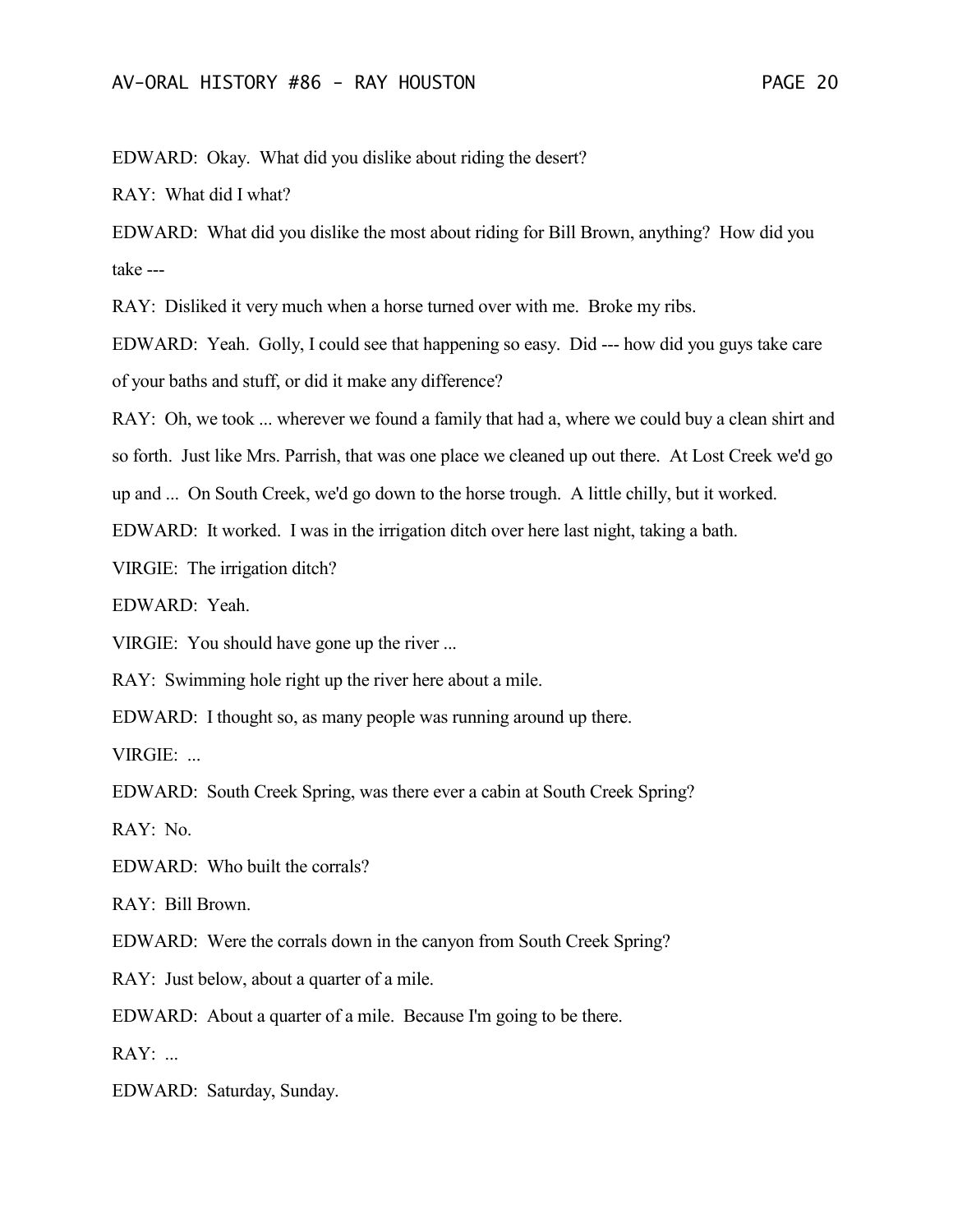EDWARD: Okay. What did you dislike about riding the desert?

RAY: What did I what?

EDWARD: What did you dislike the most about riding for Bill Brown, anything? How did you take ---

RAY: Disliked it very much when a horse turned over with me. Broke my ribs.

EDWARD: Yeah. Golly, I could see that happening so easy. Did --- how did you guys take care of your baths and stuff, or did it make any difference?

RAY: Oh, we took ... wherever we found a family that had a, where we could buy a clean shirt and so forth. Just like Mrs. Parrish, that was one place we cleaned up out there. At Lost Creek we'd go up and ... On South Creek, we'd go down to the horse trough. A little chilly, but it worked.

EDWARD: It worked. I was in the irrigation ditch over here last night, taking a bath.

VIRGIE: The irrigation ditch?

EDWARD: Yeah.

VIRGIE: You should have gone up the river ...

RAY: Swimming hole right up the river here about a mile.

EDWARD: I thought so, as many people was running around up there.

VIRGIE: ...

EDWARD: South Creek Spring, was there ever a cabin at South Creek Spring?

RAY: No.

EDWARD: Who built the corrals?

RAY: Bill Brown.

EDWARD: Were the corrals down in the canyon from South Creek Spring?

RAY: Just below, about a quarter of a mile.

EDWARD: About a quarter of a mile. Because I'm going to be there.

RAY: ...

EDWARD: Saturday, Sunday.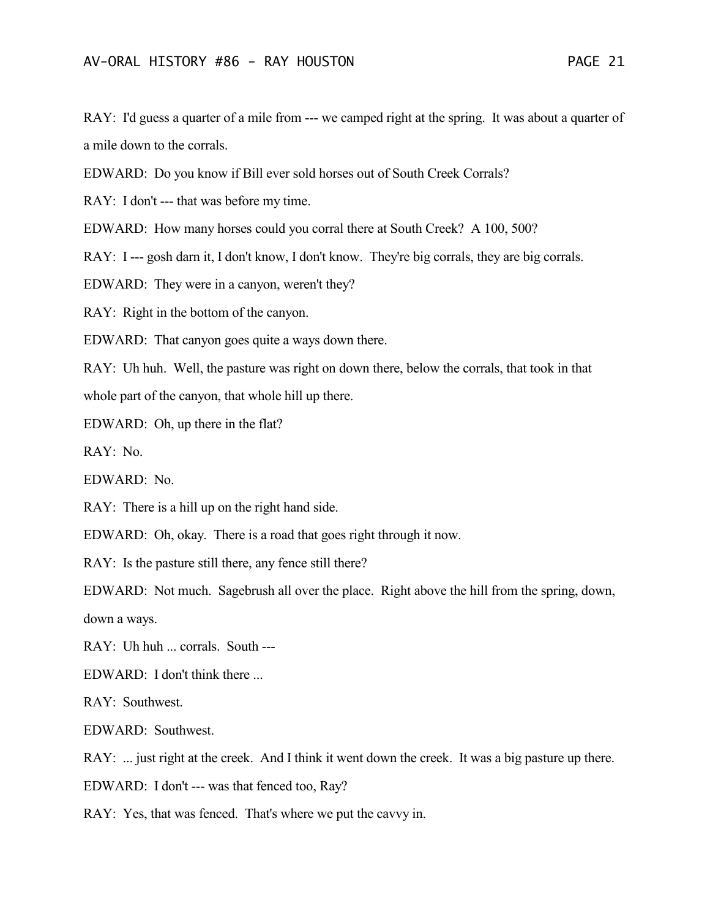RAY: I'd guess a quarter of a mile from --- we camped right at the spring. It was about a quarter of a mile down to the corrals.

EDWARD: Do you know if Bill ever sold horses out of South Creek Corrals?

RAY: I don't --- that was before my time.

EDWARD: How many horses could you corral there at South Creek? A 100, 500?

RAY: I --- gosh darn it, I don't know, I don't know. They're big corrals, they are big corrals.

EDWARD: They were in a canyon, weren't they?

RAY: Right in the bottom of the canyon.

EDWARD: That canyon goes quite a ways down there.

RAY: Uh huh. Well, the pasture was right on down there, below the corrals, that took in that whole part of the canyon, that whole hill up there.

EDWARD: Oh, up there in the flat?

RAY: No.

EDWARD: No.

RAY: There is a hill up on the right hand side.

EDWARD: Oh, okay. There is a road that goes right through it now.

RAY: Is the pasture still there, any fence still there?

EDWARD: Not much. Sagebrush all over the place. Right above the hill from the spring, down, down a ways.

RAY: Uh huh ... corrals. South ---

EDWARD: I don't think there ...

RAY: Southwest.

EDWARD: Southwest.

RAY: ... just right at the creek. And I think it went down the creek. It was a big pasture up there.

EDWARD: I don't --- was that fenced too, Ray?

RAY: Yes, that was fenced. That's where we put the cavvy in.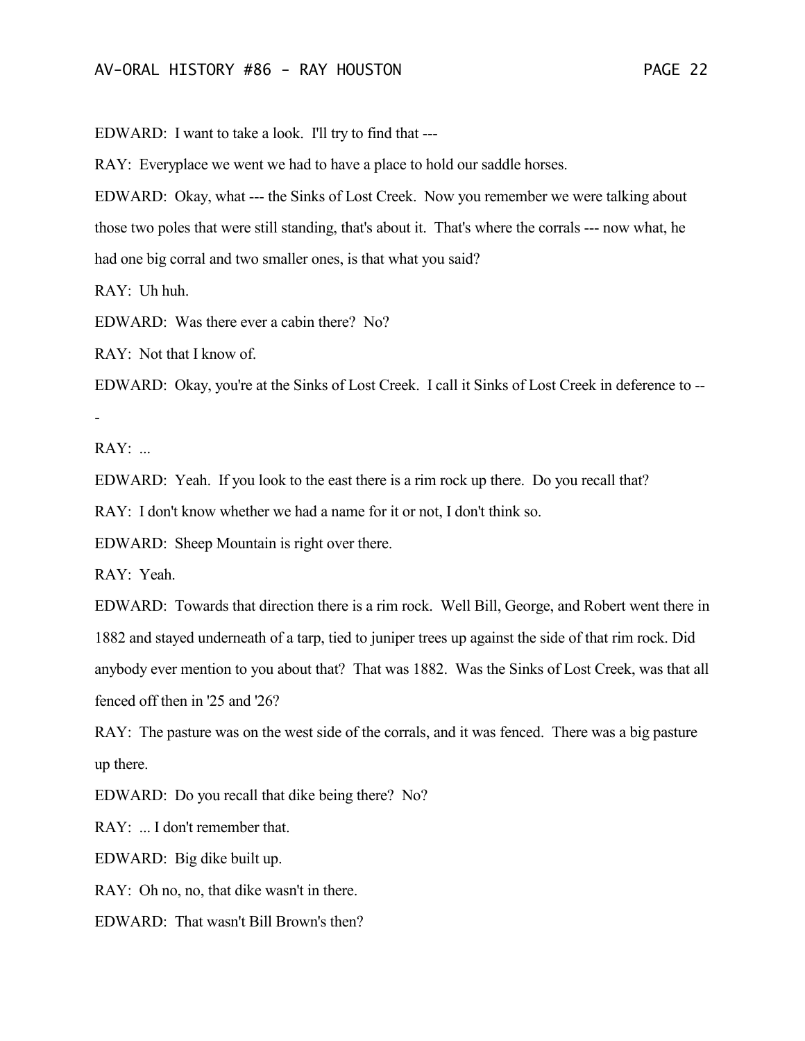EDWARD: I want to take a look. I'll try to find that ---

RAY: Everyplace we went we had to have a place to hold our saddle horses.

EDWARD: Okay, what --- the Sinks of Lost Creek. Now you remember we were talking about those two poles that were still standing, that's about it. That's where the corrals --- now what, he had one big corral and two smaller ones, is that what you said?

RAY: Uh huh.

EDWARD: Was there ever a cabin there? No?

RAY: Not that I know of.

EDWARD: Okay, you're at the Sinks of Lost Creek. I call it Sinks of Lost Creek in deference to ---

RAY: ...

EDWARD: Yeah. If you look to the east there is a rim rock up there. Do you recall that?

RAY: I don't know whether we had a name for it or not, I don't think so.

EDWARD: Sheep Mountain is right over there.

RAY: Yeah.

EDWARD: Towards that direction there is a rim rock. Well Bill, George, and Robert went there in 1882 and stayed underneath of a tarp, tied to juniper trees up against the side of that rim rock. Did anybody ever mention to you about that? That was 1882. Was the Sinks of Lost Creek, was that all fenced off then in '25 and '26?

RAY: The pasture was on the west side of the corrals, and it was fenced. There was a big pasture up there.

EDWARD: Do you recall that dike being there? No?

RAY: ... I don't remember that.

EDWARD: Big dike built up.

RAY: Oh no, no, that dike wasn't in there.

EDWARD: That wasn't Bill Brown's then?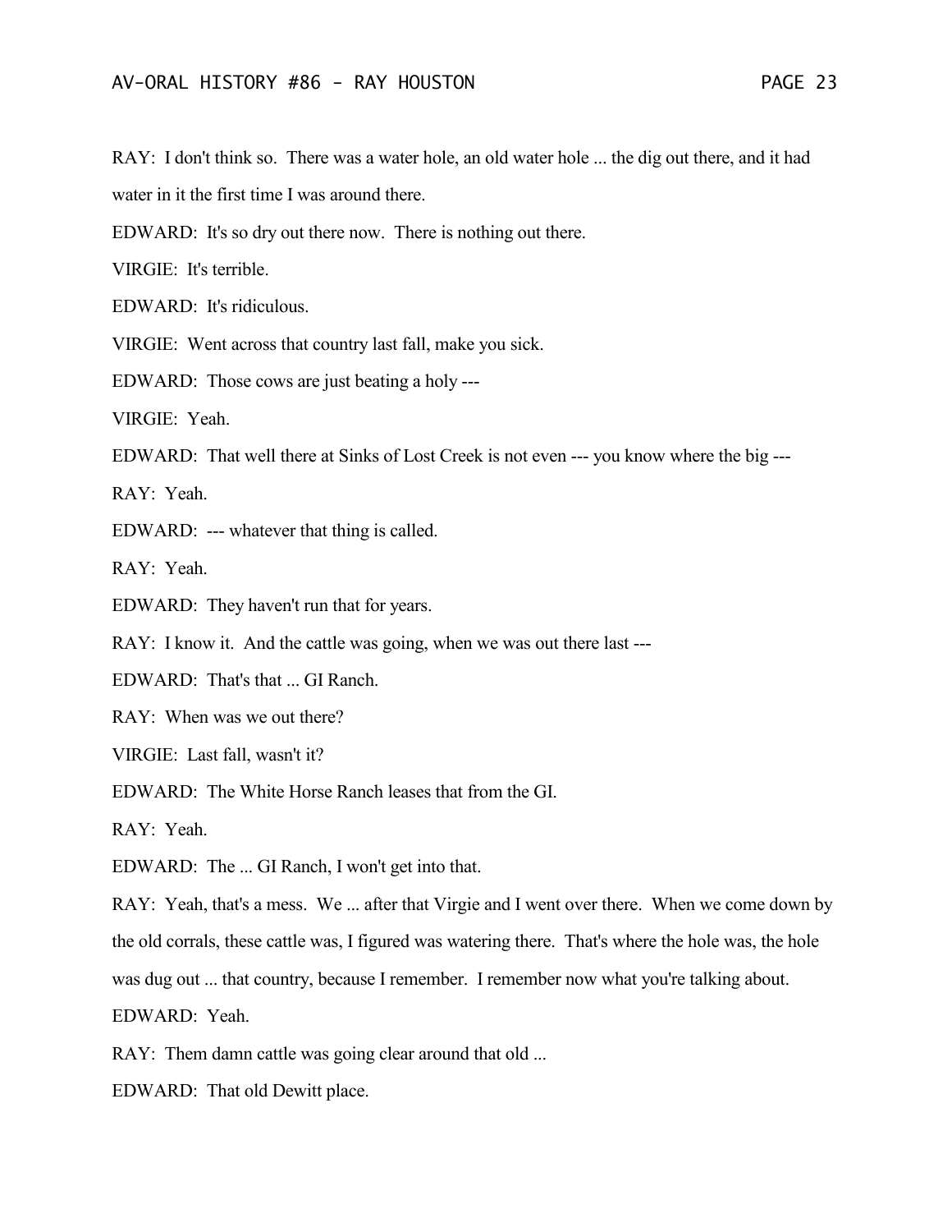RAY: I don't think so. There was a water hole, an old water hole ... the dig out there, and it had water in it the first time I was around there.

EDWARD: It's so dry out there now. There is nothing out there.

VIRGIE: It's terrible.

EDWARD: It's ridiculous.

VIRGIE: Went across that country last fall, make you sick.

EDWARD: Those cows are just beating a holy ---

VIRGIE: Yeah.

EDWARD: That well there at Sinks of Lost Creek is not even --- you know where the big ---

RAY: Yeah.

EDWARD: --- whatever that thing is called.

RAY: Yeah.

EDWARD: They haven't run that for years.

RAY: I know it. And the cattle was going, when we was out there last ---

EDWARD: That's that ... GI Ranch.

RAY: When was we out there?

VIRGIE: Last fall, wasn't it?

EDWARD: The White Horse Ranch leases that from the GI.

RAY: Yeah.

EDWARD: The ... GI Ranch, I won't get into that.

RAY: Yeah, that's a mess. We ... after that Virgie and I went over there. When we come down by the old corrals, these cattle was, I figured was watering there. That's where the hole was, the hole was dug out ... that country, because I remember. I remember now what you're talking about.

EDWARD: Yeah.

RAY: Them damn cattle was going clear around that old ...

EDWARD: That old Dewitt place.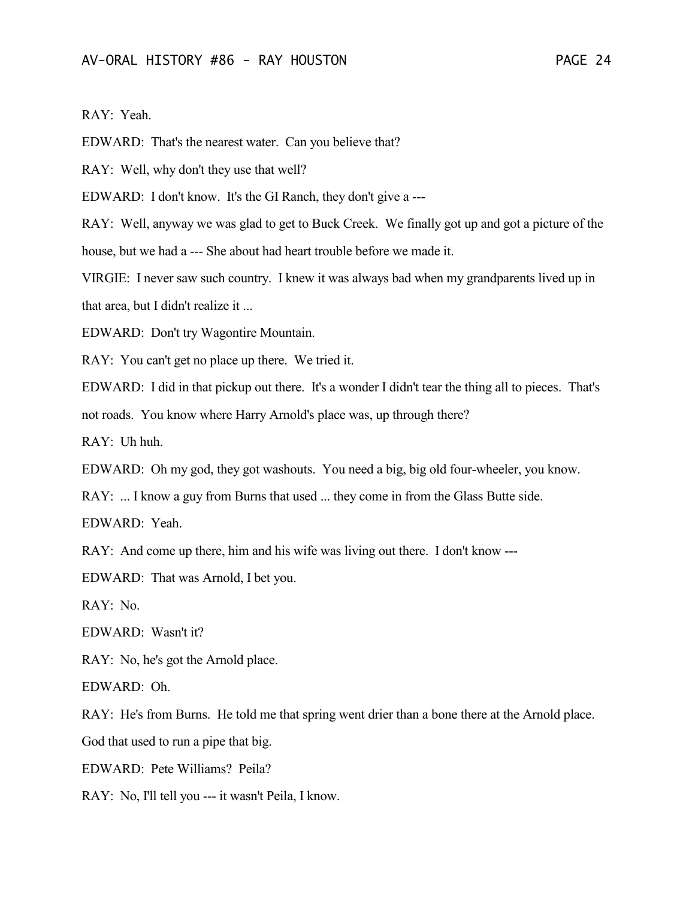RAY: Yeah.

EDWARD: That's the nearest water. Can you believe that?

RAY: Well, why don't they use that well?

EDWARD: I don't know. It's the GI Ranch, they don't give a ---

RAY: Well, anyway we was glad to get to Buck Creek. We finally got up and got a picture of the house, but we had a --- She about had heart trouble before we made it.

VIRGIE: I never saw such country. I knew it was always bad when my grandparents lived up in that area, but I didn't realize it ...

EDWARD: Don't try Wagontire Mountain.

RAY: You can't get no place up there. We tried it.

EDWARD: I did in that pickup out there. It's a wonder I didn't tear the thing all to pieces. That's not roads. You know where Harry Arnold's place was, up through there?

RAY: Uh huh.

EDWARD: Oh my god, they got washouts. You need a big, big old four-wheeler, you know.

RAY: ... I know a guy from Burns that used ... they come in from the Glass Butte side.

EDWARD: Yeah.

RAY: And come up there, him and his wife was living out there. I don't know ---

EDWARD: That was Arnold, I bet you.

RAY: No.

EDWARD: Wasn't it?

RAY: No, he's got the Arnold place.

EDWARD: Oh.

RAY: He's from Burns. He told me that spring went drier than a bone there at the Arnold place. God that used to run a pipe that big.

EDWARD: Pete Williams? Peila?

RAY: No, I'll tell you --- it wasn't Peila, I know.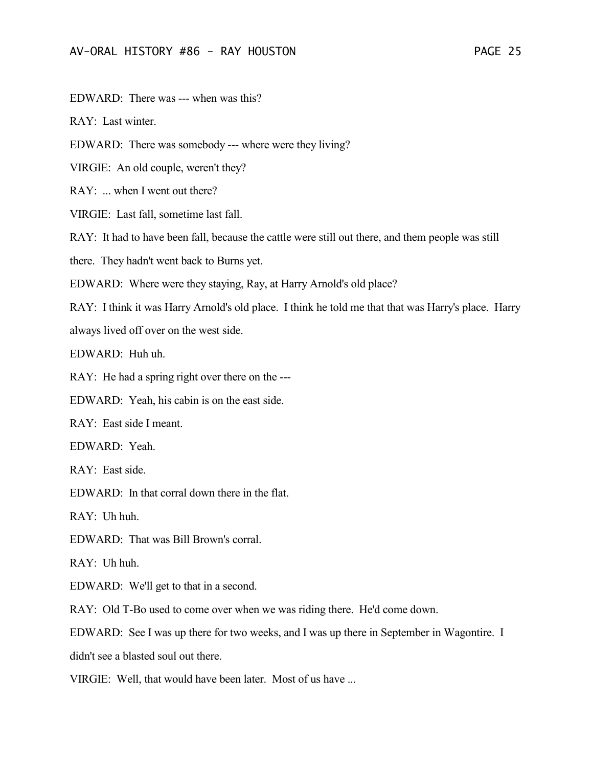EDWARD: There was --- when was this?

RAY: Last winter.

EDWARD: There was somebody --- where were they living?

VIRGIE: An old couple, weren't they?

RAY: ... when I went out there?

VIRGIE: Last fall, sometime last fall.

RAY: It had to have been fall, because the cattle were still out there, and them people was still there. They hadn't went back to Burns yet.

EDWARD: Where were they staying, Ray, at Harry Arnold's old place?

RAY: I think it was Harry Arnold's old place. I think he told me that that was Harry's place. Harry always lived off over on the west side.

EDWARD: Huh uh.

RAY: He had a spring right over there on the ---

EDWARD: Yeah, his cabin is on the east side.

RAY: East side I meant.

EDWARD: Yeah.

RAY: East side.

EDWARD: In that corral down there in the flat.

RAY: Uh huh.

EDWARD: That was Bill Brown's corral.

RAY: Uh huh.

EDWARD: We'll get to that in a second.

RAY: Old T-Bo used to come over when we was riding there. He'd come down.

EDWARD: See I was up there for two weeks, and I was up there in September in Wagontire. I didn't see a blasted soul out there.

VIRGIE: Well, that would have been later. Most of us have ...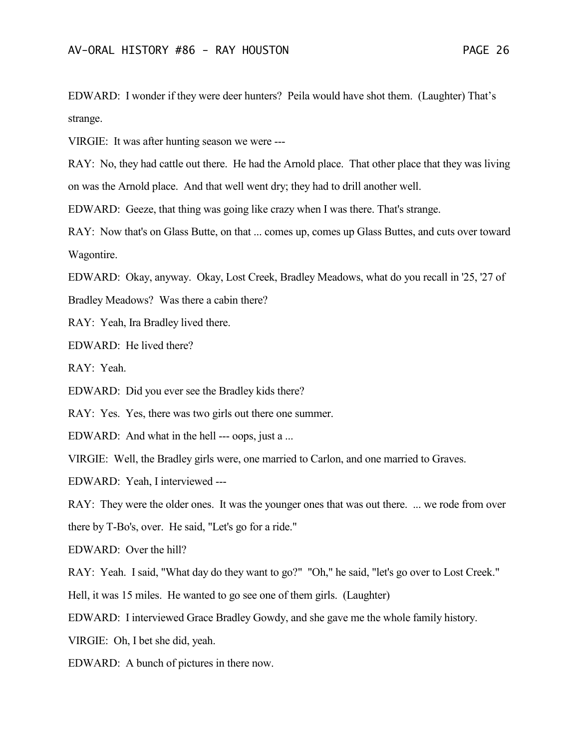EDWARD: I wonder if they were deer hunters? Peila would have shot them. (Laughter) That's strange.

VIRGIE: It was after hunting season we were ---

RAY: No, they had cattle out there. He had the Arnold place. That other place that they was living on was the Arnold place. And that well went dry; they had to drill another well.

EDWARD: Geeze, that thing was going like crazy when I was there. That's strange.

RAY: Now that's on Glass Butte, on that ... comes up, comes up Glass Buttes, and cuts over toward Wagontire.

EDWARD: Okay, anyway. Okay, Lost Creek, Bradley Meadows, what do you recall in '25, '27 of Bradley Meadows? Was there a cabin there?

RAY: Yeah, Ira Bradley lived there.

EDWARD: He lived there?

RAY: Yeah.

EDWARD: Did you ever see the Bradley kids there?

RAY: Yes. Yes, there was two girls out there one summer.

EDWARD: And what in the hell --- oops, just a ...

VIRGIE: Well, the Bradley girls were, one married to Carlon, and one married to Graves.

EDWARD: Yeah, I interviewed ---

RAY: They were the older ones. It was the younger ones that was out there. ... we rode from over there by T-Bo's, over. He said, "Let's go for a ride."

EDWARD: Over the hill?

RAY: Yeah. I said, "What day do they want to go?" "Oh," he said, "let's go over to Lost Creek." Hell, it was 15 miles. He wanted to go see one of them girls. (Laughter)

EDWARD: I interviewed Grace Bradley Gowdy, and she gave me the whole family history.

VIRGIE: Oh, I bet she did, yeah.

EDWARD: A bunch of pictures in there now.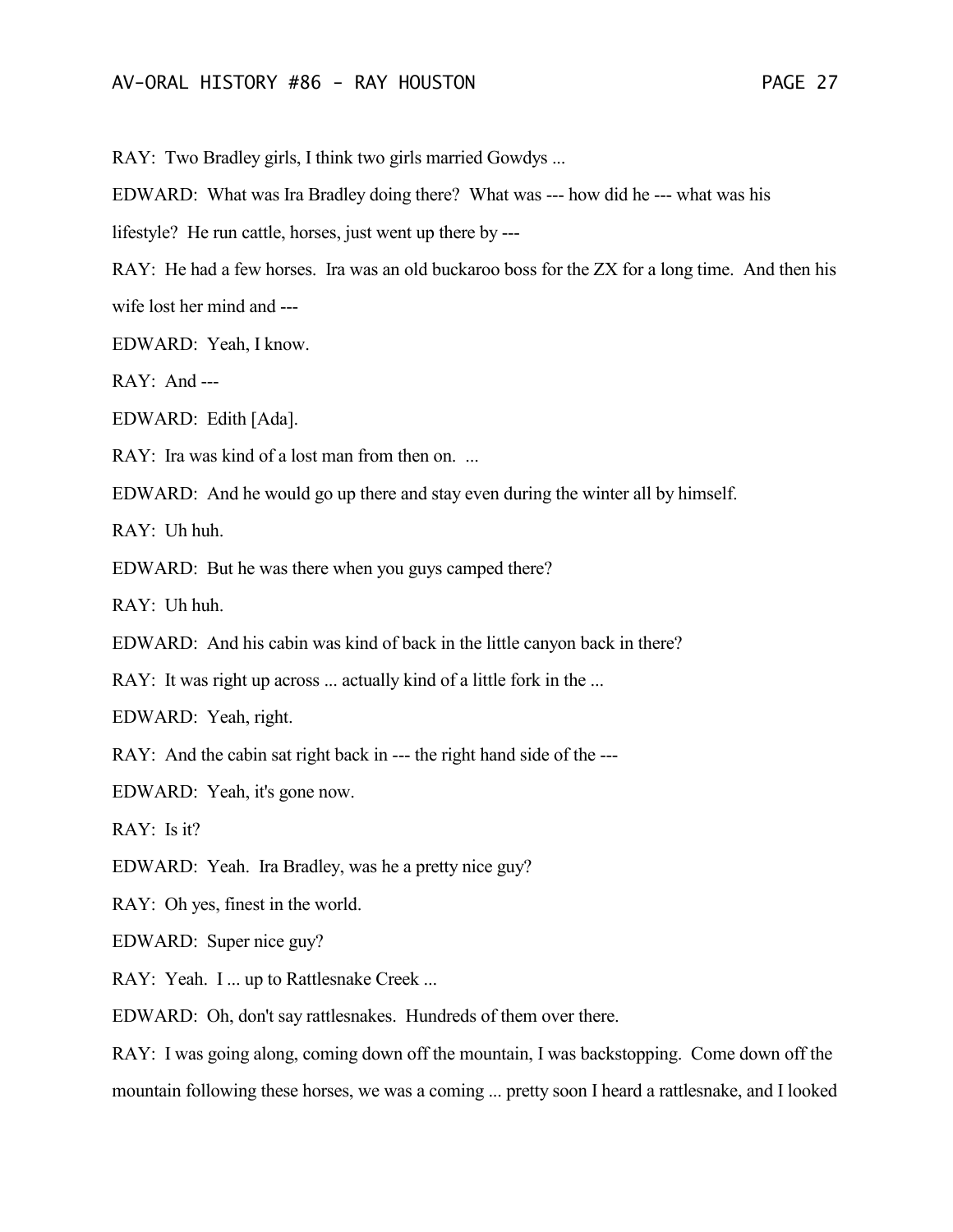RAY: Two Bradley girls, I think two girls married Gowdys ...

EDWARD: What was Ira Bradley doing there? What was --- how did he --- what was his lifestyle? He run cattle, horses, just went up there by ---

RAY: He had a few horses. Ira was an old buckaroo boss for the ZX for a long time. And then his wife lost her mind and ---

EDWARD: Yeah, I know.

RAY: And ---

EDWARD: Edith [Ada].

RAY: Ira was kind of a lost man from then on. ...

EDWARD: And he would go up there and stay even during the winter all by himself.

RAY: Uh huh.

EDWARD: But he was there when you guys camped there?

RAY: Uh huh.

EDWARD: And his cabin was kind of back in the little canyon back in there?

RAY: It was right up across ... actually kind of a little fork in the ...

EDWARD: Yeah, right.

RAY: And the cabin sat right back in --- the right hand side of the ---

EDWARD: Yeah, it's gone now.

RAY: Is it?

EDWARD: Yeah. Ira Bradley, was he a pretty nice guy?

RAY: Oh yes, finest in the world.

EDWARD: Super nice guy?

RAY: Yeah. I ... up to Rattlesnake Creek ...

EDWARD: Oh, don't say rattlesnakes. Hundreds of them over there.

RAY: I was going along, coming down off the mountain, I was backstopping. Come down off the mountain following these horses, we was a coming ... pretty soon I heard a rattlesnake, and I looked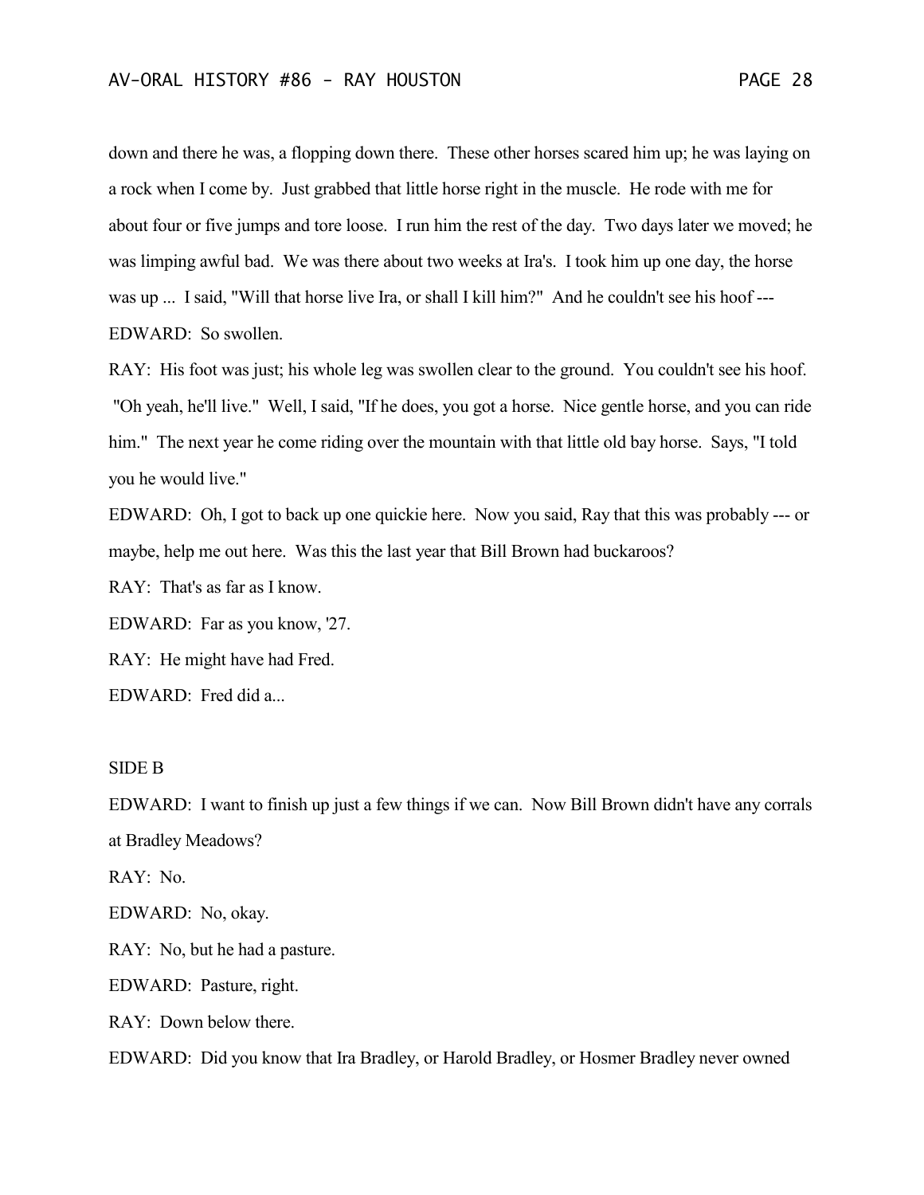down and there he was, a flopping down there. These other horses scared him up; he was laying on a rock when I come by. Just grabbed that little horse right in the muscle. He rode with me for about four or five jumps and tore loose. I run him the rest of the day. Two days later we moved; he was limping awful bad. We was there about two weeks at Ira's. I took him up one day, the horse was up ... I said, "Will that horse live Ira, or shall I kill him?" And he couldn't see his hoof ---

EDWARD: So swollen.

RAY: His foot was just; his whole leg was swollen clear to the ground. You couldn't see his hoof. "Oh yeah, he'll live." Well, I said, "If he does, you got a horse. Nice gentle horse, and you can ride him." The next year he come riding over the mountain with that little old bay horse. Says, "I told you he would live."

EDWARD: Oh, I got to back up one quickie here. Now you said, Ray that this was probably --- or maybe, help me out here. Was this the last year that Bill Brown had buckaroos?

RAY: That's as far as I know.

EDWARD: Far as you know, '27.

RAY: He might have had Fred.

EDWARD: Fred did a...

SIDE B

EDWARD: I want to finish up just a few things if we can. Now Bill Brown didn't have any corrals at Bradley Meadows?

RAY: No.

EDWARD: No, okay.

RAY: No, but he had a pasture.

EDWARD: Pasture, right.

RAY: Down below there.

EDWARD: Did you know that Ira Bradley, or Harold Bradley, or Hosmer Bradley never owned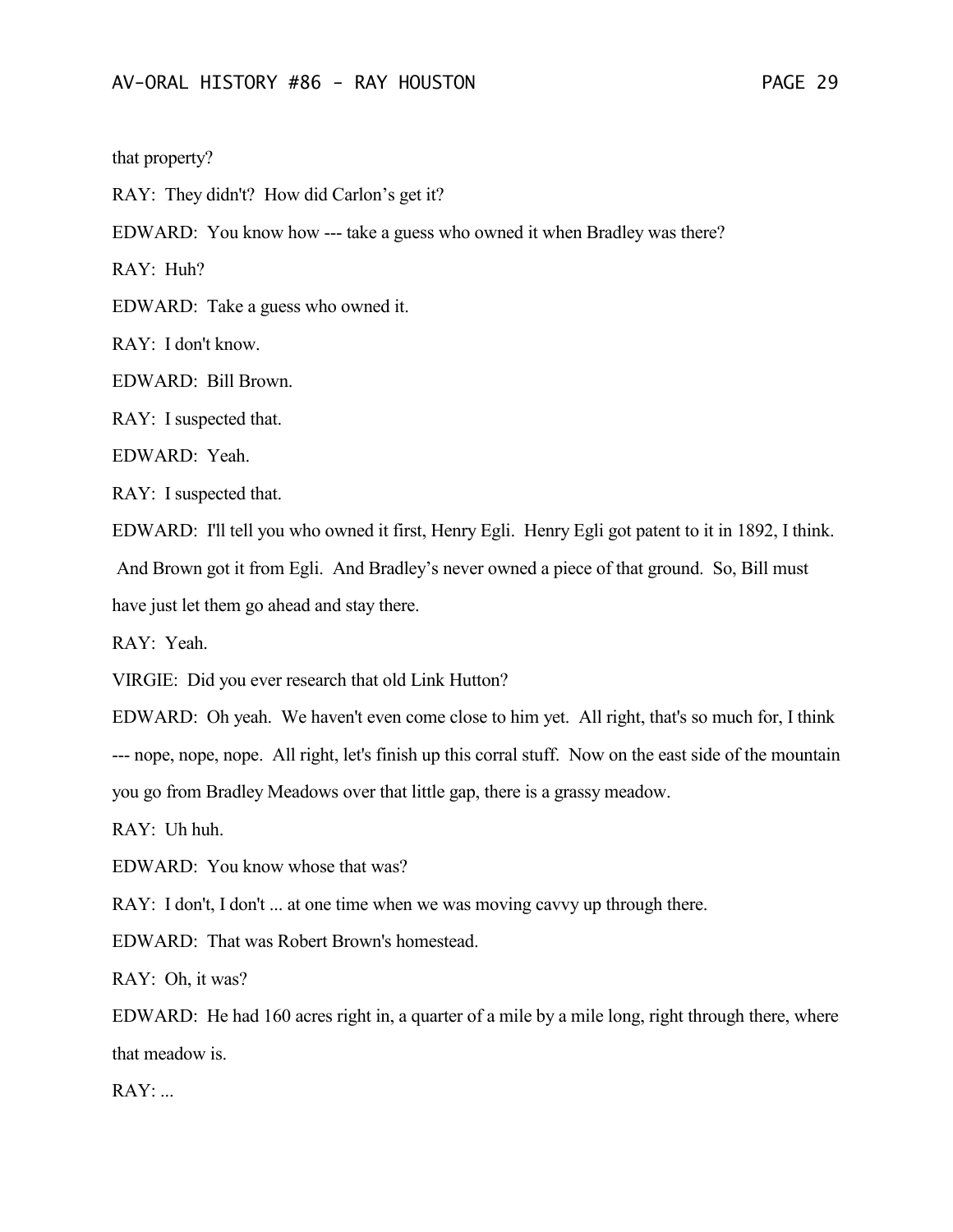that property?

RAY: They didn't? How did Carlon's get it?

EDWARD: You know how --- take a guess who owned it when Bradley was there?

RAY: Huh?

EDWARD: Take a guess who owned it.

RAY: I don't know.

EDWARD: Bill Brown.

RAY: I suspected that.

EDWARD: Yeah.

RAY: I suspected that.

EDWARD: I'll tell you who owned it first, Henry Egli. Henry Egli got patent to it in 1892, I think. And Brown got it from Egli. And Bradley's never owned a piece of that ground. So, Bill must have just let them go ahead and stay there.

RAY: Yeah.

VIRGIE: Did you ever research that old Link Hutton?

EDWARD: Oh yeah. We haven't even come close to him yet. All right, that's so much for, I think --- nope, nope, nope. All right, let's finish up this corral stuff. Now on the east side of the mountain you go from Bradley Meadows over that little gap, there is a grassy meadow.

RAY: Uh huh.

EDWARD: You know whose that was?

RAY: I don't, I don't ... at one time when we was moving cavvy up through there.

EDWARD: That was Robert Brown's homestead.

RAY: Oh, it was?

EDWARD: He had 160 acres right in, a quarter of a mile by a mile long, right through there, where that meadow is.

RAY: ...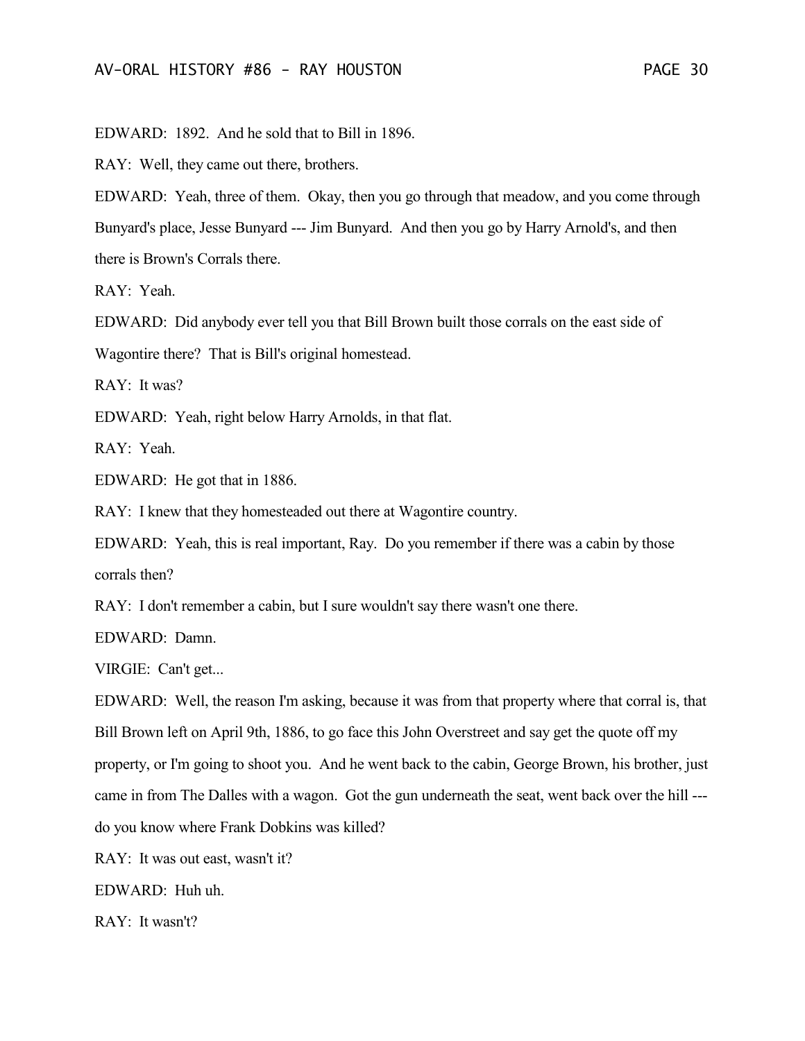EDWARD: 1892. And he sold that to Bill in 1896.

RAY: Well, they came out there, brothers.

EDWARD: Yeah, three of them. Okay, then you go through that meadow, and you come through Bunyard's place, Jesse Bunyard --- Jim Bunyard. And then you go by Harry Arnold's, and then there is Brown's Corrals there.

RAY: Yeah.

EDWARD: Did anybody ever tell you that Bill Brown built those corrals on the east side of Wagontire there? That is Bill's original homestead.

RAY: It was?

EDWARD: Yeah, right below Harry Arnolds, in that flat.

RAY: Yeah.

EDWARD: He got that in 1886.

RAY: I knew that they homesteaded out there at Wagontire country.

EDWARD: Yeah, this is real important, Ray. Do you remember if there was a cabin by those corrals then?

RAY: I don't remember a cabin, but I sure wouldn't say there wasn't one there.

EDWARD: Damn.

VIRGIE: Can't get...

EDWARD: Well, the reason I'm asking, because it was from that property where that corral is, that Bill Brown left on April 9th, 1886, to go face this John Overstreet and say get the quote off my property, or I'm going to shoot you. And he went back to the cabin, George Brown, his brother, just came in from The Dalles with a wagon. Got the gun underneath the seat, went back over the hill --- do you know where Frank Dobkins was killed?

RAY: It was out east, wasn't it?

EDWARD: Huh uh.

RAY: It wasn't?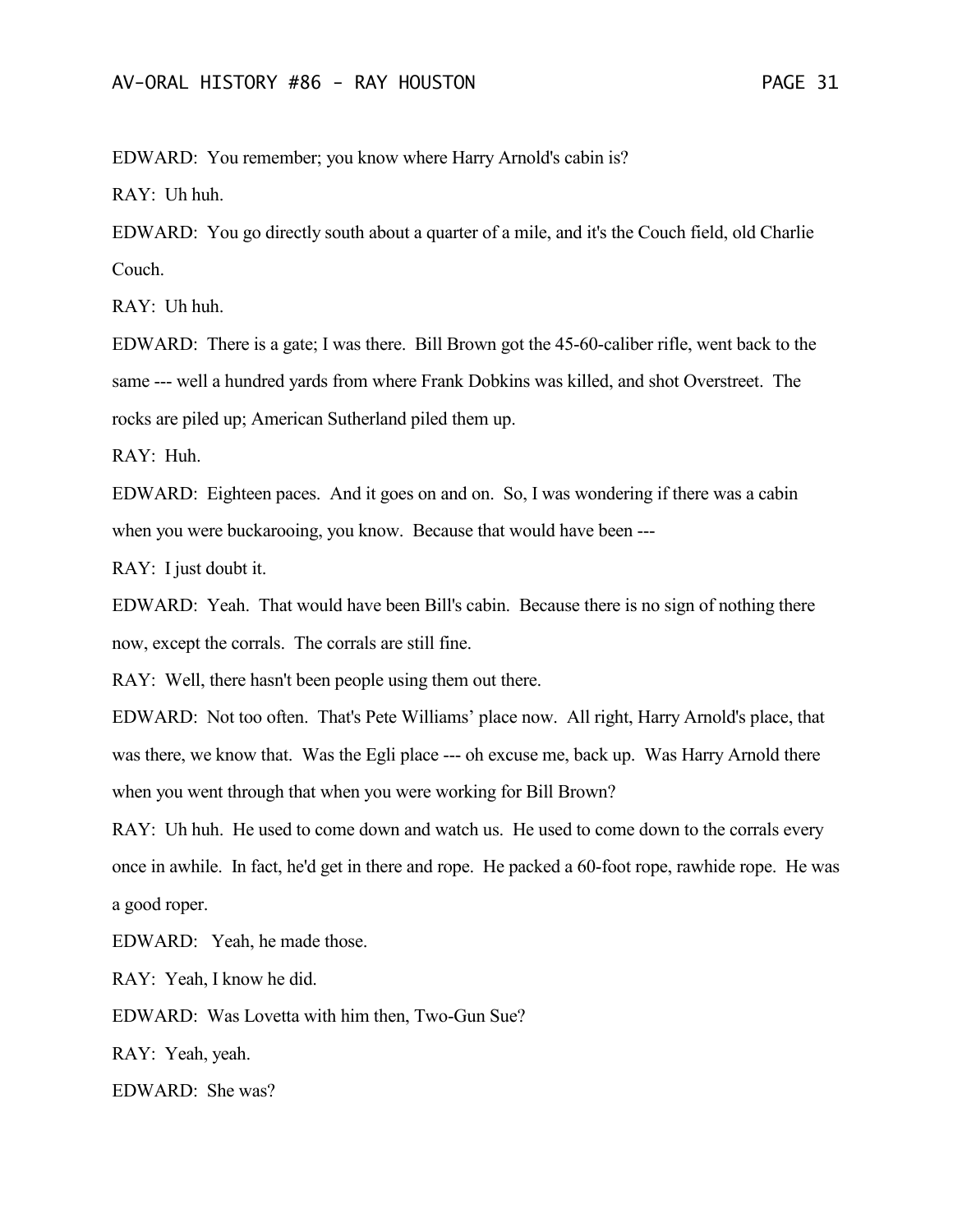EDWARD: You remember; you know where Harry Arnold's cabin is?

RAY: Uh huh.

EDWARD: You go directly south about a quarter of a mile, and it's the Couch field, old Charlie Couch.

RAY: Uh huh.

EDWARD: There is a gate; I was there. Bill Brown got the 45-60-caliber rifle, went back to the same --- well a hundred yards from where Frank Dobkins was killed, and shot Overstreet. The rocks are piled up; American Sutherland piled them up.

RAY: Huh.

EDWARD: Eighteen paces. And it goes on and on. So, I was wondering if there was a cabin when you were buckarooing, you know. Because that would have been ---

RAY: I just doubt it.

EDWARD: Yeah. That would have been Bill's cabin. Because there is no sign of nothing there now, except the corrals. The corrals are still fine.

RAY: Well, there hasn't been people using them out there.

EDWARD: Not too often. That's Pete Williams' place now. All right, Harry Arnold's place, that was there, we know that. Was the Egli place --- oh excuse me, back up. Was Harry Arnold there when you went through that when you were working for Bill Brown?

RAY: Uh huh. He used to come down and watch us. He used to come down to the corrals every once in awhile. In fact, he'd get in there and rope. He packed a 60-foot rope, rawhide rope. He was a good roper.

EDWARD: Yeah, he made those.

RAY: Yeah, I know he did.

EDWARD: Was Lovetta with him then, Two-Gun Sue?

RAY: Yeah, yeah.

EDWARD: She was?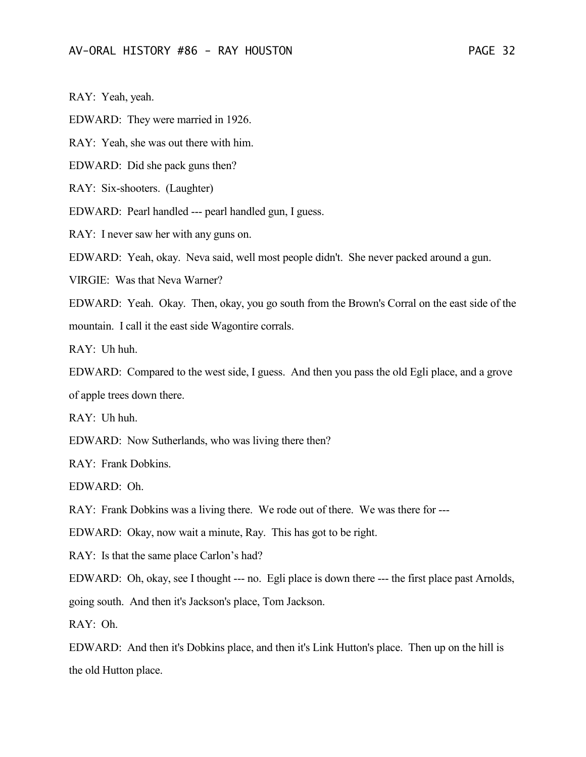RAY: Yeah, yeah.

EDWARD: They were married in 1926.

RAY: Yeah, she was out there with him.

EDWARD: Did she pack guns then?

RAY: Six-shooters. (Laughter)

EDWARD: Pearl handled --- pearl handled gun, I guess.

RAY: I never saw her with any guns on.

EDWARD: Yeah, okay. Neva said, well most people didn't. She never packed around a gun.

VIRGIE: Was that Neva Warner?

EDWARD: Yeah. Okay. Then, okay, you go south from the Brown's Corral on the east side of the mountain. I call it the east side Wagontire corrals.

RAY: Uh huh.

EDWARD: Compared to the west side, I guess. And then you pass the old Egli place, and a grove of apple trees down there.

RAY: Uh huh.

EDWARD: Now Sutherlands, who was living there then?

RAY: Frank Dobkins.

EDWARD: Oh.

RAY: Frank Dobkins was a living there. We rode out of there. We was there for ---

EDWARD: Okay, now wait a minute, Ray. This has got to be right.

RAY: Is that the same place Carlon's had?

EDWARD: Oh, okay, see I thought --- no. Egli place is down there --- the first place past Arnolds, going south. And then it's Jackson's place, Tom Jackson.

RAY: Oh.

EDWARD: And then it's Dobkins place, and then it's Link Hutton's place. Then up on the hill is the old Hutton place.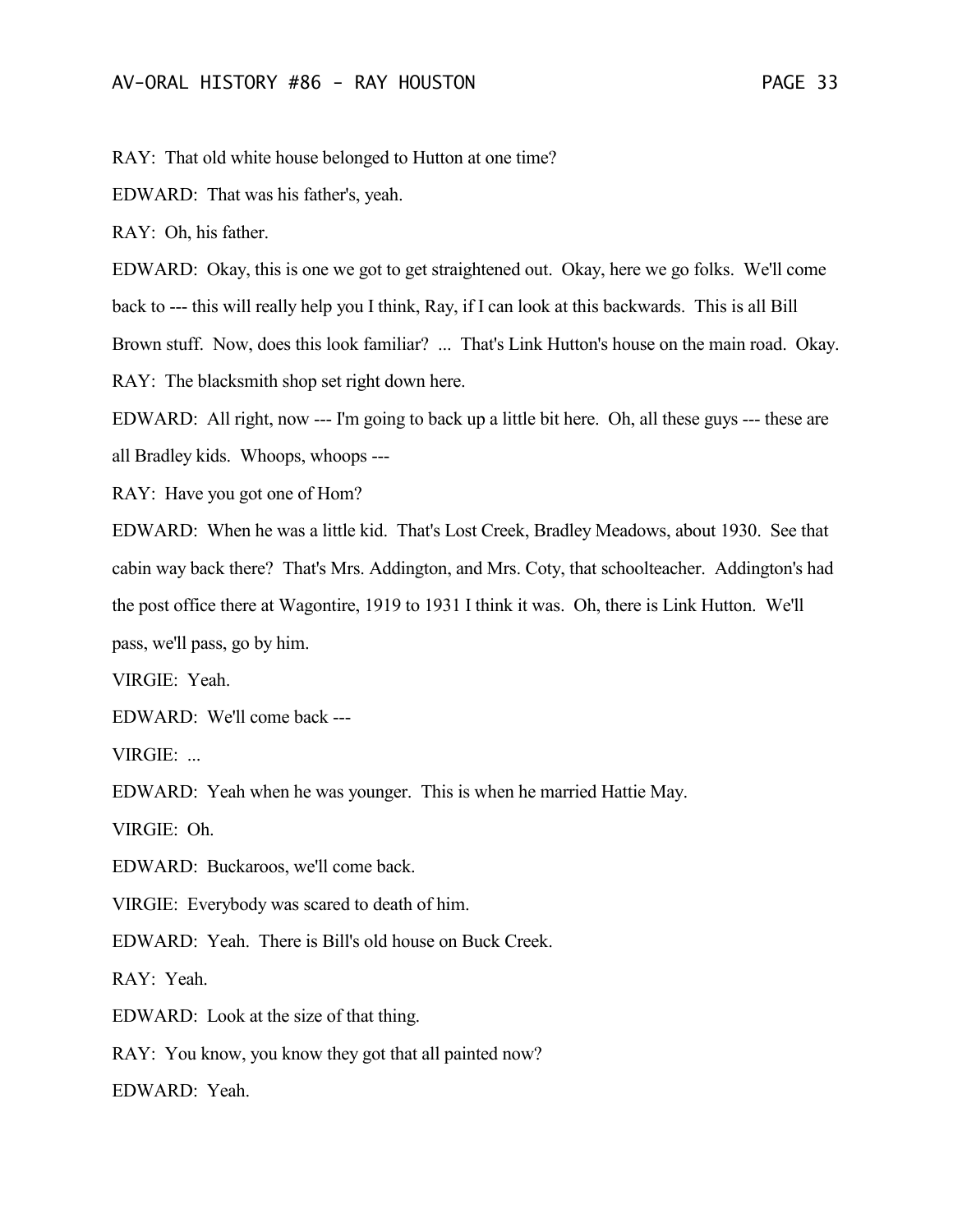RAY: That old white house belonged to Hutton at one time?

EDWARD: That was his father's, yeah.

RAY: Oh, his father.

EDWARD: Okay, this is one we got to get straightened out. Okay, here we go folks. We'll come back to --- this will really help you I think, Ray, if I can look at this backwards. This is all Bill Brown stuff. Now, does this look familiar? ... That's Link Hutton's house on the main road. Okay.

RAY: The blacksmith shop set right down here.

EDWARD: All right, now --- I'm going to back up a little bit here. Oh, all these guys --- these are all Bradley kids. Whoops, whoops ---

RAY: Have you got one of Hom?

EDWARD: When he was a little kid. That's Lost Creek, Bradley Meadows, about 1930. See that cabin way back there? That's Mrs. Addington, and Mrs. Coty, that schoolteacher. Addington's had the post office there at Wagontire, 1919 to 1931 I think it was. Oh, there is Link Hutton. We'll pass, we'll pass, go by him.

VIRGIE: Yeah.

EDWARD: We'll come back ---

VIRGIE: ...

EDWARD: Yeah when he was younger. This is when he married Hattie May.

VIRGIE: Oh.

EDWARD: Buckaroos, we'll come back.

VIRGIE: Everybody was scared to death of him.

EDWARD: Yeah. There is Bill's old house on Buck Creek.

RAY: Yeah.

EDWARD: Look at the size of that thing.

RAY: You know, you know they got that all painted now?

EDWARD: Yeah.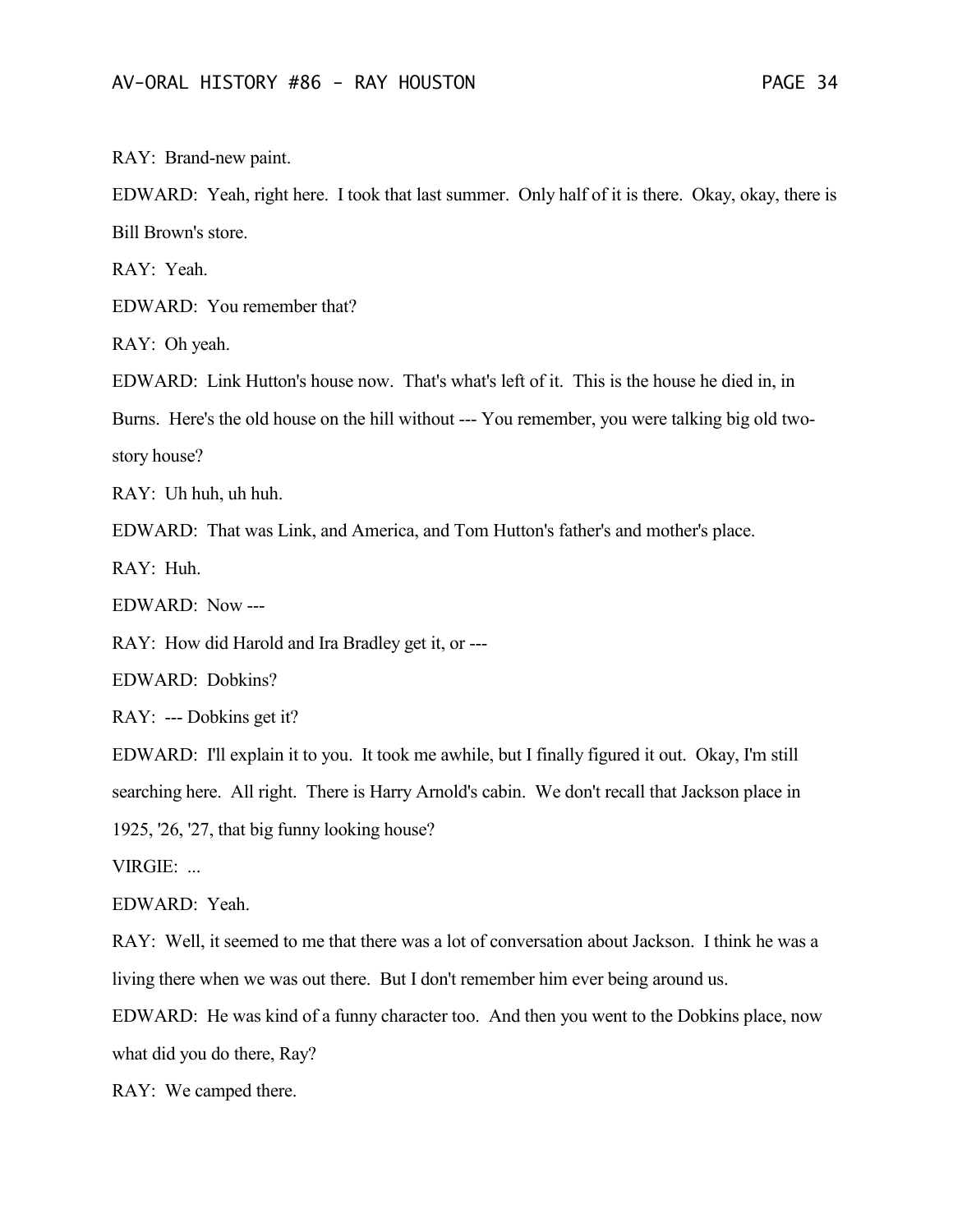RAY: Brand-new paint.

EDWARD: Yeah, right here. I took that last summer. Only half of it is there. Okay, okay, there is Bill Brown's store.

RAY: Yeah.

EDWARD: You remember that?

RAY: Oh yeah.

EDWARD: Link Hutton's house now. That's what's left of it. This is the house he died in, in Burns. Here's the old house on the hill without --- You remember, you were talking big old two-story house?

RAY: Uh huh, uh huh.

EDWARD: That was Link, and America, and Tom Hutton's father's and mother's place.

RAY: Huh.

EDWARD: Now ---

RAY: How did Harold and Ira Bradley get it, or ---

EDWARD: Dobkins?

RAY: --- Dobkins get it?

EDWARD: I'll explain it to you. It took me awhile, but I finally figured it out. Okay, I'm still searching here. All right. There is Harry Arnold's cabin. We don't recall that Jackson place in 1925, '26, '27, that big funny looking house?

VIRGIE: ...

EDWARD: Yeah.

RAY: Well, it seemed to me that there was a lot of conversation about Jackson. I think he was a living there when we was out there. But I don't remember him ever being around us.

EDWARD: He was kind of a funny character too. And then you went to the Dobkins place, now what did you do there, Ray?

RAY: We camped there.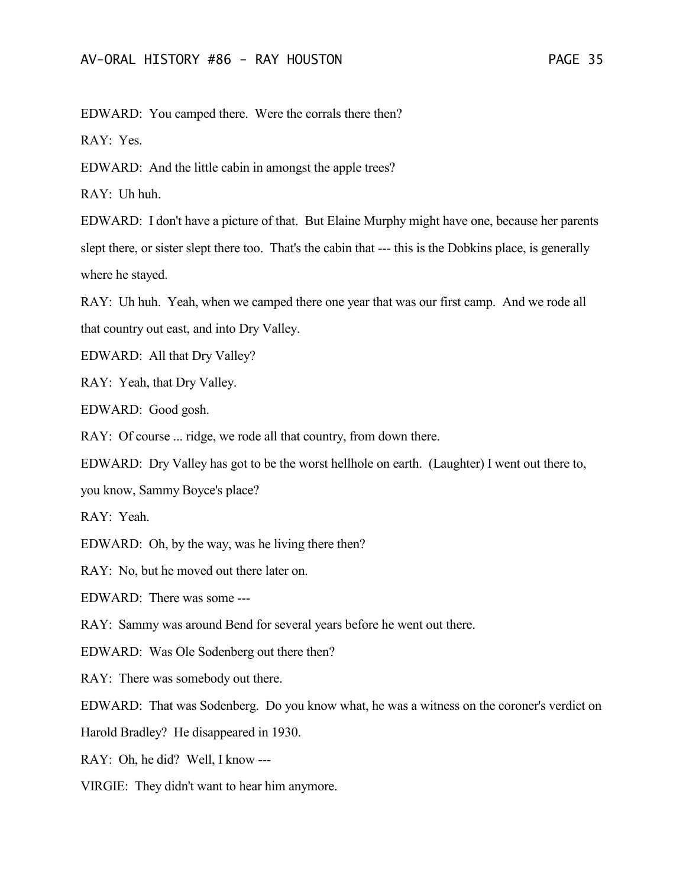EDWARD: You camped there. Were the corrals there then?

RAY: Yes.

EDWARD: And the little cabin in amongst the apple trees?

RAY: Uh huh.

EDWARD: I don't have a picture of that. But Elaine Murphy might have one, because her parents slept there, or sister slept there too. That's the cabin that --- this is the Dobkins place, is generally where he stayed.

RAY: Uh huh. Yeah, when we camped there one year that was our first camp. And we rode all that country out east, and into Dry Valley.

EDWARD: All that Dry Valley?

RAY: Yeah, that Dry Valley.

EDWARD: Good gosh.

RAY: Of course ... ridge, we rode all that country, from down there.

EDWARD: Dry Valley has got to be the worst hellhole on earth. (Laughter) I went out there to, you know, Sammy Boyce's place?

RAY: Yeah.

EDWARD: Oh, by the way, was he living there then?

RAY: No, but he moved out there later on.

EDWARD: There was some ---

RAY: Sammy was around Bend for several years before he went out there.

EDWARD: Was Ole Sodenberg out there then?

RAY: There was somebody out there.

EDWARD: That was Sodenberg. Do you know what, he was a witness on the coroner's verdict on Harold Bradley? He disappeared in 1930.

RAY: Oh, he did? Well, I know ---

VIRGIE: They didn't want to hear him anymore.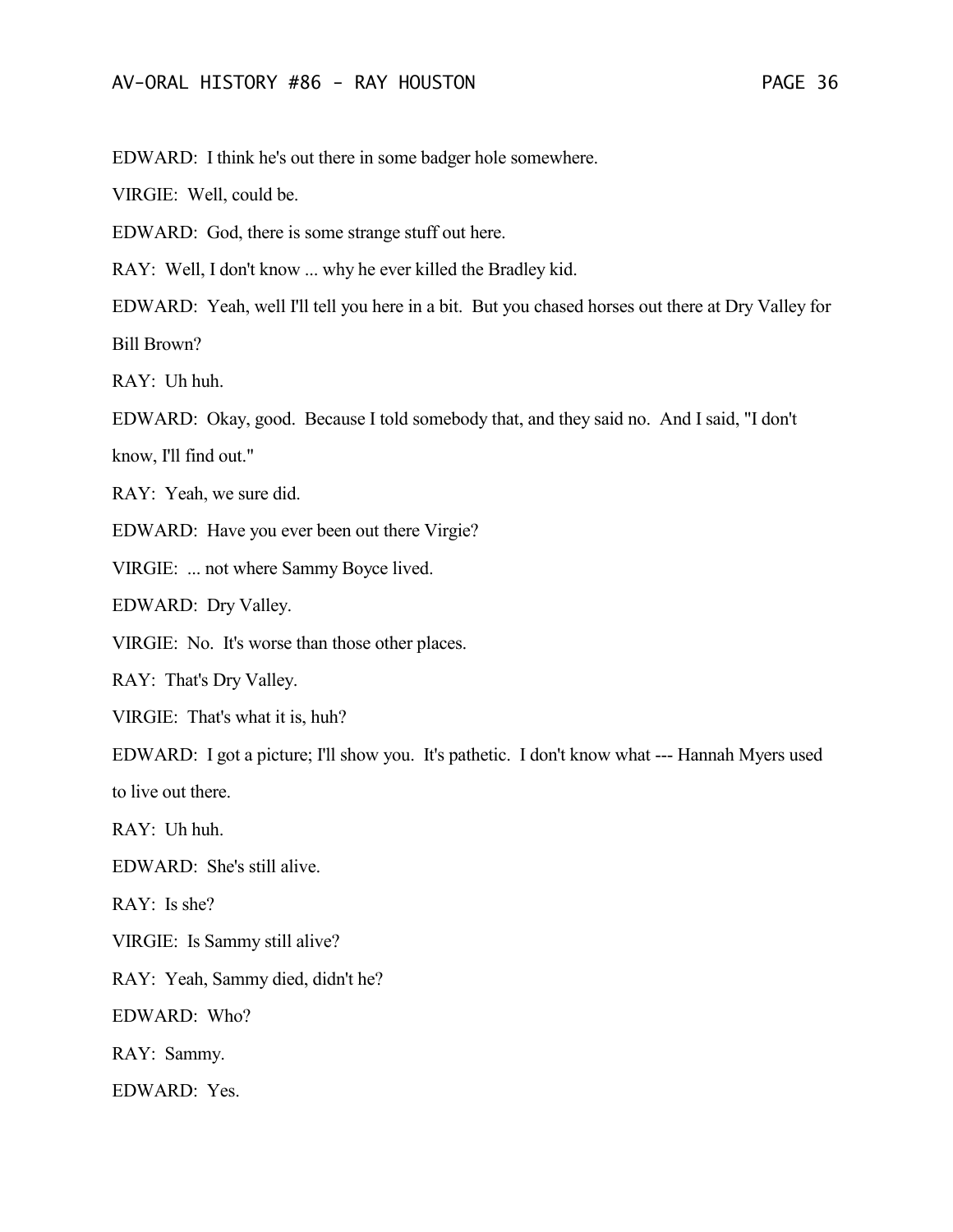EDWARD: I think he's out there in some badger hole somewhere.

VIRGIE: Well, could be.

EDWARD: God, there is some strange stuff out here.

RAY: Well, I don't know ... why he ever killed the Bradley kid.

EDWARD: Yeah, well I'll tell you here in a bit. But you chased horses out there at Dry Valley for Bill Brown?

RAY: Uh huh.

EDWARD: Okay, good. Because I told somebody that, and they said no. And I said, "I don't know, I'll find out."

RAY: Yeah, we sure did.

EDWARD: Have you ever been out there Virgie?

VIRGIE: ... not where Sammy Boyce lived.

EDWARD: Dry Valley.

VIRGIE: No. It's worse than those other places.

RAY: That's Dry Valley.

VIRGIE: That's what it is, huh?

EDWARD: I got a picture; I'll show you. It's pathetic. I don't know what --- Hannah Myers used to live out there.

RAY: Uh huh.

EDWARD: She's still alive.

RAY: Is she?

VIRGIE: Is Sammy still alive?

RAY: Yeah, Sammy died, didn't he?

EDWARD: Who?

RAY: Sammy.

EDWARD: Yes.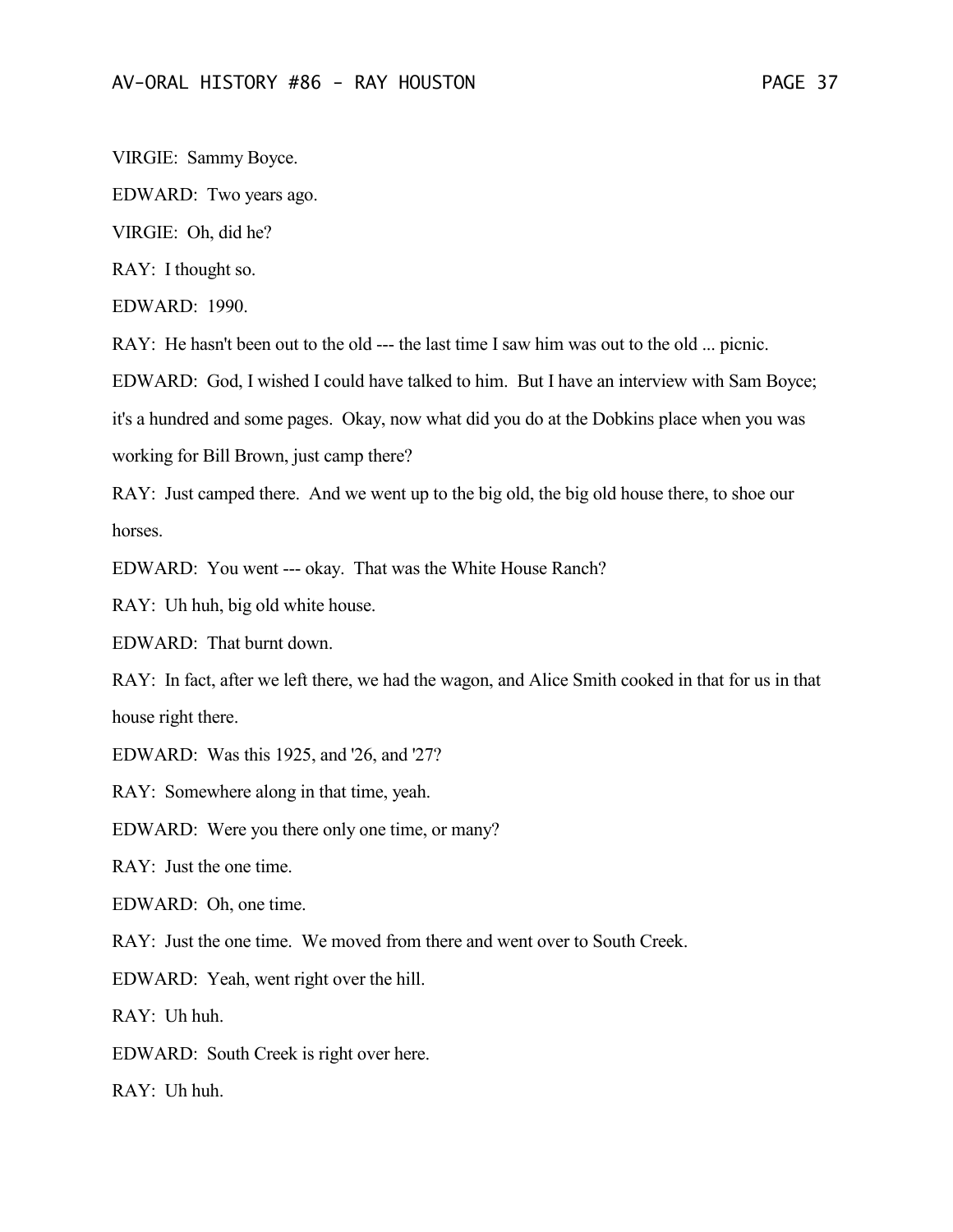VIRGIE: Sammy Boyce.

EDWARD: Two years ago.

VIRGIE: Oh, did he?

RAY: I thought so.

EDWARD: 1990.

RAY: He hasn't been out to the old --- the last time I saw him was out to the old ... picnic.

EDWARD: God, I wished I could have talked to him. But I have an interview with Sam Boyce; it's a hundred and some pages. Okay, now what did you do at the Dobkins place when you was working for Bill Brown, just camp there?

RAY: Just camped there. And we went up to the big old, the big old house there, to shoe our horses.

EDWARD: You went --- okay. That was the White House Ranch?

RAY: Uh huh, big old white house.

EDWARD: That burnt down.

RAY: In fact, after we left there, we had the wagon, and Alice Smith cooked in that for us in that house right there.

EDWARD: Was this 1925, and '26, and '27?

RAY: Somewhere along in that time, yeah.

EDWARD: Were you there only one time, or many?

RAY: Just the one time.

EDWARD: Oh, one time.

RAY: Just the one time. We moved from there and went over to South Creek.

EDWARD: Yeah, went right over the hill.

RAY: Uh huh.

EDWARD: South Creek is right over here.

RAY: Uh huh.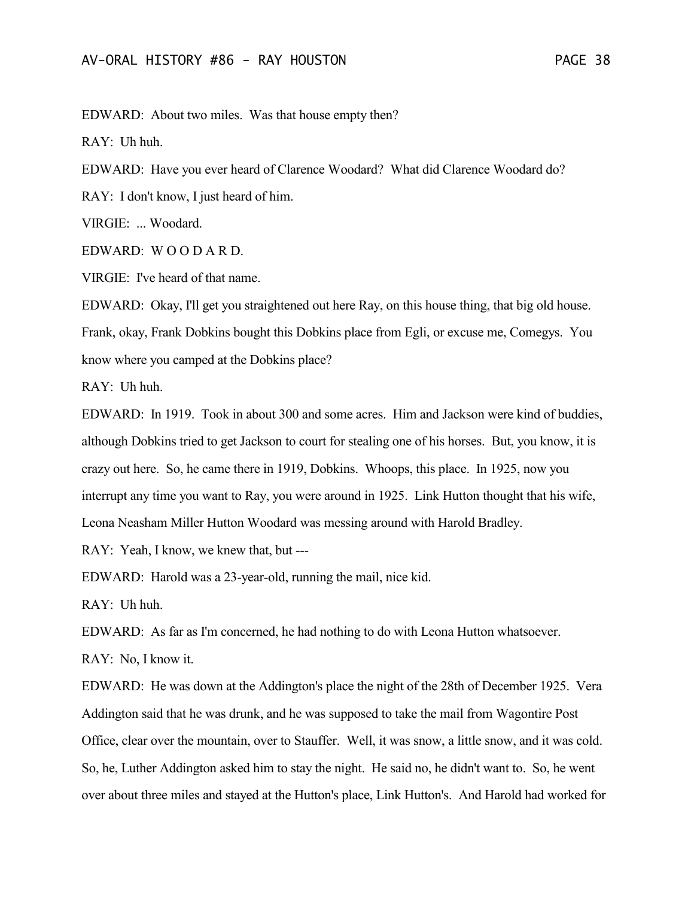EDWARD: About two miles. Was that house empty then?

RAY: Uh huh.

EDWARD: Have you ever heard of Clarence Woodard? What did Clarence Woodard do?

RAY: I don't know, I just heard of him.

VIRGIE: ... Woodard.

EDWARD: W O O D A R D.

VIRGIE: I've heard of that name.

EDWARD: Okay, I'll get you straightened out here Ray, on this house thing, that big old house. Frank, okay, Frank Dobkins bought this Dobkins place from Egli, or excuse me, Comegys. You know where you camped at the Dobkins place?

RAY: Uh huh.

EDWARD: In 1919. Took in about 300 and some acres. Him and Jackson were kind of buddies, although Dobkins tried to get Jackson to court for stealing one of his horses. But, you know, it is crazy out here. So, he came there in 1919, Dobkins. Whoops, this place. In 1925, now you interrupt any time you want to Ray, you were around in 1925. Link Hutton thought that his wife, Leona Neasham Miller Hutton Woodard was messing around with Harold Bradley.

RAY: Yeah, I know, we knew that, but ---

EDWARD: Harold was a 23-year-old, running the mail, nice kid.

RAY: Uh huh.

EDWARD: As far as I'm concerned, he had nothing to do with Leona Hutton whatsoever.

RAY: No, I know it.

EDWARD: He was down at the Addington's place the night of the 28th of December 1925. Vera Addington said that he was drunk, and he was supposed to take the mail from Wagontire Post Office, clear over the mountain, over to Stauffer. Well, it was snow, a little snow, and it was cold. So, he, Luther Addington asked him to stay the night. He said no, he didn't want to. So, he went over about three miles and stayed at the Hutton's place, Link Hutton's. And Harold had worked for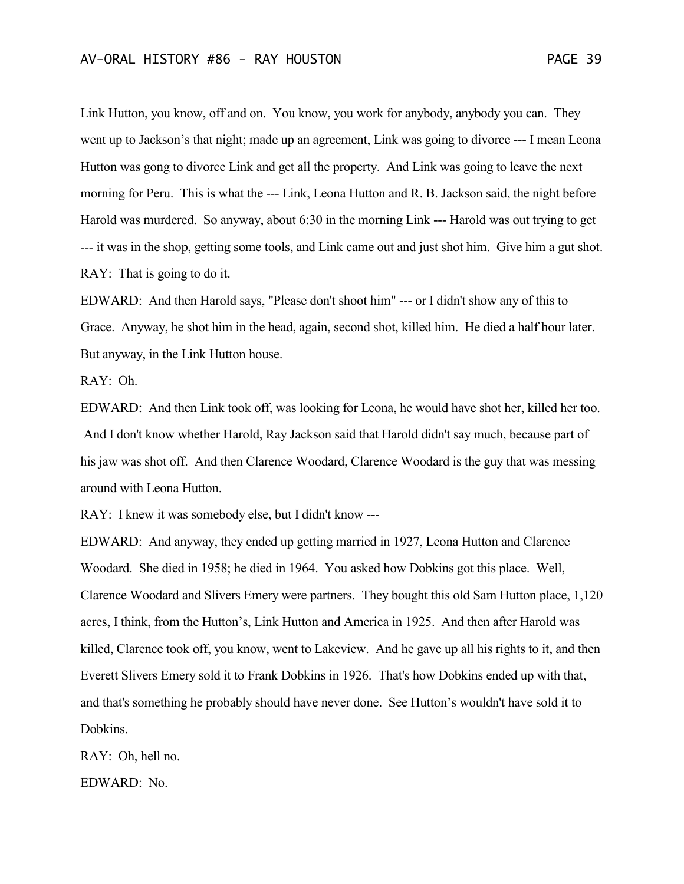Link Hutton, you know, off and on. You know, you work for anybody, anybody you can. They went up to Jackson's that night; made up an agreement, Link was going to divorce --- I mean Leona Hutton was gong to divorce Link and get all the property. And Link was going to leave the next morning for Peru. This is what the --- Link, Leona Hutton and R. B. Jackson said, the night before Harold was murdered. So anyway, about 6:30 in the morning Link --- Harold was out trying to get --- it was in the shop, getting some tools, and Link came out and just shot him. Give him a gut shot.

RAY: That is going to do it.

EDWARD: And then Harold says, "Please don't shoot him" --- or I didn't show any of this to Grace. Anyway, he shot him in the head, again, second shot, killed him. He died a half hour later. But anyway, in the Link Hutton house.

RAY: Oh.

EDWARD: And then Link took off, was looking for Leona, he would have shot her, killed her too. And I don't know whether Harold, Ray Jackson said that Harold didn't say much, because part of his jaw was shot off. And then Clarence Woodard, Clarence Woodard is the guy that was messing around with Leona Hutton.

RAY: I knew it was somebody else, but I didn't know ---

EDWARD: And anyway, they ended up getting married in 1927, Leona Hutton and Clarence Woodard. She died in 1958; he died in 1964. You asked how Dobkins got this place. Well, Clarence Woodard and Slivers Emery were partners. They bought this old Sam Hutton place, 1,120 acres, I think, from the Hutton's, Link Hutton and America in 1925. And then after Harold was killed, Clarence took off, you know, went to Lakeview. And he gave up all his rights to it, and then Everett Slivers Emery sold it to Frank Dobkins in 1926. That's how Dobkins ended up with that, and that's something he probably should have never done. See Hutton's wouldn't have sold it to Dobkins.

RAY: Oh, hell no.

EDWARD: No.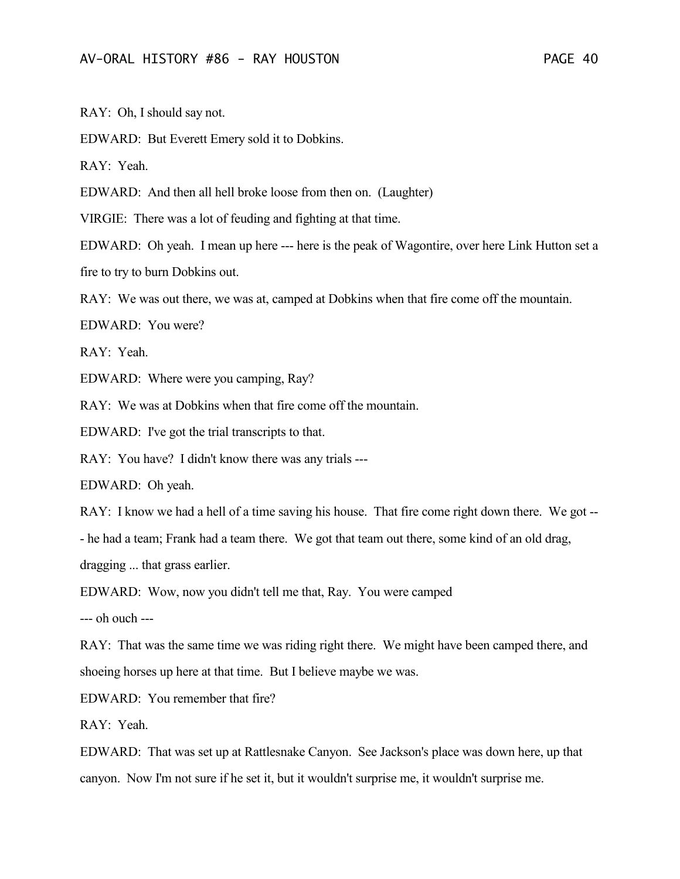RAY: Oh, I should say not.

EDWARD: But Everett Emery sold it to Dobkins.

RAY: Yeah.

EDWARD: And then all hell broke loose from then on. (Laughter)

VIRGIE: There was a lot of feuding and fighting at that time.

EDWARD: Oh yeah. I mean up here --- here is the peak of Wagontire, over here Link Hutton set a fire to try to burn Dobkins out.

RAY: We was out there, we was at, camped at Dobkins when that fire come off the mountain.

EDWARD: You were?

RAY: Yeah.

EDWARD: Where were you camping, Ray?

RAY: We was at Dobkins when that fire come off the mountain.

EDWARD: I've got the trial transcripts to that.

RAY: You have? I didn't know there was any trials ---

EDWARD: Oh yeah.

RAY: I know we had a hell of a time saving his house. That fire come right down there. We got --- he had a team; Frank had a team there. We got that team out there, some kind of an old drag, dragging ... that grass earlier.

EDWARD: Wow, now you didn't tell me that, Ray. You were camped --- oh ouch ---

RAY: That was the same time we was riding right there. We might have been camped there, and shoeing horses up here at that time. But I believe maybe we was.

EDWARD: You remember that fire?

RAY: Yeah.

EDWARD: That was set up at Rattlesnake Canyon. See Jackson's place was down here, up that canyon. Now I'm not sure if he set it, but it wouldn't surprise me, it wouldn't surprise me.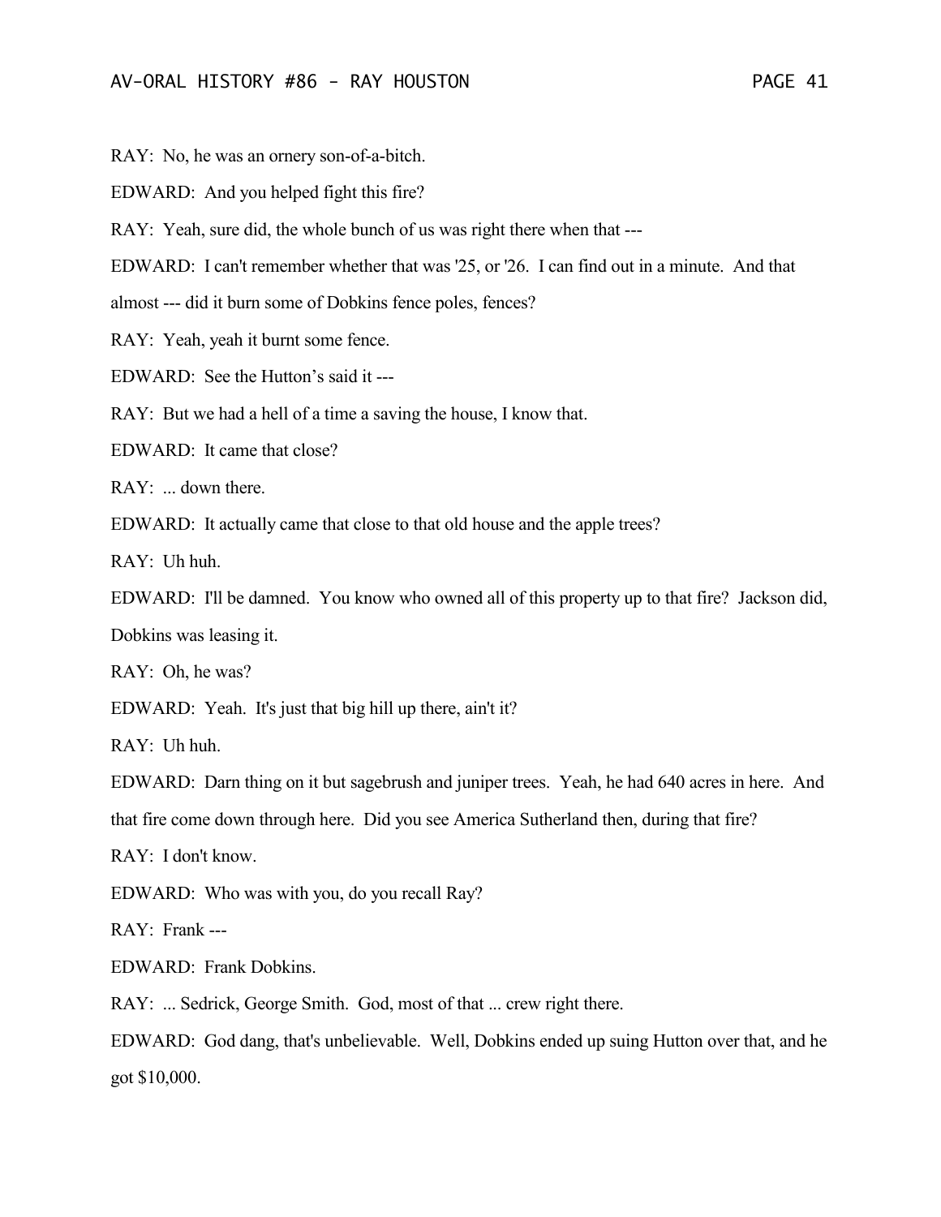RAY: No, he was an ornery son-of-a-bitch.

EDWARD: And you helped fight this fire?

RAY: Yeah, sure did, the whole bunch of us was right there when that ---

EDWARD: I can't remember whether that was '25, or '26. I can find out in a minute. And that almost --- did it burn some of Dobkins fence poles, fences?

RAY: Yeah, yeah it burnt some fence.

EDWARD: See the Hutton's said it ---

RAY: But we had a hell of a time a saving the house, I know that.

EDWARD: It came that close?

RAY: ... down there.

EDWARD: It actually came that close to that old house and the apple trees?

RAY: Uh huh.

EDWARD: I'll be damned. You know who owned all of this property up to that fire? Jackson did, Dobkins was leasing it.

RAY: Oh, he was?

EDWARD: Yeah. It's just that big hill up there, ain't it?

RAY: Uh huh.

EDWARD: Darn thing on it but sagebrush and juniper trees. Yeah, he had 640 acres in here. And that fire come down through here. Did you see America Sutherland then, during that fire?

RAY: I don't know.

EDWARD: Who was with you, do you recall Ray?

RAY: Frank ---

EDWARD: Frank Dobkins.

RAY: ... Sedrick, George Smith. God, most of that ... crew right there.

EDWARD: God dang, that's unbelievable. Well, Dobkins ended up suing Hutton over that, and he got $10,000.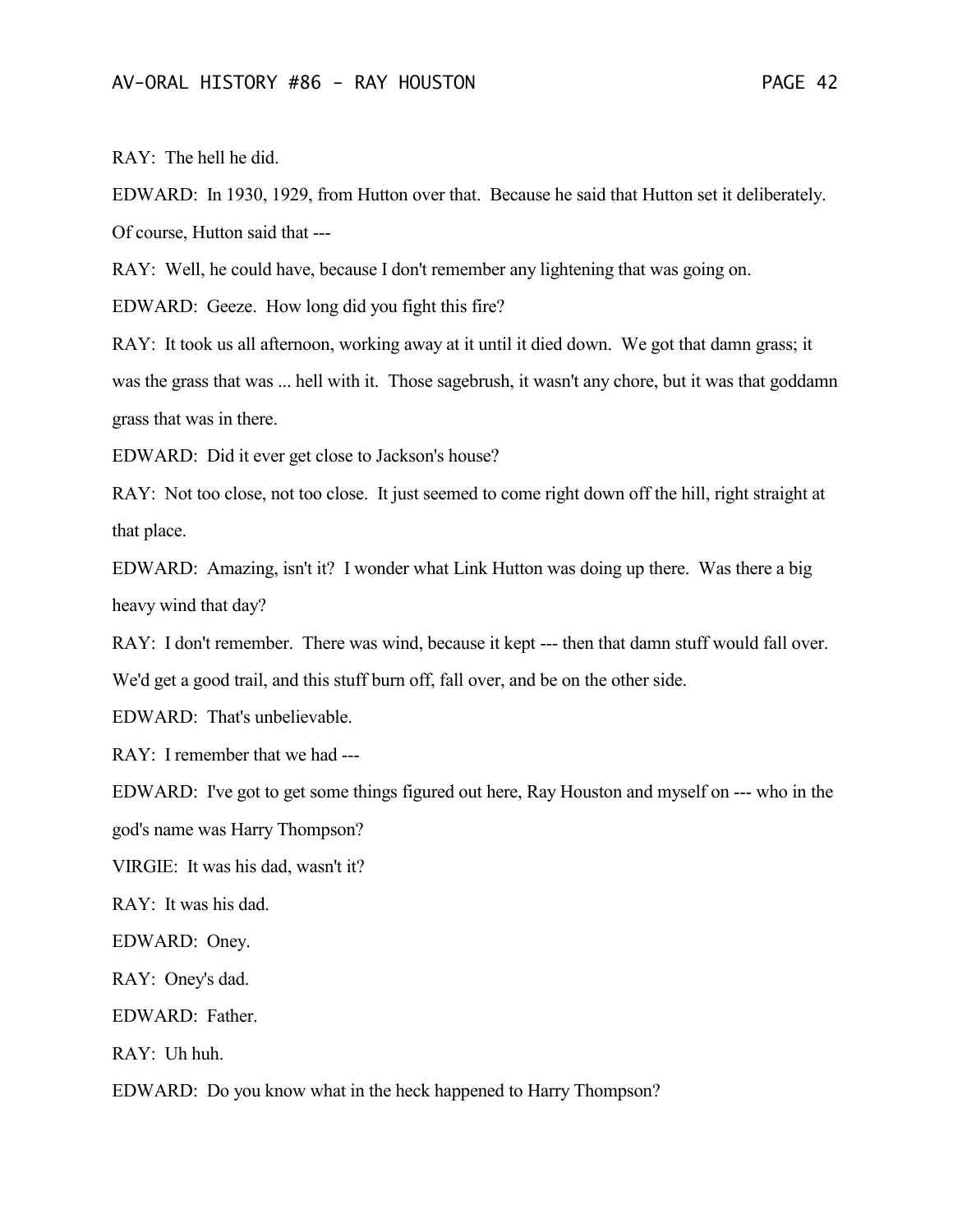RAY: The hell he did.

EDWARD: In 1930, 1929, from Hutton over that. Because he said that Hutton set it deliberately. Of course, Hutton said that ---

RAY: Well, he could have, because I don't remember any lightening that was going on.

EDWARD: Geeze. How long did you fight this fire?

RAY: It took us all afternoon, working away at it until it died down. We got that damn grass; it was the grass that was ... hell with it. Those sagebrush, it wasn't any chore, but it was that goddamn grass that was in there.

EDWARD: Did it ever get close to Jackson's house?

RAY: Not too close, not too close. It just seemed to come right down off the hill, right straight at that place.

EDWARD: Amazing, isn't it? I wonder what Link Hutton was doing up there. Was there a big heavy wind that day?

RAY: I don't remember. There was wind, because it kept --- then that damn stuff would fall over. We'd get a good trail, and this stuff burn off, fall over, and be on the other side.

EDWARD: That's unbelievable.

RAY: I remember that we had ---

EDWARD: I've got to get some things figured out here, Ray Houston and myself on --- who in the god's name was Harry Thompson?

VIRGIE: It was his dad, wasn't it?

RAY: It was his dad.

EDWARD: Oney.

RAY: Oney's dad.

EDWARD: Father.

RAY: Uh huh.

EDWARD: Do you know what in the heck happened to Harry Thompson?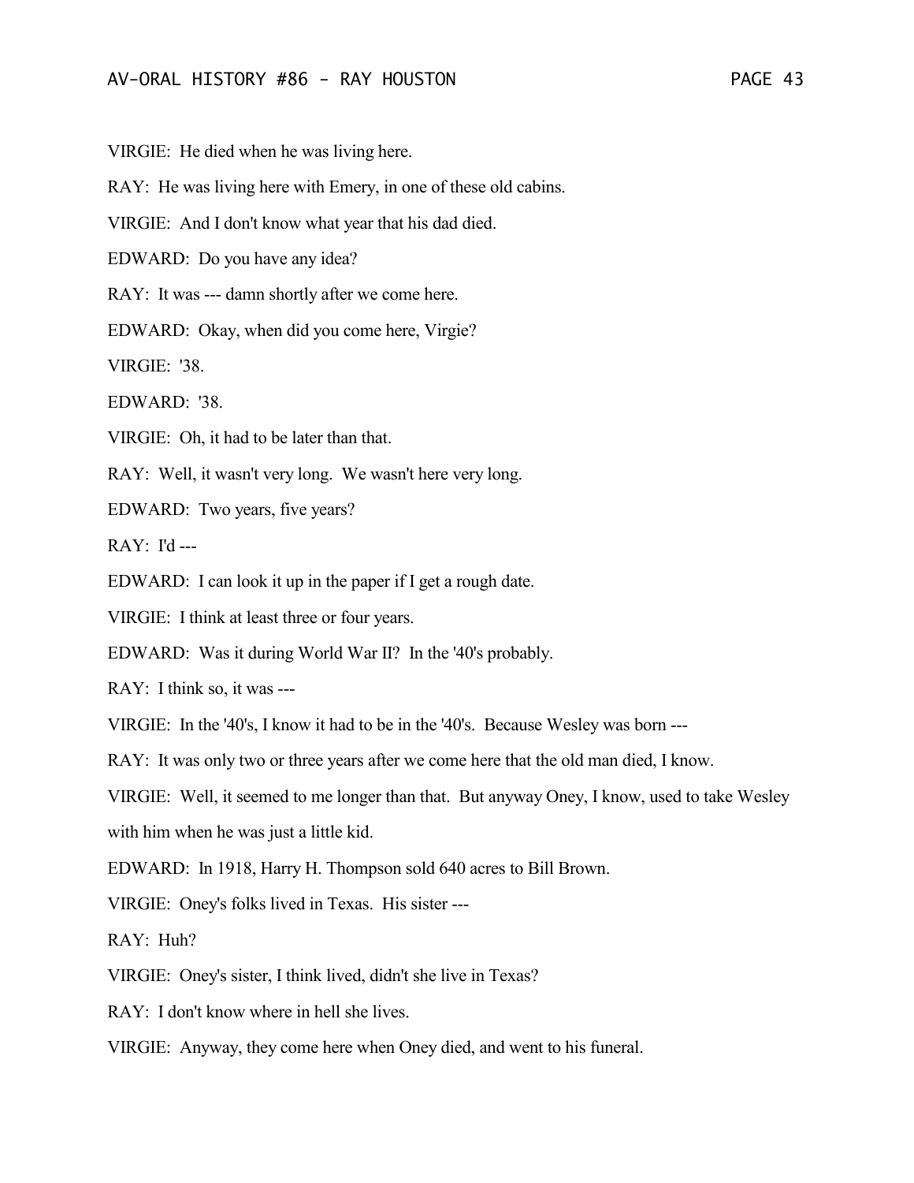VIRGIE: He died when he was living here.

RAY: He was living here with Emery, in one of these old cabins.

VIRGIE: And I don't know what year that his dad died.

EDWARD: Do you have any idea?

RAY: It was --- damn shortly after we come here.

EDWARD: Okay, when did you come here, Virgie?

VIRGIE: '38.

EDWARD: '38.

VIRGIE: Oh, it had to be later than that.

RAY: Well, it wasn't very long. We wasn't here very long.

EDWARD: Two years, five years?

RAY: I'd ---

EDWARD: I can look it up in the paper if I get a rough date.

VIRGIE: I think at least three or four years.

EDWARD: Was it during World War II? In the '40's probably.

RAY: I think so, it was ---

VIRGIE: In the '40's, I know it had to be in the '40's. Because Wesley was born ---

RAY: It was only two or three years after we come here that the old man died, I know.

VIRGIE: Well, it seemed to me longer than that. But anyway Oney, I know, used to take Wesley with him when he was just a little kid.

EDWARD: In 1918, Harry H. Thompson sold 640 acres to Bill Brown.

VIRGIE: Oney's folks lived in Texas. His sister ---

RAY: Huh?

VIRGIE: Oney's sister, I think lived, didn't she live in Texas?

RAY: I don't know where in hell she lives.

VIRGIE: Anyway, they come here when Oney died, and went to his funeral.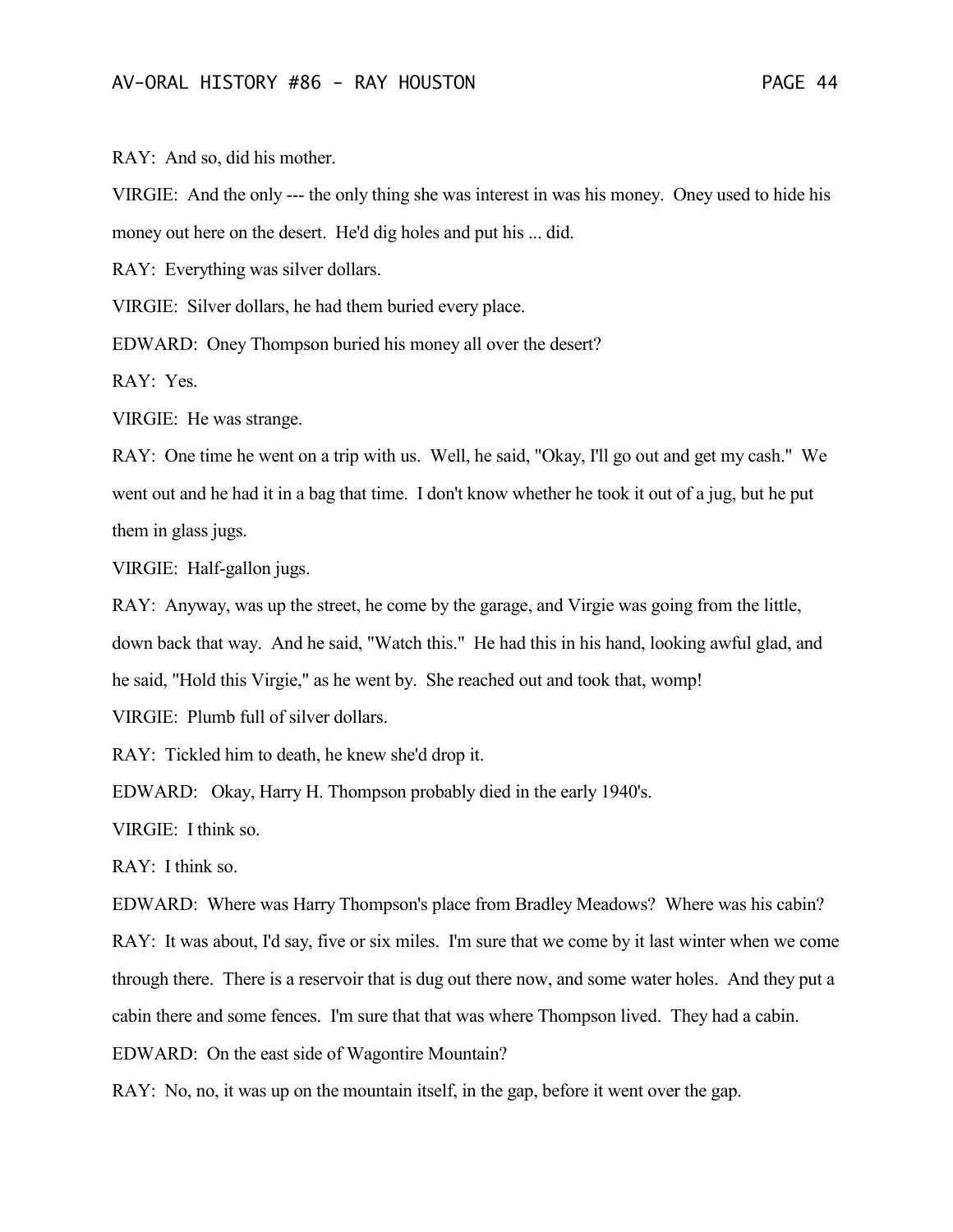RAY: And so, did his mother.

VIRGIE: And the only --- the only thing she was interest in was his money. Oney used to hide his money out here on the desert. He'd dig holes and put his ... did.

RAY: Everything was silver dollars.

VIRGIE: Silver dollars, he had them buried every place.

EDWARD: Oney Thompson buried his money all over the desert?

RAY: Yes.

VIRGIE: He was strange.

RAY: One time he went on a trip with us. Well, he said, "Okay, I'll go out and get my cash." We went out and he had it in a bag that time. I don't know whether he took it out of a jug, but he put them in glass jugs.

VIRGIE: Half-gallon jugs.

RAY: Anyway, was up the street, he come by the garage, and Virgie was going from the little, down back that way. And he said, "Watch this." He had this in his hand, looking awful glad, and he said, "Hold this Virgie," as he went by. She reached out and took that, womp!

VIRGIE: Plumb full of silver dollars.

RAY: Tickled him to death, he knew she'd drop it.

EDWARD: Okay, Harry H. Thompson probably died in the early 1940's.

VIRGIE: I think so.

RAY: I think so.

EDWARD: Where was Harry Thompson's place from Bradley Meadows? Where was his cabin?

RAY: It was about, I'd say, five or six miles. I'm sure that we come by it last winter when we come through there. There is a reservoir that is dug out there now, and some water holes. And they put a cabin there and some fences. I'm sure that that was where Thompson lived. They had a cabin.

EDWARD: On the east side of Wagontire Mountain?

RAY: No, no, it was up on the mountain itself, in the gap, before it went over the gap.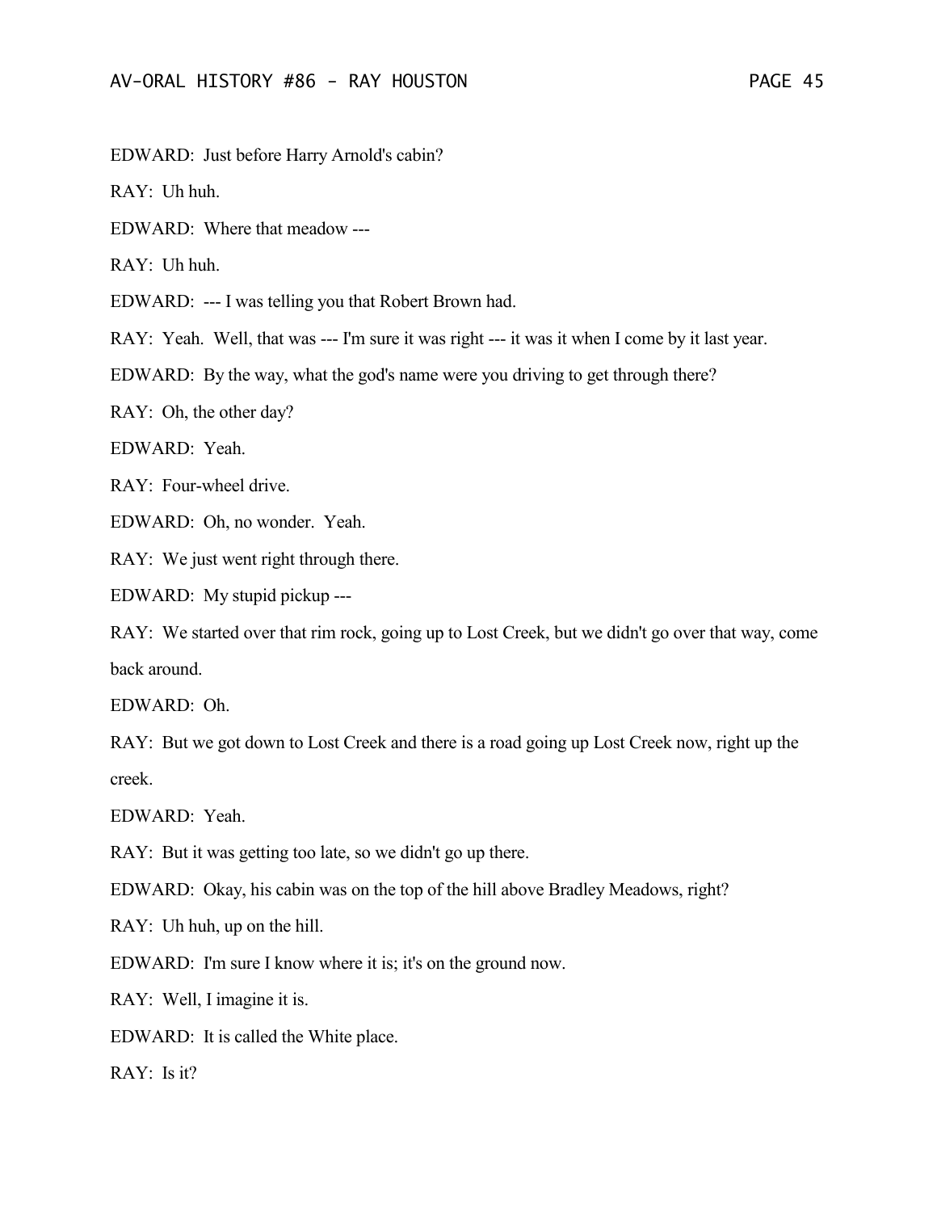EDWARD: Just before Harry Arnold's cabin?

RAY: Uh huh.

EDWARD: Where that meadow ---

RAY: Uh huh.

EDWARD: --- I was telling you that Robert Brown had.

RAY: Yeah. Well, that was --- I'm sure it was right --- it was it when I come by it last year.

EDWARD: By the way, what the god's name were you driving to get through there?

RAY: Oh, the other day?

EDWARD: Yeah.

RAY: Four-wheel drive.

EDWARD: Oh, no wonder. Yeah.

RAY: We just went right through there.

EDWARD: My stupid pickup ---

RAY: We started over that rim rock, going up to Lost Creek, but we didn't go over that way, come back around.

EDWARD: Oh.

RAY: But we got down to Lost Creek and there is a road going up Lost Creek now, right up the creek.

EDWARD: Yeah.

RAY: But it was getting too late, so we didn't go up there.

EDWARD: Okay, his cabin was on the top of the hill above Bradley Meadows, right?

RAY: Uh huh, up on the hill.

EDWARD: I'm sure I know where it is; it's on the ground now.

RAY: Well, I imagine it is.

EDWARD: It is called the White place.

RAY: Is it?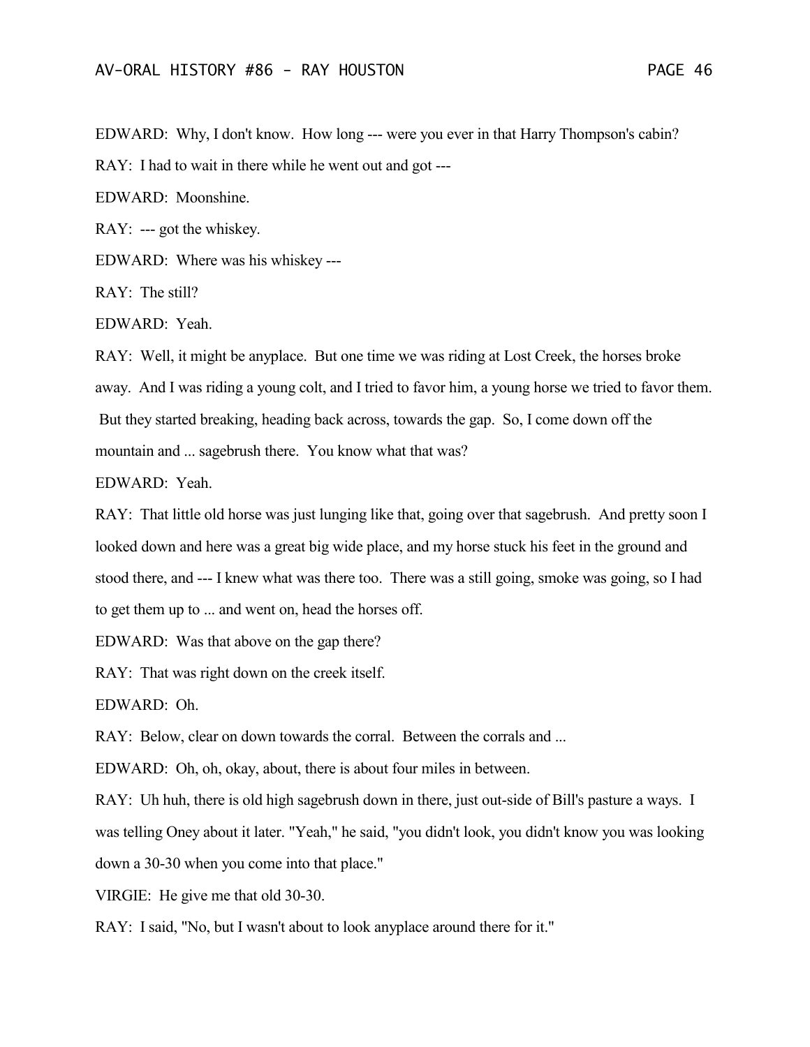EDWARD: Why, I don't know. How long --- were you ever in that Harry Thompson's cabin?

RAY: I had to wait in there while he went out and got ---

EDWARD: Moonshine.

RAY: --- got the whiskey.

EDWARD: Where was his whiskey ---

RAY: The still?

EDWARD: Yeah.

RAY: Well, it might be anyplace. But one time we was riding at Lost Creek, the horses broke away. And I was riding a young colt, and I tried to favor him, a young horse we tried to favor them. But they started breaking, heading back across, towards the gap. So, I come down off the mountain and ... sagebrush there. You know what that was?

EDWARD: Yeah.

RAY: That little old horse was just lunging like that, going over that sagebrush. And pretty soon I looked down and here was a great big wide place, and my horse stuck his feet in the ground and stood there, and --- I knew what was there too. There was a still going, smoke was going, so I had to get them up to ... and went on, head the horses off.

EDWARD: Was that above on the gap there?

RAY: That was right down on the creek itself.

EDWARD: Oh.

RAY: Below, clear on down towards the corral. Between the corrals and ...

EDWARD: Oh, oh, okay, about, there is about four miles in between.

RAY: Uh huh, there is old high sagebrush down in there, just out-side of Bill's pasture a ways. I was telling Oney about it later. "Yeah," he said, "you didn't look, you didn't know you was looking down a 30-30 when you come into that place."

VIRGIE: He give me that old 30-30.

RAY: I said, "No, but I wasn't about to look anyplace around there for it."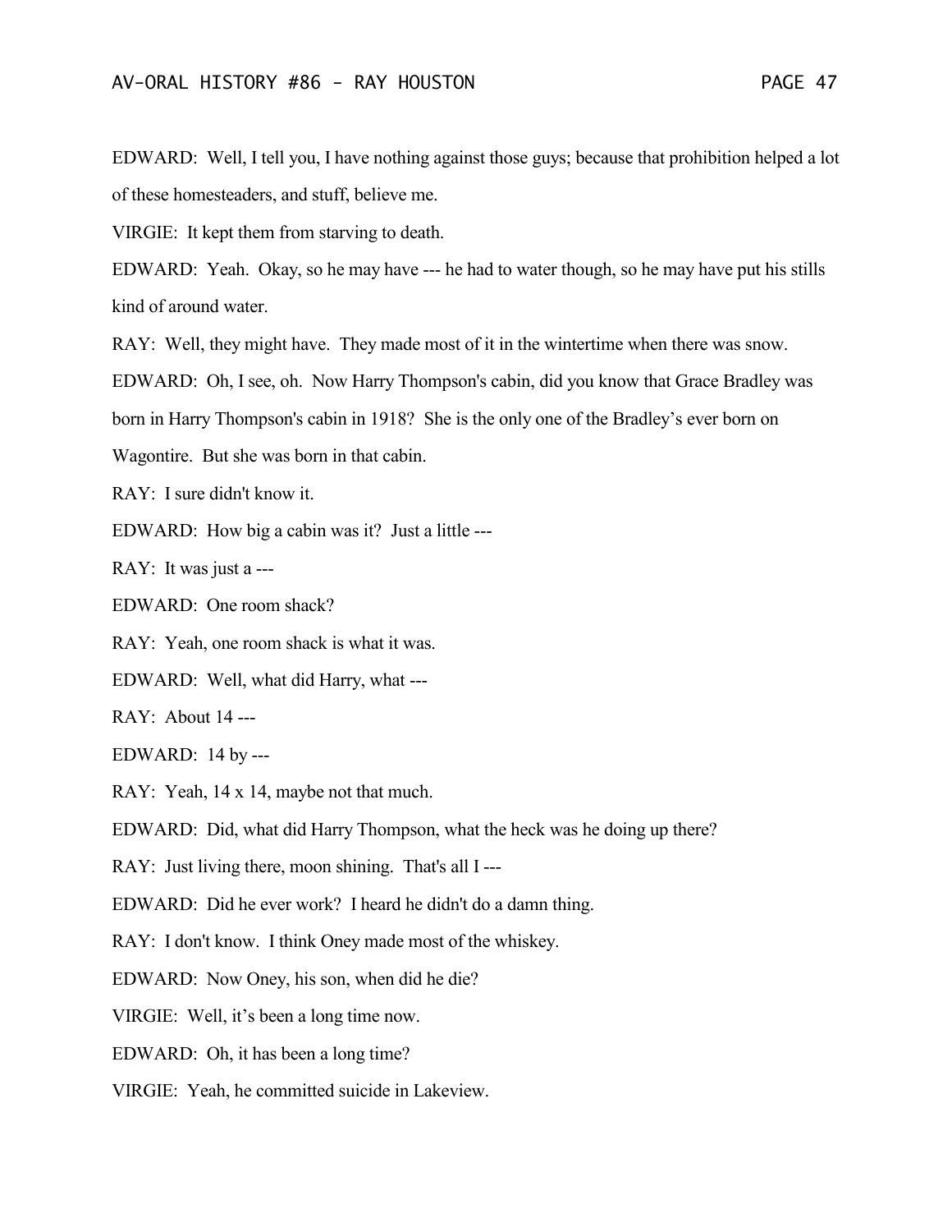EDWARD: Well, I tell you, I have nothing against those guys; because that prohibition helped a lot of these homesteaders, and stuff, believe me.

VIRGIE: It kept them from starving to death.

EDWARD: Yeah. Okay, so he may have --- he had to water though, so he may have put his stills kind of around water.

RAY: Well, they might have. They made most of it in the wintertime when there was snow.

EDWARD: Oh, I see, oh. Now Harry Thompson's cabin, did you know that Grace Bradley was born in Harry Thompson's cabin in 1918? She is the only one of the Bradley's ever born on Wagontire. But she was born in that cabin.

RAY: I sure didn't know it.

EDWARD: How big a cabin was it? Just a little ---

RAY: It was just a ---

EDWARD: One room shack?

RAY: Yeah, one room shack is what it was.

EDWARD: Well, what did Harry, what ---

RAY: About 14 ---

EDWARD: 14 by ---

RAY: Yeah, 14 x 14, maybe not that much.

EDWARD: Did, what did Harry Thompson, what the heck was he doing up there?

RAY: Just living there, moon shining. That's all I ---

EDWARD: Did he ever work? I heard he didn't do a damn thing.

RAY: I don't know. I think Oney made most of the whiskey.

EDWARD: Now Oney, his son, when did he die?

VIRGIE: Well, it's been a long time now.

EDWARD: Oh, it has been a long time?

VIRGIE: Yeah, he committed suicide in Lakeview.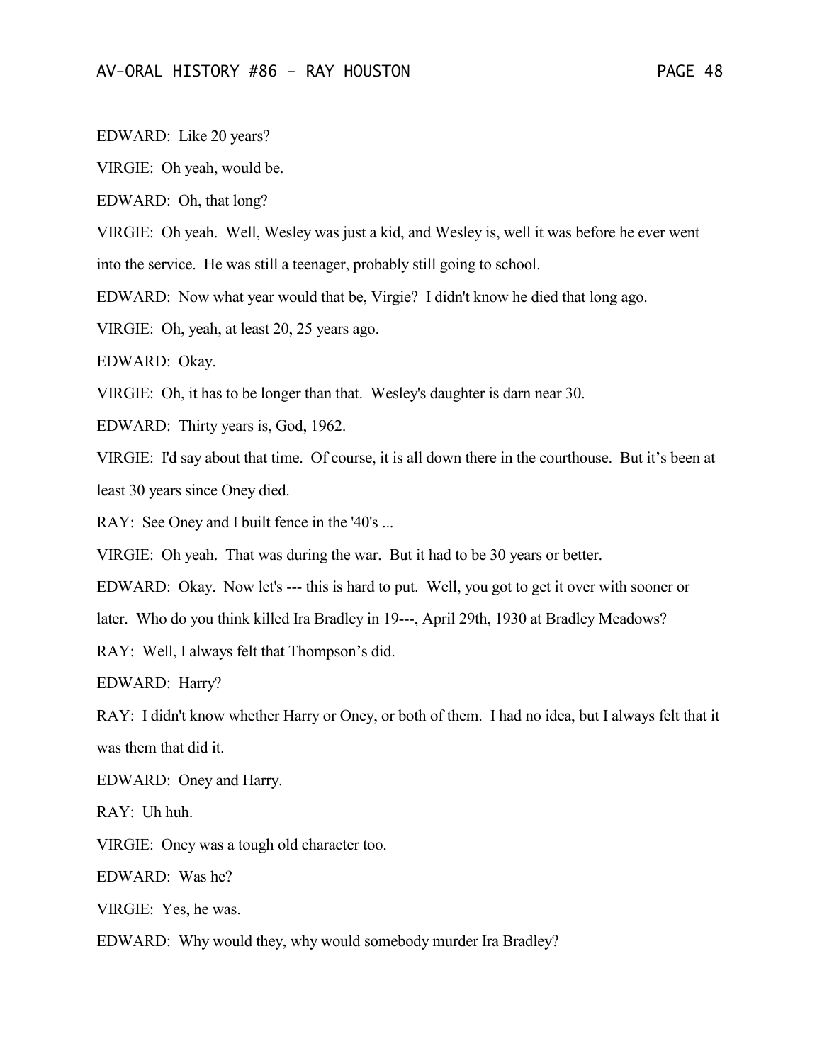EDWARD: Like 20 years?

VIRGIE: Oh yeah, would be.

EDWARD: Oh, that long?

VIRGIE: Oh yeah. Well, Wesley was just a kid, and Wesley is, well it was before he ever went into the service. He was still a teenager, probably still going to school.

EDWARD: Now what year would that be, Virgie? I didn't know he died that long ago.

VIRGIE: Oh, yeah, at least 20, 25 years ago.

EDWARD: Okay.

VIRGIE: Oh, it has to be longer than that. Wesley's daughter is darn near 30.

EDWARD: Thirty years is, God, 1962.

VIRGIE: I'd say about that time. Of course, it is all down there in the courthouse. But it's been at least 30 years since Oney died.

RAY: See Oney and I built fence in the '40's ...

VIRGIE: Oh yeah. That was during the war. But it had to be 30 years or better.

EDWARD: Okay. Now let's --- this is hard to put. Well, you got to get it over with sooner or later. Who do you think killed Ira Bradley in 19---, April 29th, 1930 at Bradley Meadows?

RAY: Well, I always felt that Thompson's did.

EDWARD: Harry?

RAY: I didn't know whether Harry or Oney, or both of them. I had no idea, but I always felt that it was them that did it.

EDWARD: Oney and Harry.

RAY: Uh huh.

VIRGIE: Oney was a tough old character too.

EDWARD: Was he?

VIRGIE: Yes, he was.

EDWARD: Why would they, why would somebody murder Ira Bradley?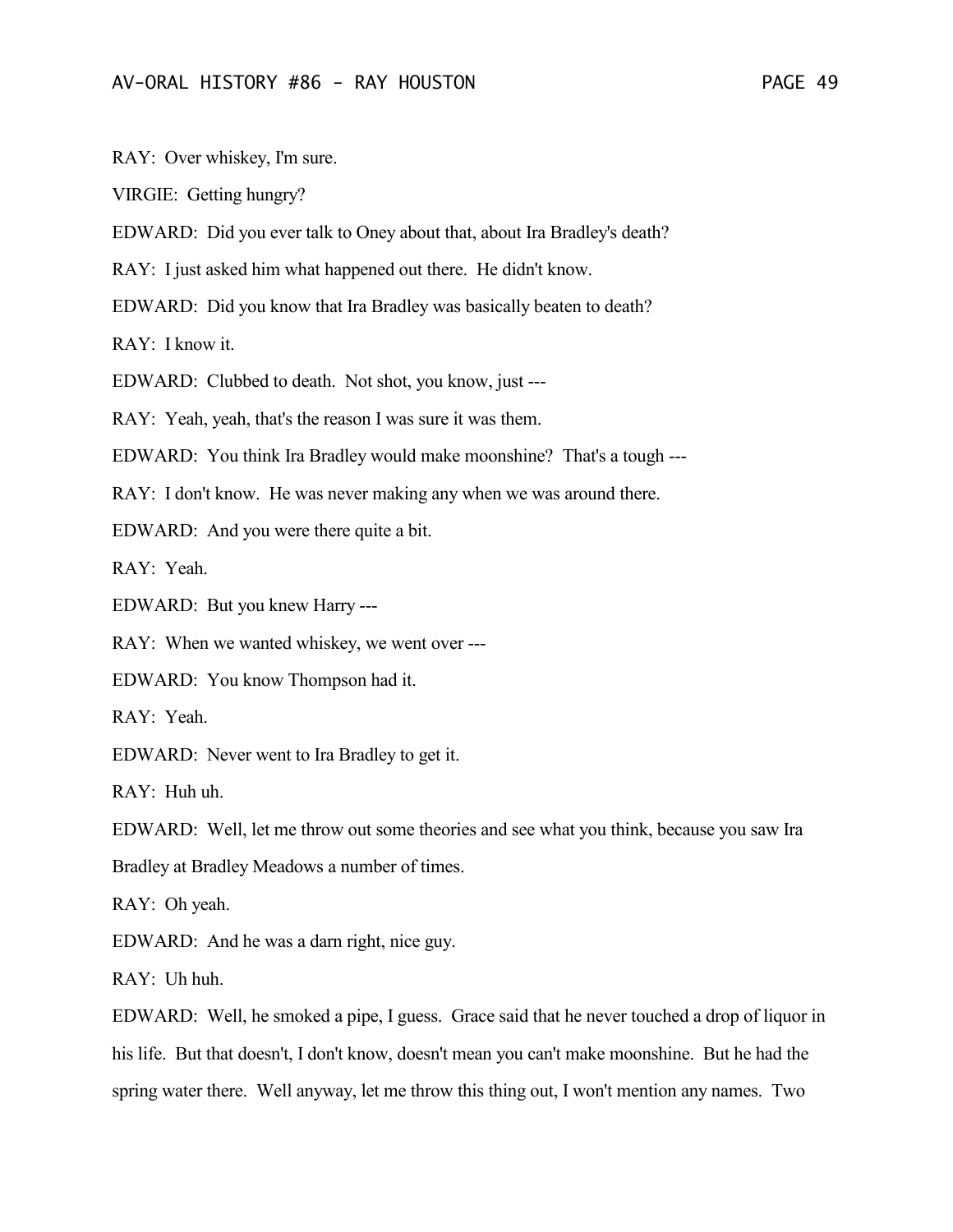RAY: Over whiskey, I'm sure.

VIRGIE: Getting hungry?

EDWARD: Did you ever talk to Oney about that, about Ira Bradley's death?

RAY: I just asked him what happened out there. He didn't know.

EDWARD: Did you know that Ira Bradley was basically beaten to death?

RAY: I know it.

EDWARD: Clubbed to death. Not shot, you know, just ---

RAY: Yeah, yeah, that's the reason I was sure it was them.

EDWARD: You think Ira Bradley would make moonshine? That's a tough ---

RAY: I don't know. He was never making any when we was around there.

EDWARD: And you were there quite a bit.

RAY: Yeah.

EDWARD: But you knew Harry ---

RAY: When we wanted whiskey, we went over ---

EDWARD: You know Thompson had it.

RAY: Yeah.

EDWARD: Never went to Ira Bradley to get it.

RAY: Huh uh.

EDWARD: Well, let me throw out some theories and see what you think, because you saw Ira Bradley at Bradley Meadows a number of times.

RAY: Oh yeah.

EDWARD: And he was a darn right, nice guy.

RAY: Uh huh.

EDWARD: Well, he smoked a pipe, I guess. Grace said that he never touched a drop of liquor in his life. But that doesn't, I don't know, doesn't mean you can't make moonshine. But he had the spring water there. Well anyway, let me throw this thing out, I won't mention any names. Two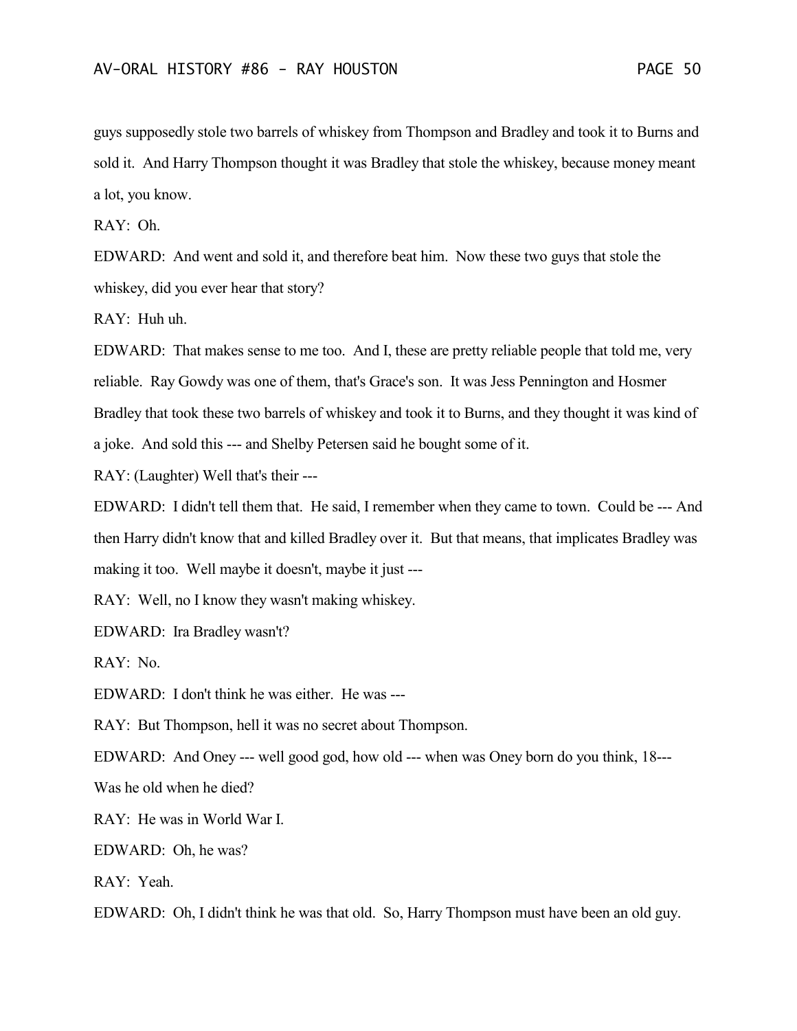guys supposedly stole two barrels of whiskey from Thompson and Bradley and took it to Burns and sold it. And Harry Thompson thought it was Bradley that stole the whiskey, because money meant a lot, you know.

RAY: Oh.

EDWARD: And went and sold it, and therefore beat him. Now these two guys that stole the whiskey, did you ever hear that story?

RAY: Huh uh.

EDWARD: That makes sense to me too. And I, these are pretty reliable people that told me, very reliable. Ray Gowdy was one of them, that's Grace's son. It was Jess Pennington and Hosmer Bradley that took these two barrels of whiskey and took it to Burns, and they thought it was kind of a joke. And sold this --- and Shelby Petersen said he bought some of it.

RAY: (Laughter) Well that's their ---

EDWARD: I didn't tell them that. He said, I remember when they came to town. Could be --- And then Harry didn't know that and killed Bradley over it. But that means, that implicates Bradley was making it too. Well maybe it doesn't, maybe it just ---

RAY: Well, no I know they wasn't making whiskey.

EDWARD: Ira Bradley wasn't?

RAY: No.

EDWARD: I don't think he was either. He was ---

RAY: But Thompson, hell it was no secret about Thompson.

EDWARD: And Oney --- well good god, how old --- when was Oney born do you think, 18--- Was he old when he died?

RAY: He was in World War I.

EDWARD: Oh, he was?

RAY: Yeah.

EDWARD: Oh, I didn't think he was that old. So, Harry Thompson must have been an old guy.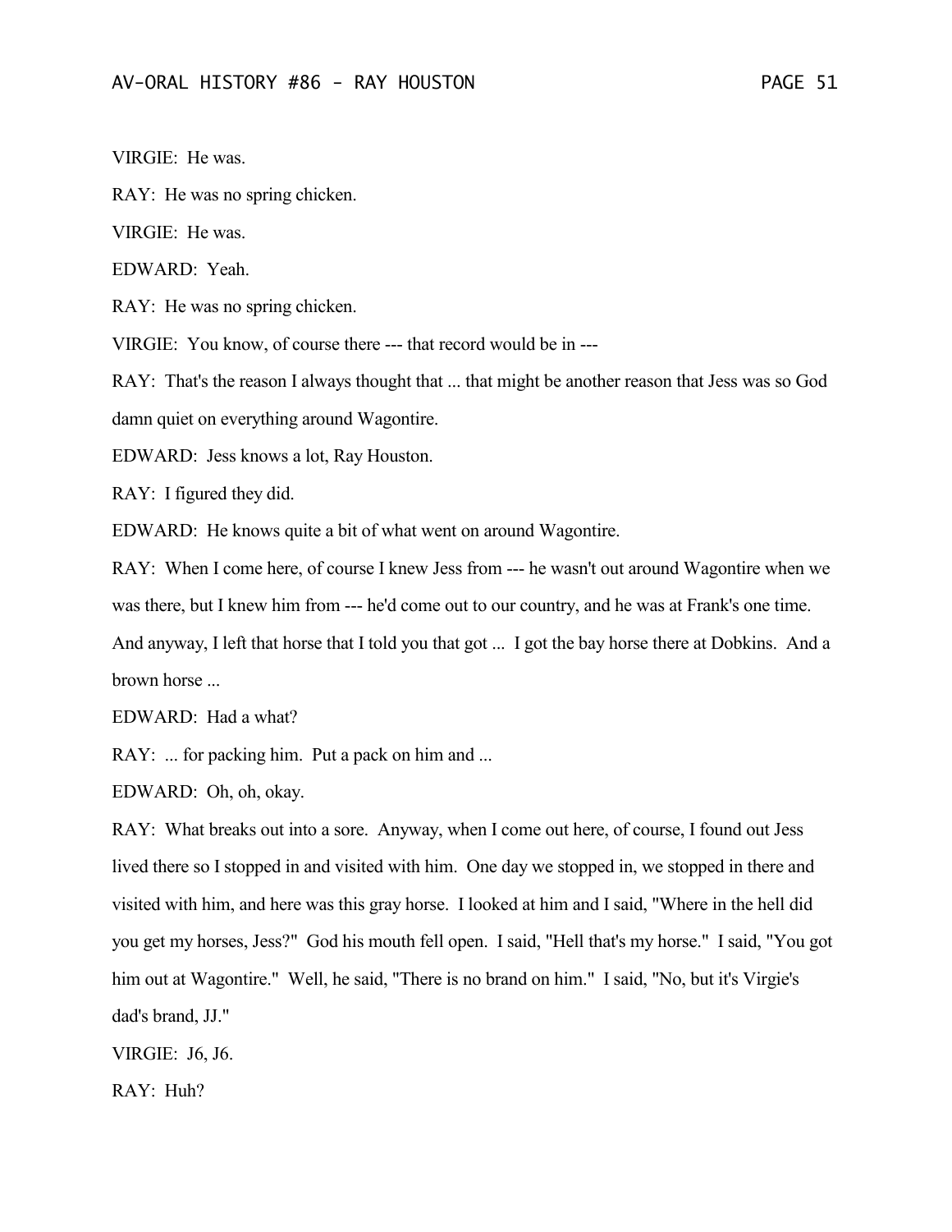VIRGIE: He was.

RAY: He was no spring chicken.

VIRGIE: He was.

EDWARD: Yeah.

RAY: He was no spring chicken.

VIRGIE: You know, of course there --- that record would be in ---

RAY: That's the reason I always thought that ... that might be another reason that Jess was so God damn quiet on everything around Wagontire.

EDWARD: Jess knows a lot, Ray Houston.

RAY: I figured they did.

EDWARD: He knows quite a bit of what went on around Wagontire.

RAY: When I come here, of course I knew Jess from --- he wasn't out around Wagontire when we was there, but I knew him from --- he'd come out to our country, and he was at Frank's one time. And anyway, I left that horse that I told you that got ... I got the bay horse there at Dobkins. And a brown horse ...

EDWARD: Had a what?

RAY: ... for packing him. Put a pack on him and ...

EDWARD: Oh, oh, okay.

RAY: What breaks out into a sore. Anyway, when I come out here, of course, I found out Jess lived there so I stopped in and visited with him. One day we stopped in, we stopped in there and visited with him, and here was this gray horse. I looked at him and I said, "Where in the hell did you get my horses, Jess?" God his mouth fell open. I said, "Hell that's my horse." I said, "You got him out at Wagontire." Well, he said, "There is no brand on him." I said, "No, but it's Virgie's dad's brand, JJ."

VIRGIE: J6, J6.

RAY: Huh?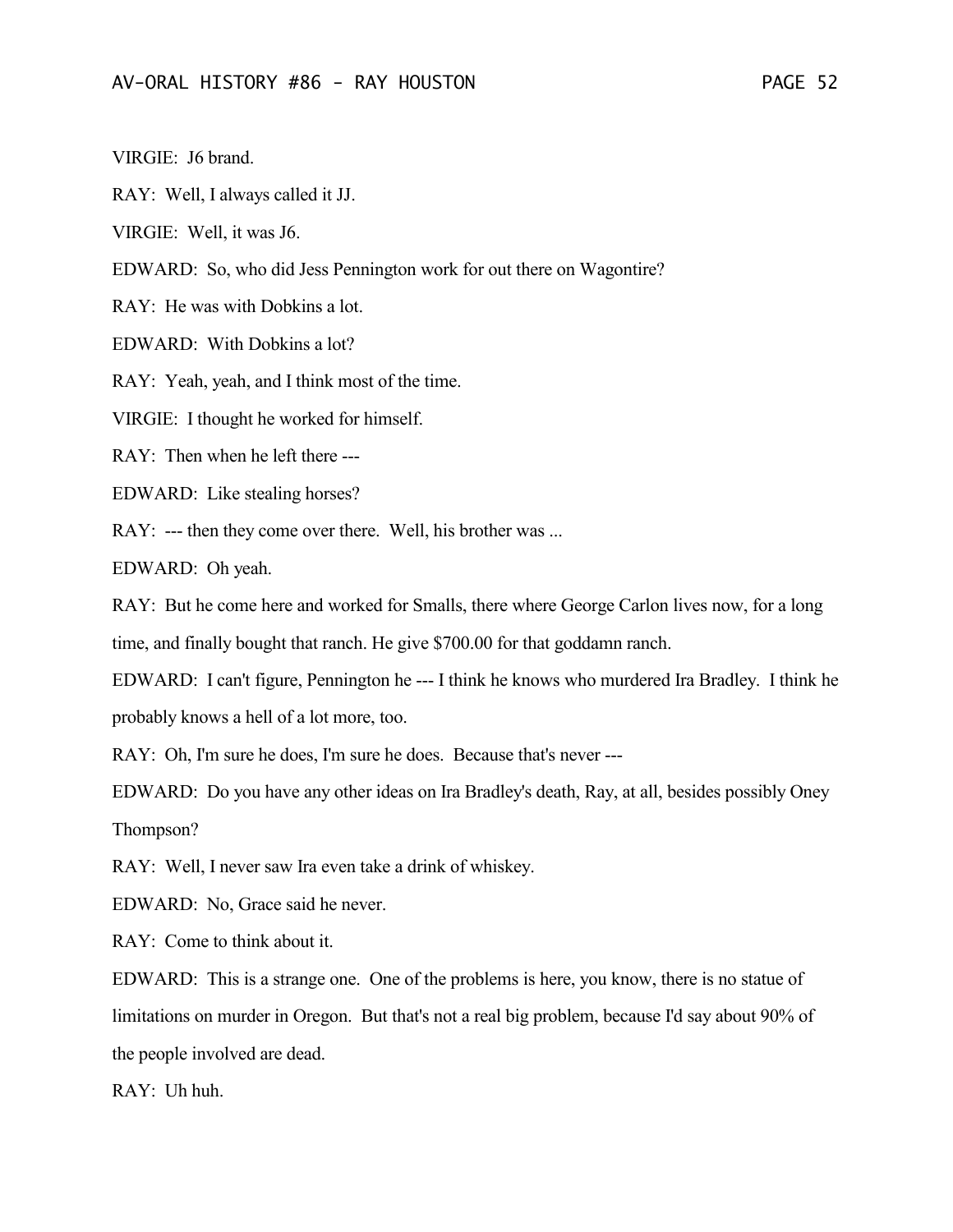VIRGIE: J6 brand.

RAY: Well, I always called it JJ.

VIRGIE: Well, it was J6.

EDWARD: So, who did Jess Pennington work for out there on Wagontire?

RAY: He was with Dobkins a lot.

EDWARD: With Dobkins a lot?

RAY: Yeah, yeah, and I think most of the time.

VIRGIE: I thought he worked for himself.

RAY: Then when he left there ---

EDWARD: Like stealing horses?

RAY: --- then they come over there. Well, his brother was ...

EDWARD: Oh yeah.

RAY: But he come here and worked for Smalls, there where George Carlon lives now, for a long time, and finally bought that ranch. He give $700.00 for that goddamn ranch.

EDWARD: I can't figure, Pennington he --- I think he knows who murdered Ira Bradley. I think he probably knows a hell of a lot more, too.

RAY: Oh, I'm sure he does, I'm sure he does. Because that's never ---

EDWARD: Do you have any other ideas on Ira Bradley's death, Ray, at all, besides possibly Oney Thompson?

RAY: Well, I never saw Ira even take a drink of whiskey.

EDWARD: No, Grace said he never.

RAY: Come to think about it.

EDWARD: This is a strange one. One of the problems is here, you know, there is no statue of limitations on murder in Oregon. But that's not a real big problem, because I'd say about 90% of the people involved are dead.

RAY: Uh huh.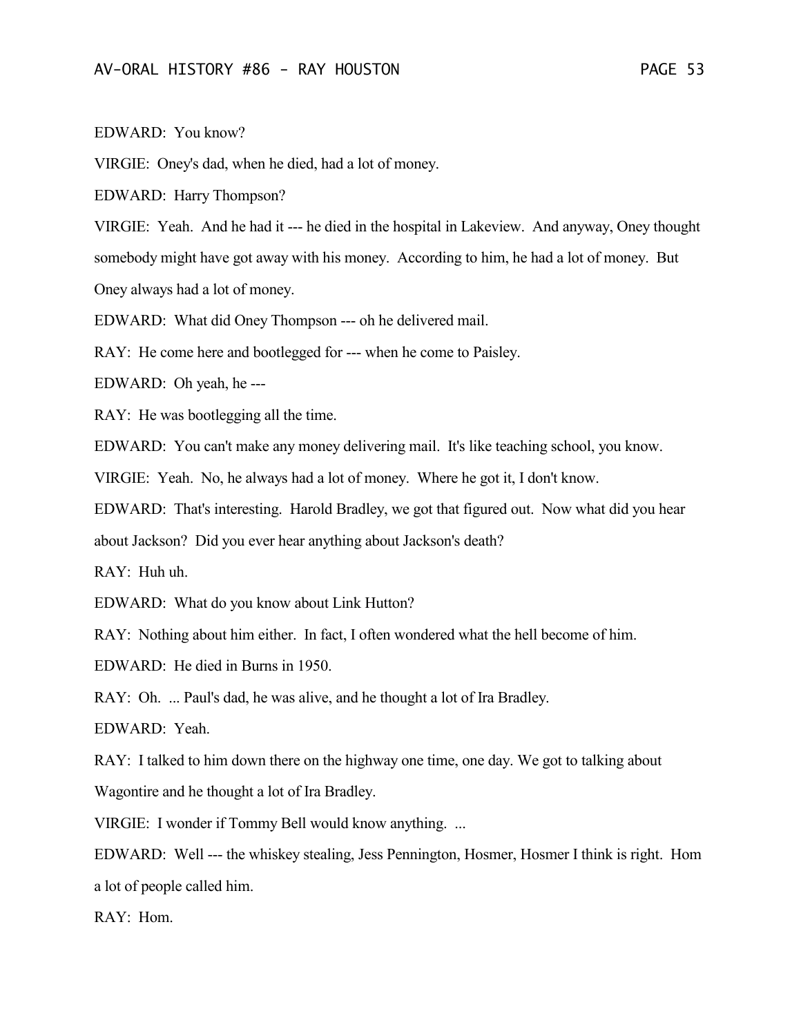EDWARD: You know?

VIRGIE: Oney's dad, when he died, had a lot of money.

EDWARD: Harry Thompson?

VIRGIE: Yeah. And he had it --- he died in the hospital in Lakeview. And anyway, Oney thought somebody might have got away with his money. According to him, he had a lot of money. But Oney always had a lot of money.

EDWARD: What did Oney Thompson --- oh he delivered mail.

RAY: He come here and bootlegged for --- when he come to Paisley.

EDWARD: Oh yeah, he ---

RAY: He was bootlegging all the time.

EDWARD: You can't make any money delivering mail. It's like teaching school, you know.

VIRGIE: Yeah. No, he always had a lot of money. Where he got it, I don't know.

EDWARD: That's interesting. Harold Bradley, we got that figured out. Now what did you hear about Jackson? Did you ever hear anything about Jackson's death?

RAY: Huh uh.

EDWARD: What do you know about Link Hutton?

RAY: Nothing about him either. In fact, I often wondered what the hell become of him.

EDWARD: He died in Burns in 1950.

RAY: Oh. ... Paul's dad, he was alive, and he thought a lot of Ira Bradley.

EDWARD: Yeah.

RAY: I talked to him down there on the highway one time, one day. We got to talking about Wagontire and he thought a lot of Ira Bradley.

VIRGIE: I wonder if Tommy Bell would know anything. ...

EDWARD: Well --- the whiskey stealing, Jess Pennington, Hosmer, Hosmer I think is right. Hom a lot of people called him.

RAY: Hom.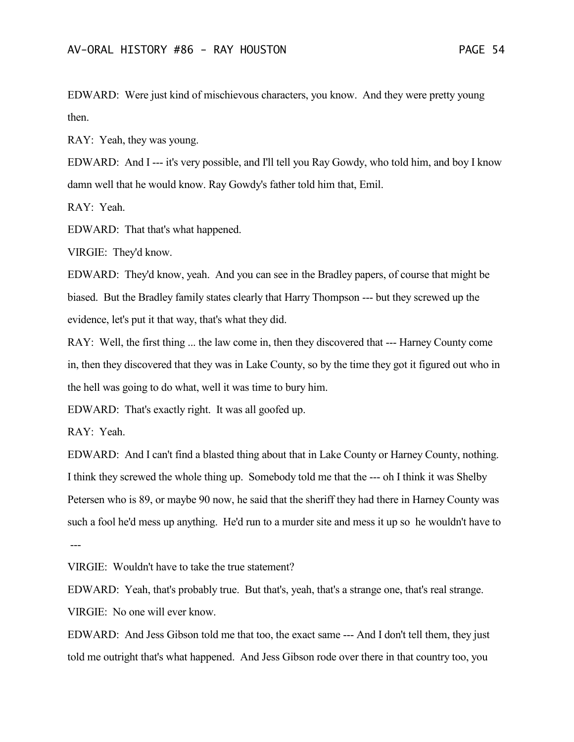EDWARD: Were just kind of mischievous characters, you know. And they were pretty young then.

RAY: Yeah, they was young.

EDWARD: And I --- it's very possible, and I'll tell you Ray Gowdy, who told him, and boy I know damn well that he would know. Ray Gowdy's father told him that, Emil.

RAY: Yeah.

EDWARD: That that's what happened.

VIRGIE: They'd know.

EDWARD: They'd know, yeah. And you can see in the Bradley papers, of course that might be biased. But the Bradley family states clearly that Harry Thompson --- but they screwed up the evidence, let's put it that way, that's what they did.

RAY: Well, the first thing ... the law come in, then they discovered that --- Harney County come in, then they discovered that they was in Lake County, so by the time they got it figured out who in the hell was going to do what, well it was time to bury him.

EDWARD: That's exactly right. It was all goofed up.

RAY: Yeah.

EDWARD: And I can't find a blasted thing about that in Lake County or Harney County, nothing. I think they screwed the whole thing up. Somebody told me that the --- oh I think it was Shelby Petersen who is 89, or maybe 90 now, he said that the sheriff they had there in Harney County was such a fool he'd mess up anything. He'd run to a murder site and mess it up so he wouldn't have to ---

VIRGIE: Wouldn't have to take the true statement?

EDWARD: Yeah, that's probably true. But that's, yeah, that's a strange one, that's real strange.

VIRGIE: No one will ever know.

EDWARD: And Jess Gibson told me that too, the exact same --- And I don't tell them, they just told me outright that's what happened. And Jess Gibson rode over there in that country too, you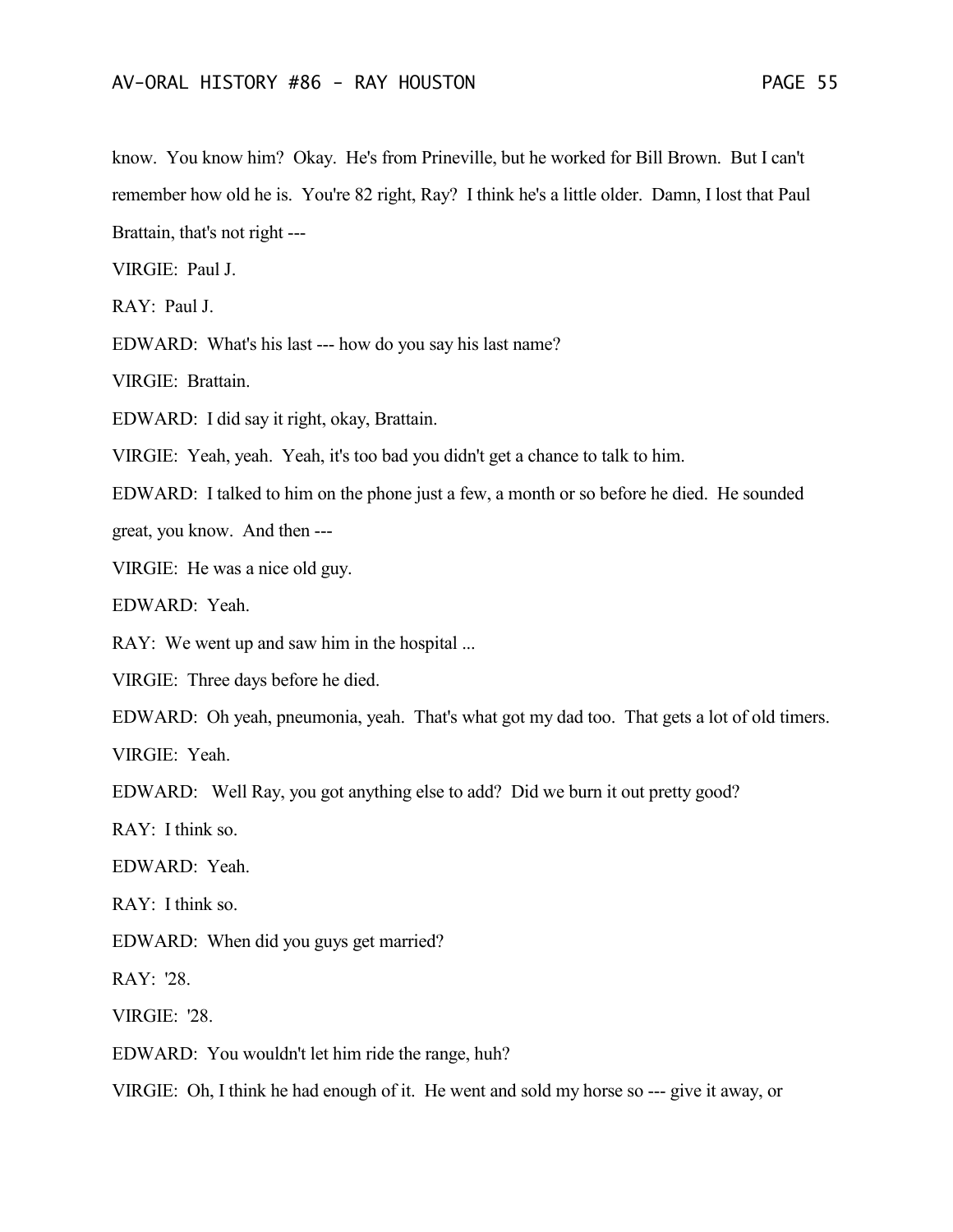know. You know him? Okay. He's from Prineville, but he worked for Bill Brown. But I can't remember how old he is. You're 82 right, Ray? I think he's a little older. Damn, I lost that Paul Brattain, that's not right ---

VIRGIE: Paul J.

RAY: Paul J.

EDWARD: What's his last --- how do you say his last name?

VIRGIE: Brattain.

EDWARD: I did say it right, okay, Brattain.

VIRGIE: Yeah, yeah. Yeah, it's too bad you didn't get a chance to talk to him.

EDWARD: I talked to him on the phone just a few, a month or so before he died. He sounded great, you know. And then ---

VIRGIE: He was a nice old guy.

EDWARD: Yeah.

RAY: We went up and saw him in the hospital ...

VIRGIE: Three days before he died.

EDWARD: Oh yeah, pneumonia, yeah. That's what got my dad too. That gets a lot of old timers.

VIRGIE: Yeah.

EDWARD: Well Ray, you got anything else to add? Did we burn it out pretty good?

RAY: I think so.

EDWARD: Yeah.

RAY: I think so.

EDWARD: When did you guys get married?

RAY: '28.

VIRGIE: '28.

EDWARD: You wouldn't let him ride the range, huh?

VIRGIE: Oh, I think he had enough of it. He went and sold my horse so --- give it away, or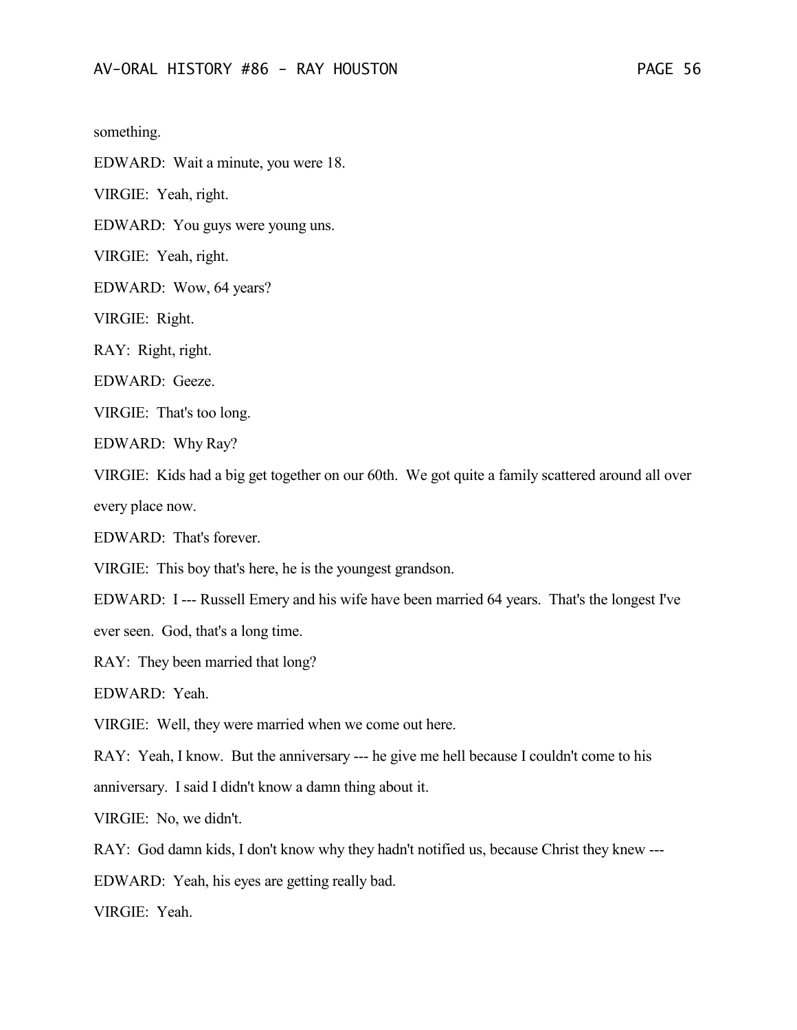something.

EDWARD: Wait a minute, you were 18.

VIRGIE: Yeah, right.

EDWARD: You guys were young uns.

VIRGIE: Yeah, right.

EDWARD: Wow, 64 years?

VIRGIE: Right.

RAY: Right, right.

EDWARD: Geeze.

VIRGIE: That's too long.

EDWARD: Why Ray?

VIRGIE: Kids had a big get together on our 60th. We got quite a family scattered around all over every place now.

EDWARD: That's forever.

VIRGIE: This boy that's here, he is the youngest grandson.

EDWARD: I --- Russell Emery and his wife have been married 64 years. That's the longest I've ever seen. God, that's a long time.

RAY: They been married that long?

EDWARD: Yeah.

VIRGIE: Well, they were married when we come out here.

RAY: Yeah, I know. But the anniversary --- he give me hell because I couldn't come to his anniversary. I said I didn't know a damn thing about it.

VIRGIE: No, we didn't.

RAY: God damn kids, I don't know why they hadn't notified us, because Christ they knew ---

EDWARD: Yeah, his eyes are getting really bad.

VIRGIE: Yeah.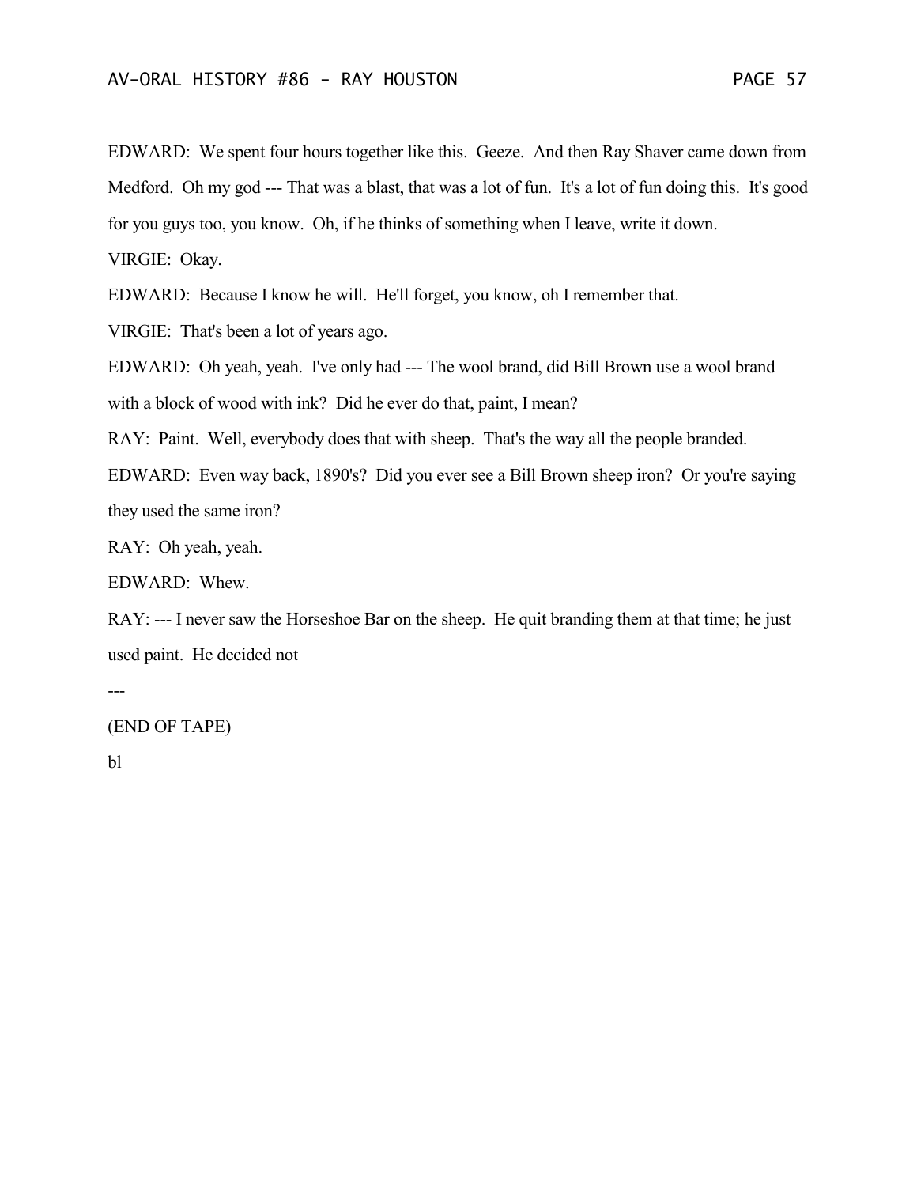EDWARD: We spent four hours together like this. Geeze. And then Ray Shaver came down from Medford. Oh my god --- That was a blast, that was a lot of fun. It's a lot of fun doing this. It's good for you guys too, you know. Oh, if he thinks of something when I leave, write it down.

VIRGIE: Okay.

EDWARD: Because I know he will. He'll forget, you know, oh I remember that.

VIRGIE: That's been a lot of years ago.

EDWARD: Oh yeah, yeah. I've only had --- The wool brand, did Bill Brown use a wool brand with a block of wood with ink? Did he ever do that, paint, I mean?

RAY: Paint. Well, everybody does that with sheep. That's the way all the people branded.

EDWARD: Even way back, 1890's? Did you ever see a Bill Brown sheep iron? Or you're saying they used the same iron?

RAY: Oh yeah, yeah.

EDWARD: Whew.

RAY: --- I never saw the Horseshoe Bar on the sheep. He quit branding them at that time; he just used paint. He decided not

---

(END OF TAPE)

bl